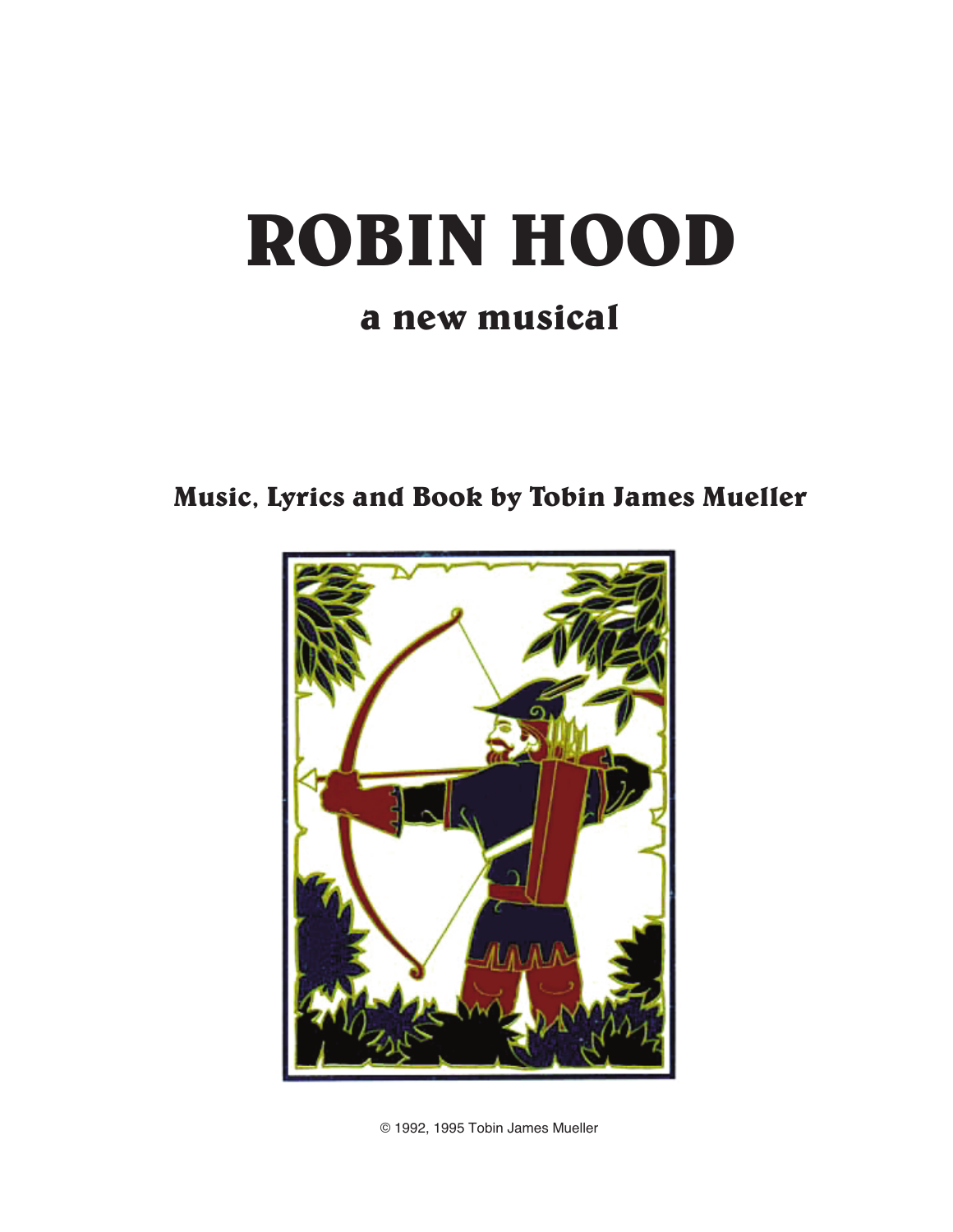# ROBIN HOOD

## a new musical

**Music, Lyrics and Book by Tobin James Mueller**

© 1992, 1995 Tobin James Mueller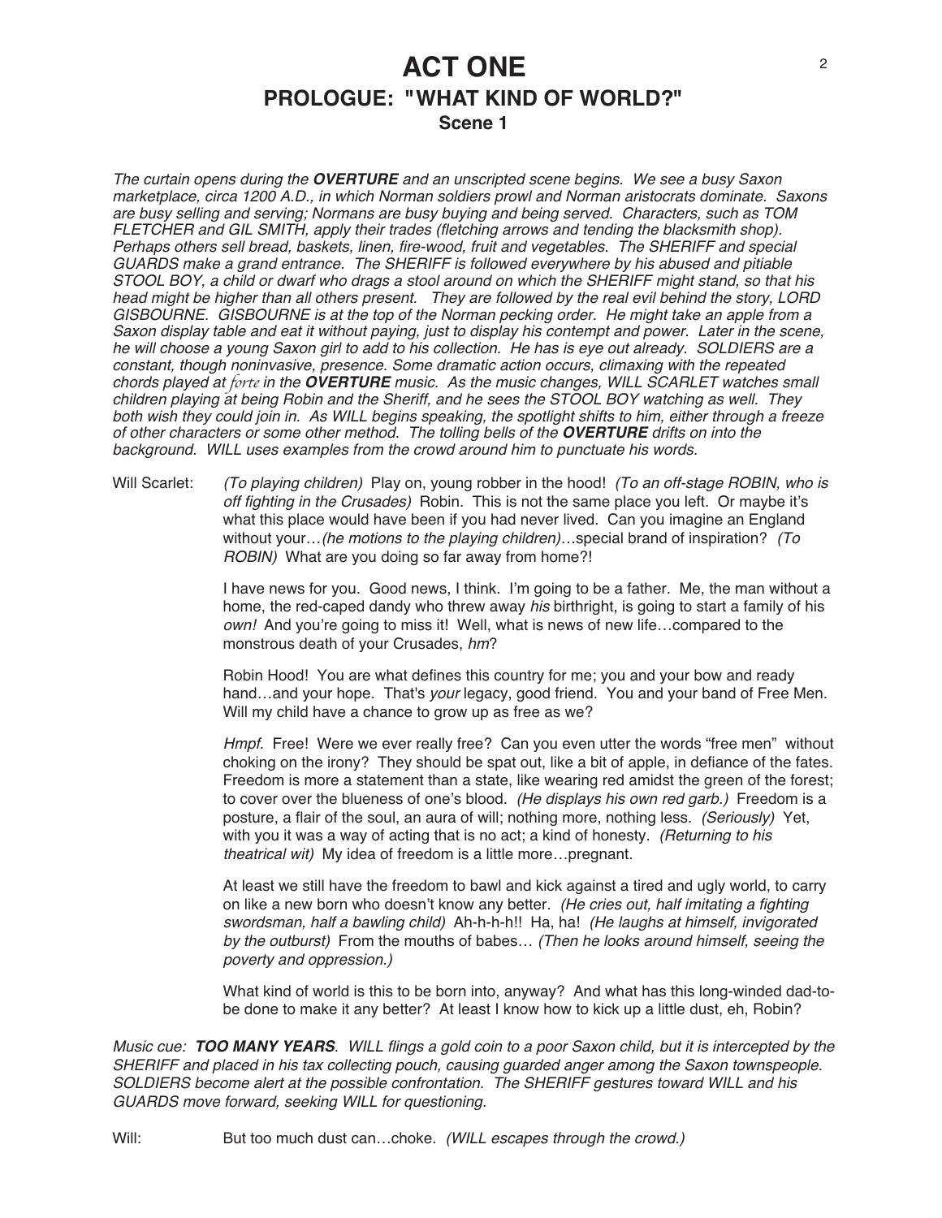# ACT ONE

## PROLOGUE: "WHAT KIND OF WORLD?"

### Scene 1

*The curtain opens during the **OVERTURE** and an unscripted scene begins. We see a busy Saxon marketplace, circa 1200 A.D., in which Norman soldiers prowl and Norman aristocrats dominate. Saxons are busy selling and serving; Normans are busy buying and being served. Characters, such as TOM FLETCHER and GIL SMITH, apply their trades (fletching arrows and tending the blacksmith shop). Perhaps others sell bread, baskets, linen, fire-wood, fruit and vegetables. The SHERIFF and special GUARDS make a grand entrance. The SHERIFF is followed everywhere by his abused and pitiable STOOL BOY, a child or dwarf who drags a stool around on which the SHERIFF might stand, so that his head might be higher than all others present. They are followed by the real evil behind the story, LORD GISBOURNE. GISBOURNE is at the top of the Norman pecking order. He might take an apple from a Saxon display table and eat it without paying, just to display his contempt and power. Later in the scene, he will choose a young Saxon girl to add to his collection. He has is eye out already. SOLDIERS are a constant, though noninvasive, presence. Some dramatic action occurs, climaxing with the repeated chords played at forte in the **OVERTURE** music. As the music changes, WILL SCARLET watches small children playing at being Robin and the Sheriff, and he sees the STOOL BOY watching as well. They both wish they could join in. As WILL begins speaking, the spotlight shifts to him, either through a freeze of other characters or some other method. The tolling bells of the **OVERTURE** drifts on into the background. WILL uses examples from the crowd around him to punctuate his words.*

Will Scarlet: *(To playing children)* Play on, young robber in the hood! *(To an off-stage ROBIN, who is off fighting in the Crusades)* Robin. This is not the same place you left. Or maybe it's what this place would have been if you had never lived. Can you imagine an England without your…*(he motions to the playing children)…*special brand of inspiration? *(To ROBIN)* What are you doing so far away from home?!

I have news for you. Good news, I think. I'm going to be a father. Me, the man without a home, the red-caped dandy who threw away *his* birthright, is going to start a family of his *own!* And you're going to miss it! Well, what is news of new life…compared to the monstrous death of your Crusades, *hm*?

Robin Hood! You are what defines this country for me; you and your bow and ready hand…and your hope. That's *your* legacy, good friend. You and your band of Free Men. Will my child have a chance to grow up as free as we?

*Hmpf.* Free! Were we ever really free? Can you even utter the words "free men" without choking on the irony? They should be spat out, like a bit of apple, in defiance of the fates. Freedom is more a statement than a state, like wearing red amidst the green of the forest; to cover over the blueness of one's blood. *(He displays his own red garb.)* Freedom is a posture, a flair of the soul, an aura of will; nothing more, nothing less. *(Seriously)* Yet, with you it was a way of acting that is no act; a kind of honesty. *(Returning to his theatrical wit)* My idea of freedom is a little more…pregnant.

At least we still have the freedom to bawl and kick against a tired and ugly world, to carry on like a new born who doesn't know any better. *(He cries out, half imitating a fighting swordsman, half a bawling child)* Ah-h-h-h!! Ha, ha! *(He laughs at himself, invigorated by the outburst)* From the mouths of babes… *(Then he looks around himself, seeing the poverty and oppression.)*

What kind of world is this to be born into, anyway? And what has this long-winded dad-to-be done to make it any better? At least I know how to kick up a little dust, eh, Robin?

*Music cue: **TOO MANY YEARS**. WILL flings a gold coin to a poor Saxon child, but it is intercepted by the SHERIFF and placed in his tax collecting pouch, causing guarded anger among the Saxon townspeople. SOLDIERS become alert at the possible confrontation. The SHERIFF gestures toward WILL and his GUARDS move forward, seeking WILL for questioning.*

Will: But too much dust can…choke. *(WILL escapes through the crowd.)*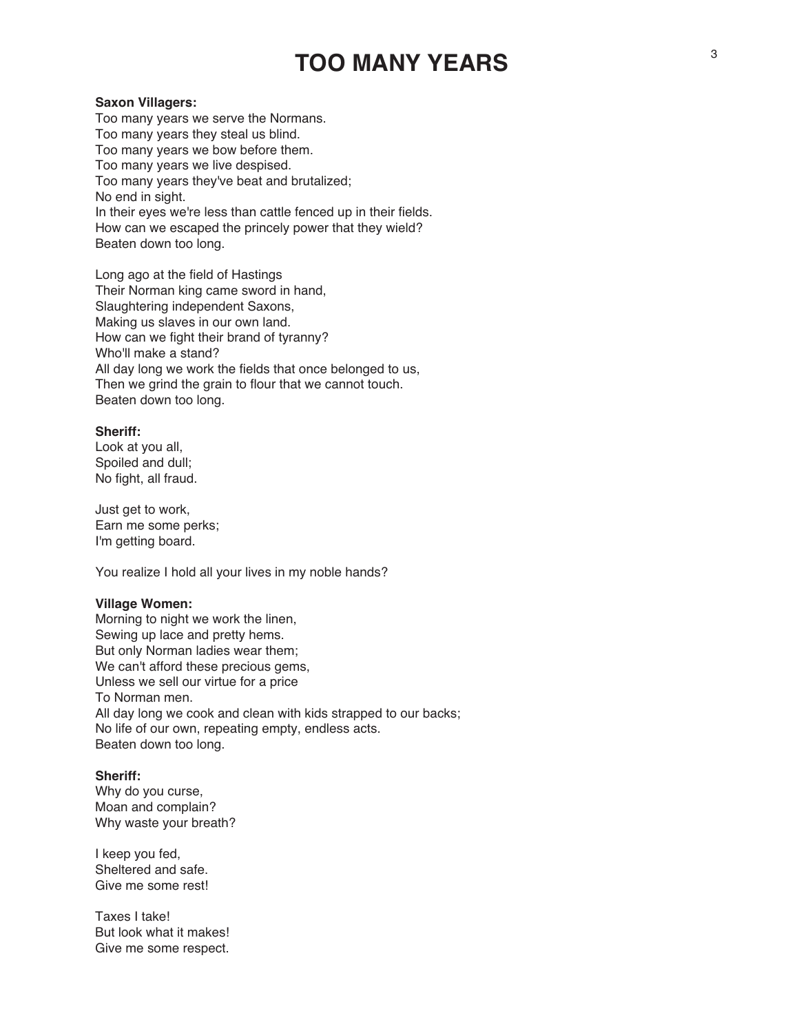# TOO MANY YEARS

**Saxon Villagers:**
Too many years we serve the Normans.
Too many years they steal us blind.
Too many years we bow before them.
Too many years we live despised.
Too many years they've beat and brutalized;
No end in sight.
In their eyes we're less than cattle fenced up in their fields.
How can we escaped the princely power that they wield?
Beaten down too long.

Long ago at the field of Hastings
Their Norman king came sword in hand,
Slaughtering independent Saxons,
Making us slaves in our own land.
How can we fight their brand of tyranny?
Who'll make a stand?
All day long we work the fields that once belonged to us,
Then we grind the grain to flour that we cannot touch.
Beaten down too long.

**Sheriff:**
Look at you all,
Spoiled and dull;
No fight, all fraud.

Just get to work,
Earn me some perks;
I'm getting board.

You realize I hold all your lives in my noble hands?

**Village Women:**
Morning to night we work the linen,
Sewing up lace and pretty hems.
But only Norman ladies wear them;
We can't afford these precious gems,
Unless we sell our virtue for a price
To Norman men.
All day long we cook and clean with kids strapped to our backs;
No life of our own, repeating empty, endless acts.
Beaten down too long.

**Sheriff:**
Why do you curse,
Moan and complain?
Why waste your breath?

I keep you fed,
Sheltered and safe.
Give me some rest!

Taxes I take!
But look what it makes!
Give me some respect.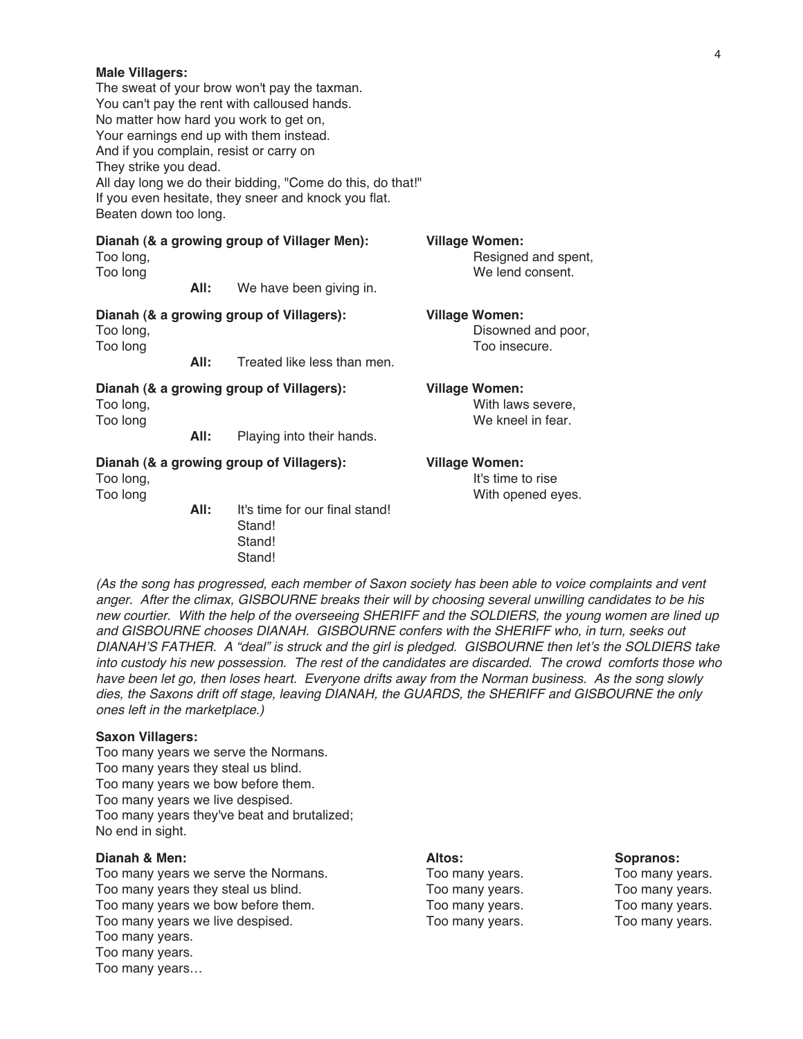**Male Villagers:**
The sweat of your brow won't pay the taxman.
You can't pay the rent with calloused hands.
No matter how hard you work to get on,
Your earnings end up with them instead.
And if you complain, resist or carry on
They strike you dead.
All day long we do their bidding, "Come do this, do that!"
If you even hesitate, they sneer and knock you flat.
Beaten down too long.

**Dianah (& a growing group of Villager Men):**
Too long,
Too long

**Village Women:**
Resigned and spent,
We lend consent.

**All:** We have been giving in.

**Dianah (& a growing group of Villagers):**
Too long,
Too long

**Village Women:**
Disowned and poor,
Too insecure.

**All:** Treated like less than men.

**Dianah (& a growing group of Villagers):**
Too long,
Too long

**Village Women:**
With laws severe,
We kneel in fear.

**All:** Playing into their hands.

**Dianah (& a growing group of Villagers):**
Too long,
Too long

**Village Women:**
It's time to rise
With opened eyes.

**All:** It's time for our final stand!
Stand!
Stand!
Stand!

*(As the song has progressed, each member of Saxon society has been able to voice complaints and vent anger. After the climax, GISBOURNE breaks their will by choosing several unwilling candidates to be his new courtier. With the help of the overseeing SHERIFF and the SOLDIERS, the young women are lined up and GISBOURNE chooses DIANAH. GISBOURNE confers with the SHERIFF who, in turn, seeks out DIANAH'S FATHER. A "deal" is struck and the girl is pledged. GISBOURNE then let's the SOLDIERS take into custody his new possession. The rest of the candidates are discarded. The crowd comforts those who have been let go, then loses heart. Everyone drifts away from the Norman business. As the song slowly dies, the Saxons drift off stage, leaving DIANAH, the GUARDS, the SHERIFF and GISBOURNE the only ones left in the marketplace.)*

**Saxon Villagers:**
Too many years we serve the Normans.
Too many years they steal us blind.
Too many years we bow before them.
Too many years we live despised.
Too many years they've beat and brutalized;
No end in sight.

**Dianah & Men:**
Too many years we serve the Normans.
Too many years they steal us blind.
Too many years we bow before them.
Too many years we live despised.
Too many years.
Too many years.
Too many years…

**Altos:**
Too many years.
Too many years.
Too many years.
Too many years.

**Sopranos:**
Too many years.
Too many years.
Too many years.
Too many years.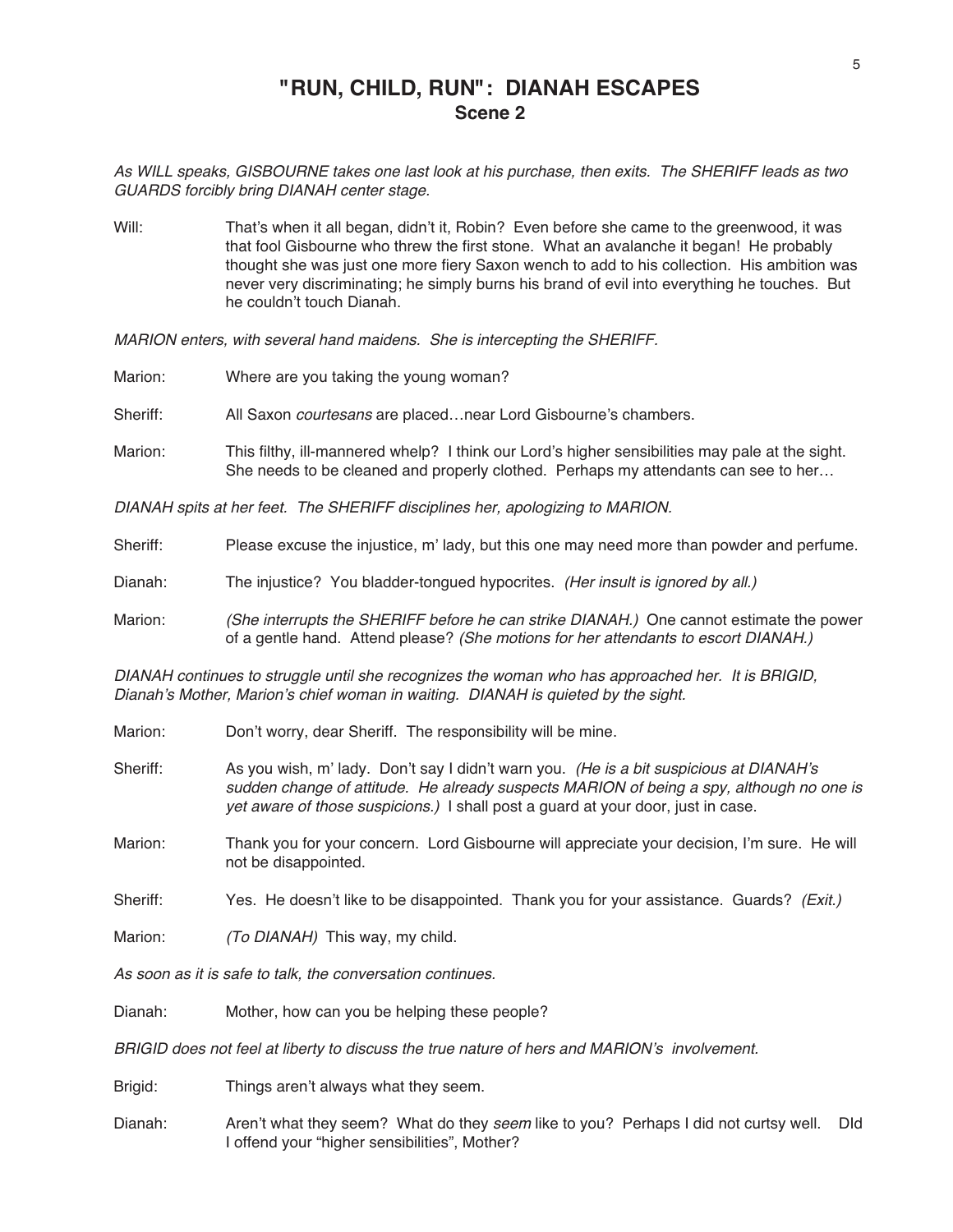# "RUN, CHILD, RUN": DIANAH ESCAPES
## Scene 2

*As WILL speaks, GISBOURNE takes one last look at his purchase, then exits. The SHERIFF leads as two GUARDS forcibly bring DIANAH center stage.*

Will: That's when it all began, didn't it, Robin? Even before she came to the greenwood, it was that fool Gisbourne who threw the first stone. What an avalanche it began! He probably thought she was just one more fiery Saxon wench to add to his collection. His ambition was never very discriminating; he simply burns his brand of evil into everything he touches. But he couldn't touch Dianah.

*MARION enters, with several hand maidens. She is intercepting the SHERIFF.*

Marion: Where are you taking the young woman?

Sheriff: All Saxon *courtesans* are placed…near Lord Gisbourne's chambers.

Marion: This filthy, ill-mannered whelp? I think our Lord's higher sensibilities may pale at the sight. She needs to be cleaned and properly clothed. Perhaps my attendants can see to her…

*DIANAH spits at her feet. The SHERIFF disciplines her, apologizing to MARION.*

Sheriff: Please excuse the injustice, m' lady, but this one may need more than powder and perfume.

Dianah: The injustice? You bladder-tongued hypocrites. *(Her insult is ignored by all.)*

Marion: *(She interrupts the SHERIFF before he can strike DIANAH.)* One cannot estimate the power of a gentle hand. Attend please? *(She motions for her attendants to escort DIANAH.)*

*DIANAH continues to struggle until she recognizes the woman who has approached her. It is BRIGID, Dianah's Mother, Marion's chief woman in waiting. DIANAH is quieted by the sight.*

Marion: Don't worry, dear Sheriff. The responsibility will be mine.

Sheriff: As you wish, m' lady. Don't say I didn't warn you. *(He is a bit suspicious at DIANAH's sudden change of attitude. He already suspects MARION of being a spy, although no one is yet aware of those suspicions.)* I shall post a guard at your door, just in case.

Marion: Thank you for your concern. Lord Gisbourne will appreciate your decision, I'm sure. He will not be disappointed.

Sheriff: Yes. He doesn't like to be disappointed. Thank you for your assistance. Guards? *(Exit.)*

Marion: *(To DIANAH)* This way, my child.

*As soon as it is safe to talk, the conversation continues.*

Dianah: Mother, how can you be helping these people?

*BRIGID does not feel at liberty to discuss the true nature of hers and MARION's involvement.*

Brigid: Things aren't always what they seem.

Dianah: Aren't what they seem? What do they *seem* like to you? Perhaps I did not curtsy well. DId I offend your "higher sensibilities", Mother?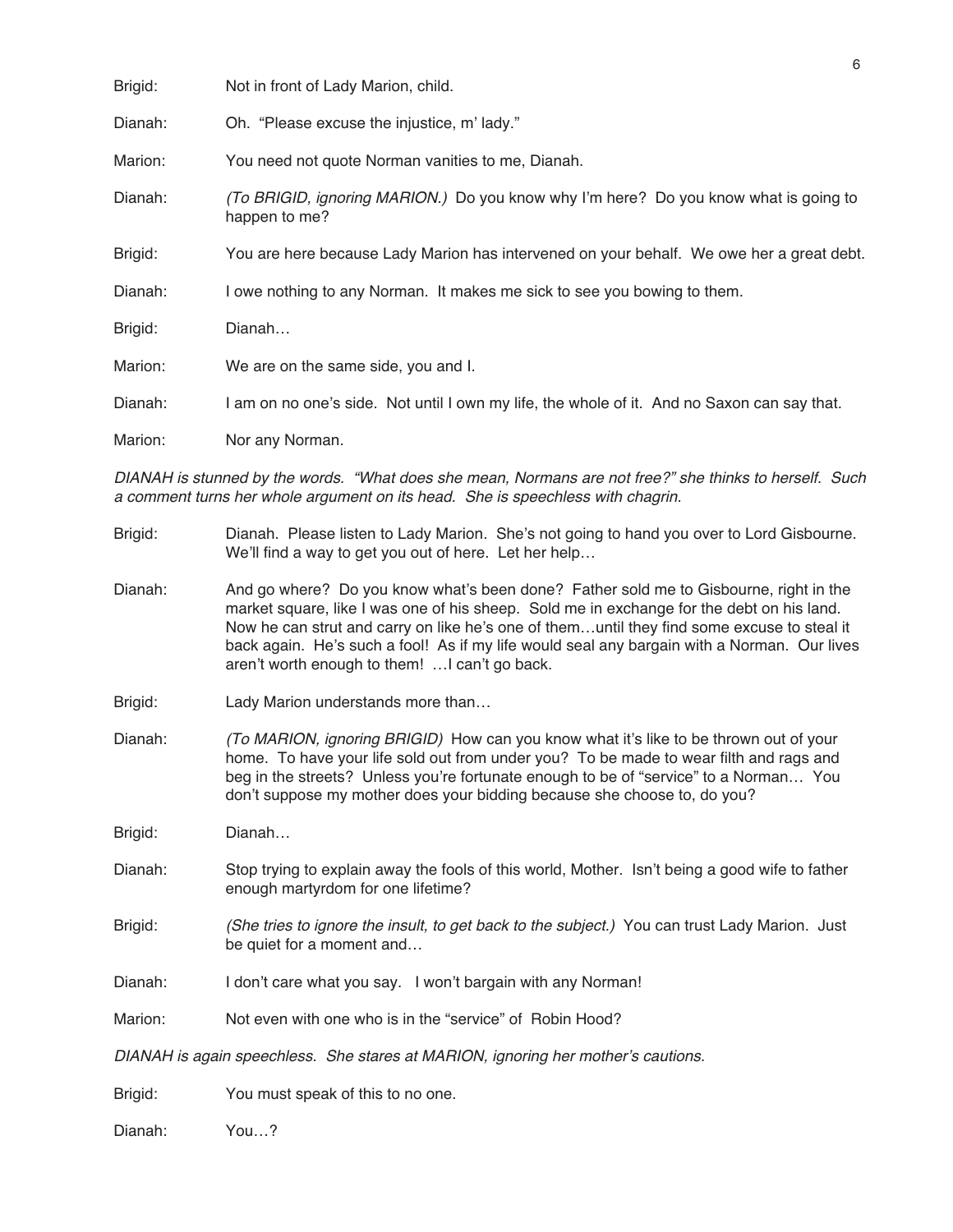Brigid: Not in front of Lady Marion, child.

Dianah: Oh. "Please excuse the injustice, m' lady."

Marion: You need not quote Norman vanities to me, Dianah.

Dianah: *(To BRIGID, ignoring MARION.)* Do you know why I'm here? Do you know what is going to happen to me?

Brigid: You are here because Lady Marion has intervened on your behalf. We owe her a great debt.

Dianah: I owe nothing to any Norman. It makes me sick to see you bowing to them.

Brigid: Dianah…

Marion: We are on the same side, you and I.

Dianah: I am on no one's side. Not until I own my life, the whole of it. And no Saxon can say that.

Marion: Nor any Norman.

*DIANAH is stunned by the words. "What does she mean, Normans are not free?" she thinks to herself. Such a comment turns her whole argument on its head. She is speechless with chagrin.*

Brigid: Dianah. Please listen to Lady Marion. She's not going to hand you over to Lord Gisbourne. We'll find a way to get you out of here. Let her help…

Dianah: And go where? Do you know what's been done? Father sold me to Gisbourne, right in the market square, like I was one of his sheep. Sold me in exchange for the debt on his land. Now he can strut and carry on like he's one of them…until they find some excuse to steal it back again. He's such a fool! As if my life would seal any bargain with a Norman. Our lives aren't worth enough to them! …I can't go back.

Brigid: Lady Marion understands more than…

Dianah: *(To MARION, ignoring BRIGID)* How can you know what it's like to be thrown out of your home. To have your life sold out from under you? To be made to wear filth and rags and beg in the streets? Unless you're fortunate enough to be of "service" to a Norman… You don't suppose my mother does your bidding because she choose to, do you?

Brigid: Dianah…

Dianah: Stop trying to explain away the fools of this world, Mother. Isn't being a good wife to father enough martyrdom for one lifetime?

Brigid: *(She tries to ignore the insult, to get back to the subject.)* You can trust Lady Marion. Just be quiet for a moment and…

Dianah: I don't care what you say. I won't bargain with any Norman!

Marion: Not even with one who is in the "service" of Robin Hood?

*DIANAH is again speechless. She stares at MARION, ignoring her mother's cautions.*

Brigid: You must speak of this to no one.

Dianah: You…?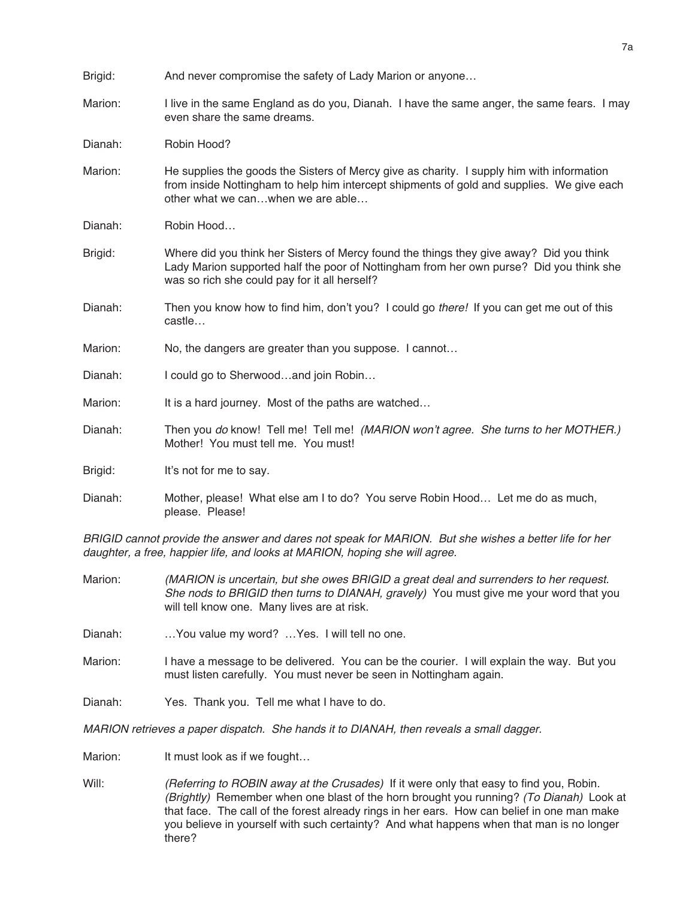Brigid: And never compromise the safety of Lady Marion or anyone…

Marion: I live in the same England as do you, Dianah. I have the same anger, the same fears. I may even share the same dreams.

Dianah: Robin Hood?

Marion: He supplies the goods the Sisters of Mercy give as charity. I supply him with information from inside Nottingham to help him intercept shipments of gold and supplies. We give each other what we can…when we are able…

Dianah: Robin Hood…

Brigid: Where did you think her Sisters of Mercy found the things they give away? Did you think Lady Marion supported half the poor of Nottingham from her own purse? Did you think she was so rich she could pay for it all herself?

Dianah: Then you know how to find him, don't you? I could go *there!* If you can get me out of this castle…

Marion: No, the dangers are greater than you suppose. I cannot…

Dianah: I could go to Sherwood…and join Robin…

Marion: It is a hard journey. Most of the paths are watched…

Dianah: Then you *do* know! Tell me! Tell me! *(MARION won't agree. She turns to her MOTHER.)* Mother! You must tell me. You must!

Brigid: It's not for me to say.

Dianah: Mother, please! What else am I to do? You serve Robin Hood… Let me do as much, please. Please!

*BRIGID cannot provide the answer and dares not speak for MARION. But she wishes a better life for her daughter, a free, happier life, and looks at MARION, hoping she will agree.*

Marion: *(MARION is uncertain, but she owes BRIGID a great deal and surrenders to her request. She nods to BRIGID then turns to DIANAH, gravely)* You must give me your word that you will tell know one. Many lives are at risk.

Dianah: …You value my word? …Yes. I will tell no one.

Marion: I have a message to be delivered. You can be the courier. I will explain the way. But you must listen carefully. You must never be seen in Nottingham again.

Dianah: Yes. Thank you. Tell me what I have to do.

*MARION retrieves a paper dispatch. She hands it to DIANAH, then reveals a small dagger.*

Marion: It must look as if we fought…

Will: *(Referring to ROBIN away at the Crusades)* If it were only that easy to find you, Robin. *(Brightly)* Remember when one blast of the horn brought you running? *(To Dianah)* Look at that face. The call of the forest already rings in her ears. How can belief in one man make you believe in yourself with such certainty? And what happens when that man is no longer there?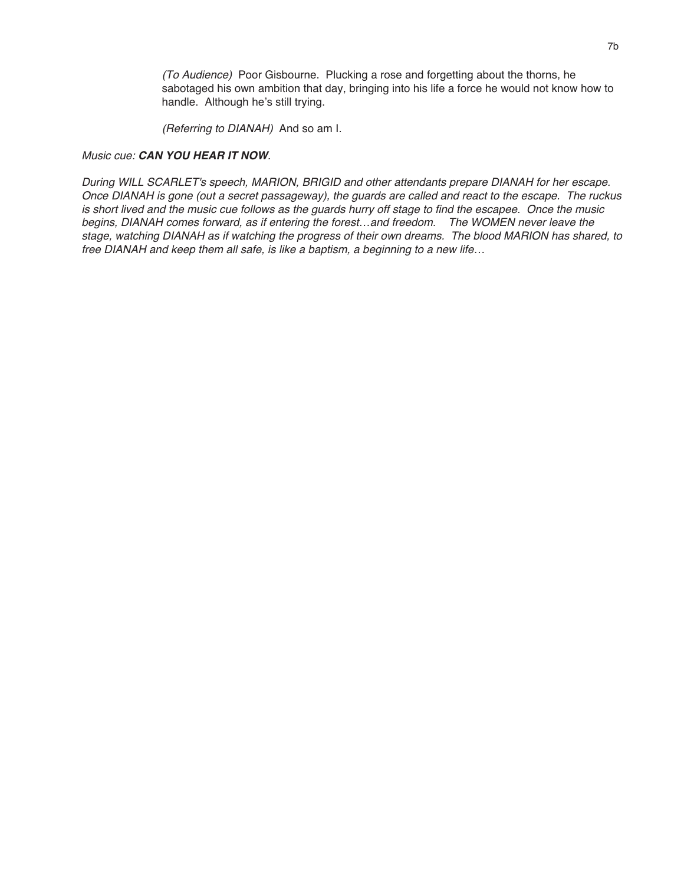*(To Audience)* Poor Gisbourne. Plucking a rose and forgetting about the thorns, he sabotaged his own ambition that day, bringing into his life a force he would not know how to handle. Although he's still trying.

*(Referring to DIANAH)* And so am I.

*Music cue:* ***CAN YOU HEAR IT NOW****.*

*During WILL SCARLET's speech, MARION, BRIGID and other attendants prepare DIANAH for her escape. Once DIANAH is gone (out a secret passageway), the guards are called and react to the escape. The ruckus is short lived and the music cue follows as the guards hurry off stage to find the escapee. Once the music begins, DIANAH comes forward, as if entering the forest…and freedom. The WOMEN never leave the stage, watching DIANAH as if watching the progress of their own dreams. The blood MARION has shared, to free DIANAH and keep them all safe, is like a baptism, a beginning to a new life…*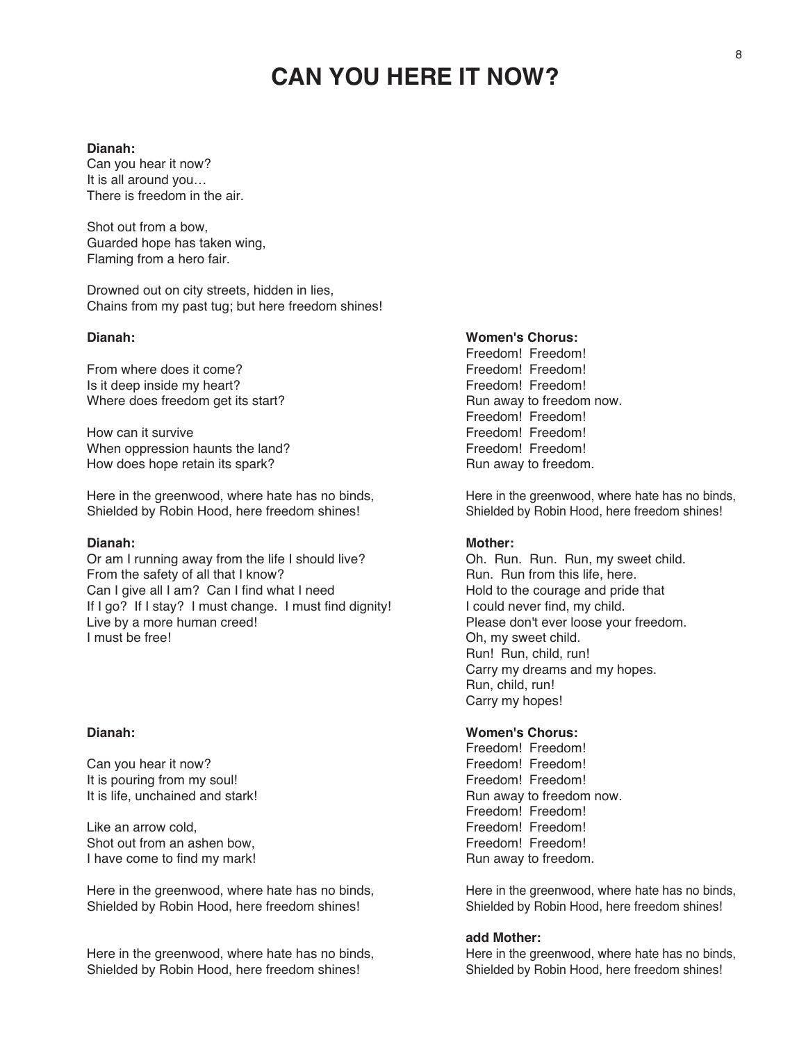# CAN YOU HERE IT NOW?

**Dianah:**
Can you hear it now?
It is all around you…
There is freedom in the air.

Shot out from a bow,
Guarded hope has taken wing,
Flaming from a hero fair.

Drowned out on city streets, hidden in lies,
Chains from my past tug; but here freedom shines!

**Dianah:**

From where does it come?
Is it deep inside my heart?
Where does freedom get its start?

How can it survive
When oppression haunts the land?
How does hope retain its spark?

Here in the greenwood, where hate has no binds,
Shielded by Robin Hood, here freedom shines!

**Women's Chorus:**
Freedom! Freedom!
Freedom! Freedom!
Freedom! Freedom!
Run away to freedom now.
Freedom! Freedom!
Freedom! Freedom!
Freedom! Freedom!
Run away to freedom.

Here in the greenwood, where hate has no binds,
Shielded by Robin Hood, here freedom shines!

**Dianah:**
Or am I running away from the life I should live?
From the safety of all that I know?
Can I give all I am? Can I find what I need
If I go? If I stay? I must change. I must find dignity!
Live by a more human creed!
I must be free!

**Mother:**
Oh. Run. Run. Run, my sweet child.
Run. Run from this life, here.
Hold to the courage and pride that
I could never find, my child.
Please don't ever loose your freedom.
Oh, my sweet child.
Run! Run, child, run!
Carry my dreams and my hopes.
Run, child, run!
Carry my hopes!

**Dianah:**

Can you hear it now?
It is pouring from my soul!
It is life, unchained and stark!

Like an arrow cold,
Shot out from an ashen bow,
I have come to find my mark!

Here in the greenwood, where hate has no binds,
Shielded by Robin Hood, here freedom shines!

Here in the greenwood, where hate has no binds,
Shielded by Robin Hood, here freedom shines!

**Women's Chorus:**
Freedom! Freedom!
Freedom! Freedom!
Freedom! Freedom!
Run away to freedom now.
Freedom! Freedom!
Freedom! Freedom!
Freedom! Freedom!
Run away to freedom.

Here in the greenwood, where hate has no binds,
Shielded by Robin Hood, here freedom shines!

**add Mother:**
Here in the greenwood, where hate has no binds,
Shielded by Robin Hood, here freedom shines!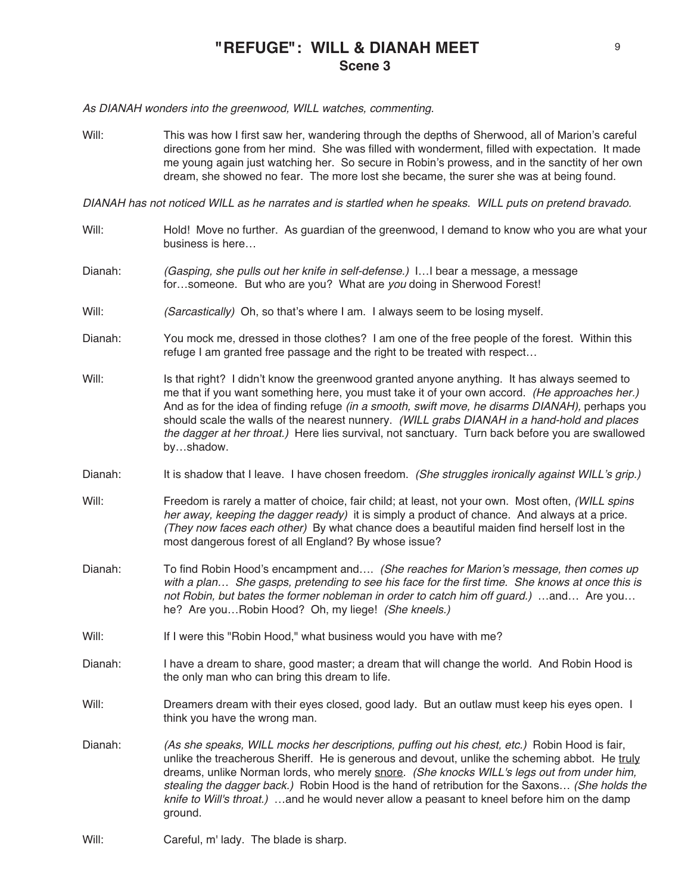## "REFUGE": WILL & DIANAH MEET
### Scene 3

*As DIANAH wonders into the greenwood, WILL watches, commenting.*

Will: This was how I first saw her, wandering through the depths of Sherwood, all of Marion's careful directions gone from her mind. She was filled with wonderment, filled with expectation. It made me young again just watching her. So secure in Robin's prowess, and in the sanctity of her own dream, she showed no fear. The more lost she became, the surer she was at being found.

*DIANAH has not noticed WILL as he narrates and is startled when he speaks. WILL puts on pretend bravado.*

Will: Hold! Move no further. As guardian of the greenwood, I demand to know who you are what your business is here…

Dianah: *(Gasping, she pulls out her knife in self-defense.)* I…I bear a message, a message for…someone. But who are you? What are *you* doing in Sherwood Forest!

Will: *(Sarcastically)* Oh, so that's where I am. I always seem to be losing myself.

Dianah: You mock me, dressed in those clothes? I am one of the free people of the forest. Within this refuge I am granted free passage and the right to be treated with respect…

Will: Is that right? I didn't know the greenwood granted anyone anything. It has always seemed to me that if you want something here, you must take it of your own accord. *(He approaches her.)* And as for the idea of finding refuge *(in a smooth, swift move, he disarms DIANAH),* perhaps you should scale the walls of the nearest nunnery. *(WILL grabs DIANAH in a hand-hold and places the dagger at her throat.)* Here lies survival, not sanctuary. Turn back before you are swallowed by…shadow.

Dianah: It is shadow that I leave. I have chosen freedom. *(She struggles ironically against WILL's grip.)*

Will: Freedom is rarely a matter of choice, fair child; at least, not your own. Most often, *(WILL spins her away, keeping the dagger ready)* it is simply a product of chance. And always at a price. *(They now faces each other)* By what chance does a beautiful maiden find herself lost in the most dangerous forest of all England? By whose issue?

Dianah: To find Robin Hood's encampment and…. *(She reaches for Marion's message, then comes up with a plan… She gasps, pretending to see his face for the first time. She knows at once this is not Robin, but bates the former nobleman in order to catch him off guard.)* …and… Are you… he? Are you…Robin Hood? Oh, my liege! *(She kneels.)*

Will: If I were this "Robin Hood," what business would you have with me?

Dianah: I have a dream to share, good master; a dream that will change the world. And Robin Hood is the only man who can bring this dream to life.

Will: Dreamers dream with their eyes closed, good lady. But an outlaw must keep his eyes open. I think you have the wrong man.

Dianah: *(As she speaks, WILL mocks her descriptions, puffing out his chest, etc.)* Robin Hood is fair, unlike the treacherous Sheriff. He is generous and devout, unlike the scheming abbot. He <u>truly</u> dreams, unlike Norman lords, who merely <u>snore</u>. *(She knocks WILL's legs out from under him, stealing the dagger back.)* Robin Hood is the hand of retribution for the Saxons… *(She holds the knife to Will's throat.)* …and he would never allow a peasant to kneel before him on the damp ground.

Will: Careful, m' lady. The blade is sharp.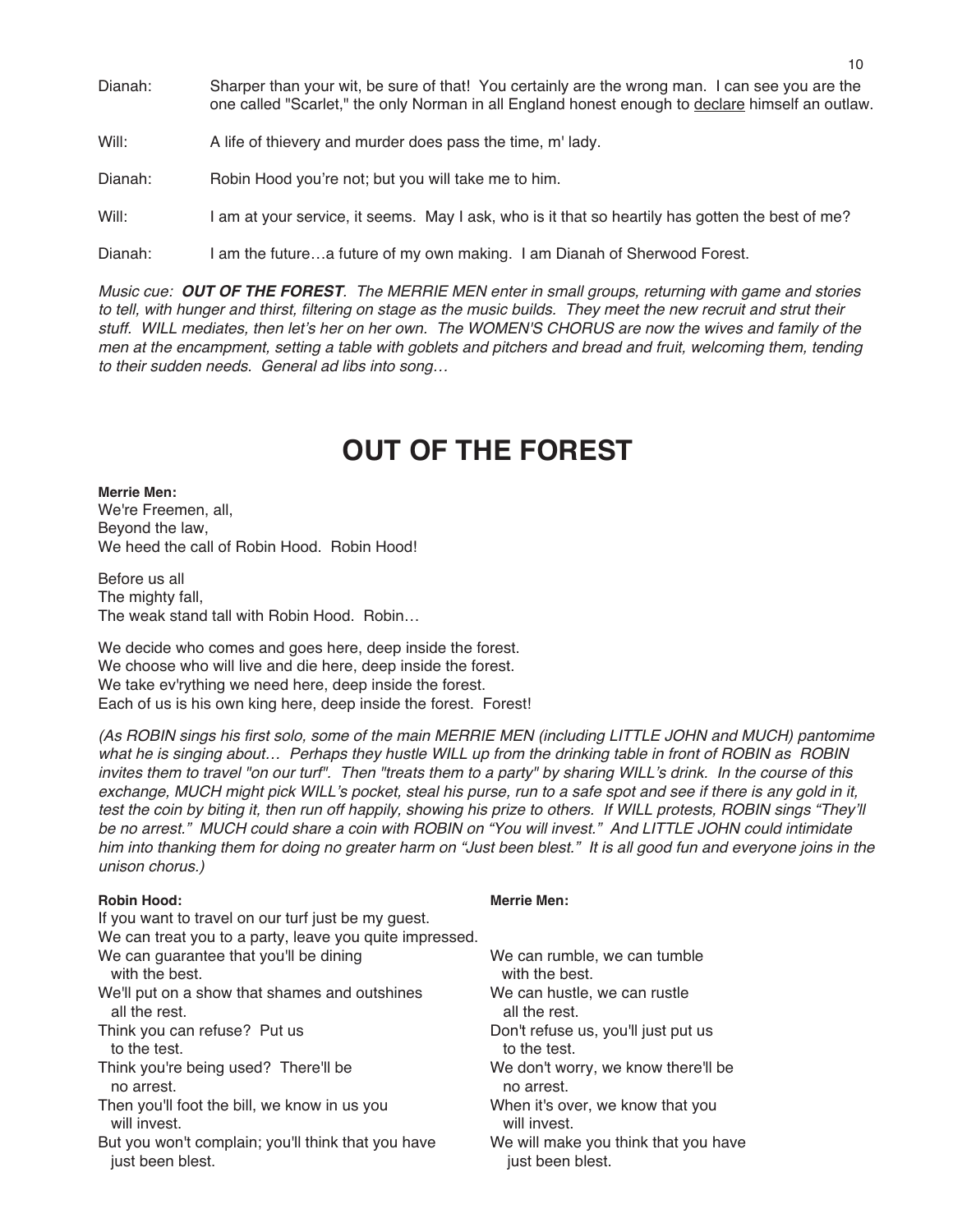Dianah: Sharper than your wit, be sure of that! You certainly are the wrong man. I can see you are the one called "Scarlet," the only Norman in all England honest enough to declare himself an outlaw.

Will: A life of thievery and murder does pass the time, m' lady.

Dianah: Robin Hood you're not; but you will take me to him.

Will: I am at your service, it seems. May I ask, who is it that so heartily has gotten the best of me?

Dianah: I am the future…a future of my own making. I am Dianah of Sherwood Forest.

*Music cue: **OUT OF THE FOREST**. The MERRIE MEN enter in small groups, returning with game and stories to tell, with hunger and thirst, filtering on stage as the music builds. They meet the new recruit and strut their stuff. WILL mediates, then let's her on her own. The WOMEN'S CHORUS are now the wives and family of the men at the encampment, setting a table with goblets and pitchers and bread and fruit, welcoming them, tending to their sudden needs. General ad libs into song…*

# OUT OF THE FOREST

**Merrie Men:**
We're Freemen, all,
Beyond the law,
We heed the call of Robin Hood. Robin Hood!

Before us all
The mighty fall,
The weak stand tall with Robin Hood. Robin…

We decide who comes and goes here, deep inside the forest.
We choose who will live and die here, deep inside the forest.
We take ev'rything we need here, deep inside the forest.
Each of us is his own king here, deep inside the forest. Forest!

*(As ROBIN sings his first solo, some of the main MERRIE MEN (including LITTLE JOHN and MUCH) pantomime what he is singing about… Perhaps they hustle WILL up from the drinking table in front of ROBIN as ROBIN invites them to travel "on our turf". Then "treats them to a party" by sharing WILL's drink. In the course of this exchange, MUCH might pick WILL's pocket, steal his purse, run to a safe spot and see if there is any gold in it, test the coin by biting it, then run off happily, showing his prize to others. If WILL protests, ROBIN sings "They'll be no arrest." MUCH could share a coin with ROBIN on "You will invest." And LITTLE JOHN could intimidate him into thanking them for doing no greater harm on "Just been blest." It is all good fun and everyone joins in the unison chorus.)*

**Robin Hood:**
If you want to travel on our turf just be my guest.
We can treat you to a party, leave you quite impressed.
We can guarantee that you'll be dining
  with the best.
We'll put on a show that shames and outshines
  all the rest.
Think you can refuse? Put us
  to the test.
Think you're being used? There'll be
  no arrest.
Then you'll foot the bill, we know in us you
  will invest.
But you won't complain; you'll think that you have
  just been blest.

**Merrie Men:**
We can rumble, we can tumble
  with the best.
We can hustle, we can rustle
  all the rest.
Don't refuse us, you'll just put us
  to the test.
We don't worry, we know there'll be
  no arrest.
When it's over, we know that you
  will invest.
We will make you think that you have
  just been blest.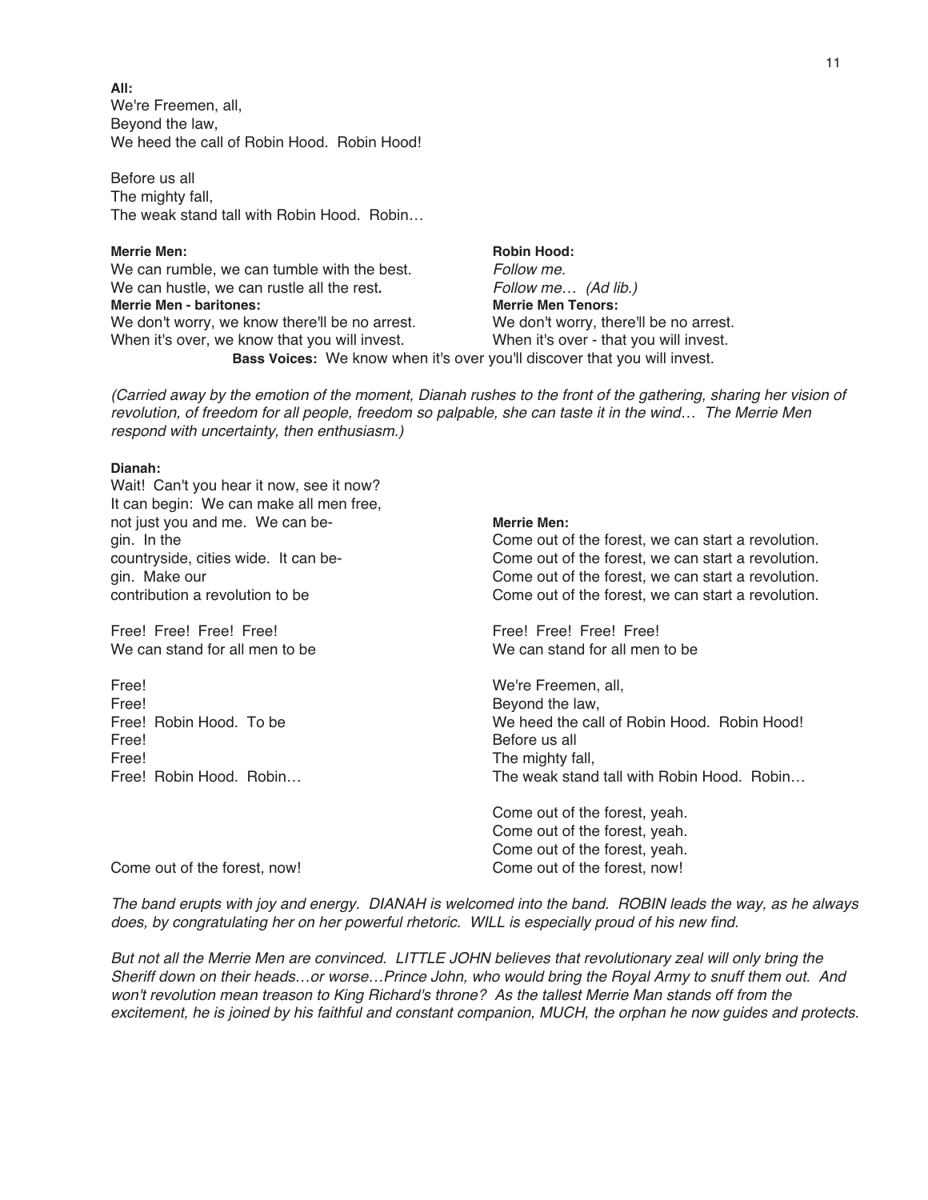**All:**
We're Freemen, all,
Beyond the law,
We heed the call of Robin Hood. Robin Hood!

Before us all
The mighty fall,
The weak stand tall with Robin Hood. Robin…

**Merrie Men:**
We can rumble, we can tumble with the best.
We can hustle, we can rustle all the rest.

**Robin Hood:**
*Follow me.*
*Follow me… (Ad lib.)*

**Merrie Men - baritones:**
We don't worry, we know there'll be no arrest.
When it's over, we know that you will invest.

**Merrie Men Tenors:**
We don't worry, there'll be no arrest.
When it's over - that you will invest.

**Bass Voices:** We know when it's over you'll discover that you will invest.

*(Carried away by the emotion of the moment, Dianah rushes to the front of the gathering, sharing her vision of revolution, of freedom for all people, freedom so palpable, she can taste it in the wind… The Merrie Men respond with uncertainty, then enthusiasm.)*

**Dianah:**
Wait! Can't you hear it now, see it now?
It can begin: We can make all men free,
not just you and me. We can be-
gin. In the
countryside, cities wide. It can be-
gin. Make our
contribution a revolution to be

Free! Free! Free! Free!
We can stand for all men to be

Free!
Free!
Free! Robin Hood. To be
Free!
Free!
Free! Robin Hood. Robin…

Come out of the forest, now!

**Merrie Men:**
Come out of the forest, we can start a revolution.
Come out of the forest, we can start a revolution.
Come out of the forest, we can start a revolution.
Come out of the forest, we can start a revolution.

Free! Free! Free! Free!
We can stand for all men to be

We're Freemen, all,
Beyond the law,
We heed the call of Robin Hood. Robin Hood!
Before us all
The mighty fall,
The weak stand tall with Robin Hood. Robin…

Come out of the forest, yeah.
Come out of the forest, yeah.
Come out of the forest, yeah.
Come out of the forest, now!

*The band erupts with joy and energy. DIANAH is welcomed into the band. ROBIN leads the way, as he always does, by congratulating her on her powerful rhetoric. WILL is especially proud of his new find.*

*But not all the Merrie Men are convinced. LITTLE JOHN believes that revolutionary zeal will only bring the Sheriff down on their heads…or worse…Prince John, who would bring the Royal Army to snuff them out. And won't revolution mean treason to King Richard's throne? As the tallest Merrie Man stands off from the excitement, he is joined by his faithful and constant companion, MUCH, the orphan he now guides and protects.*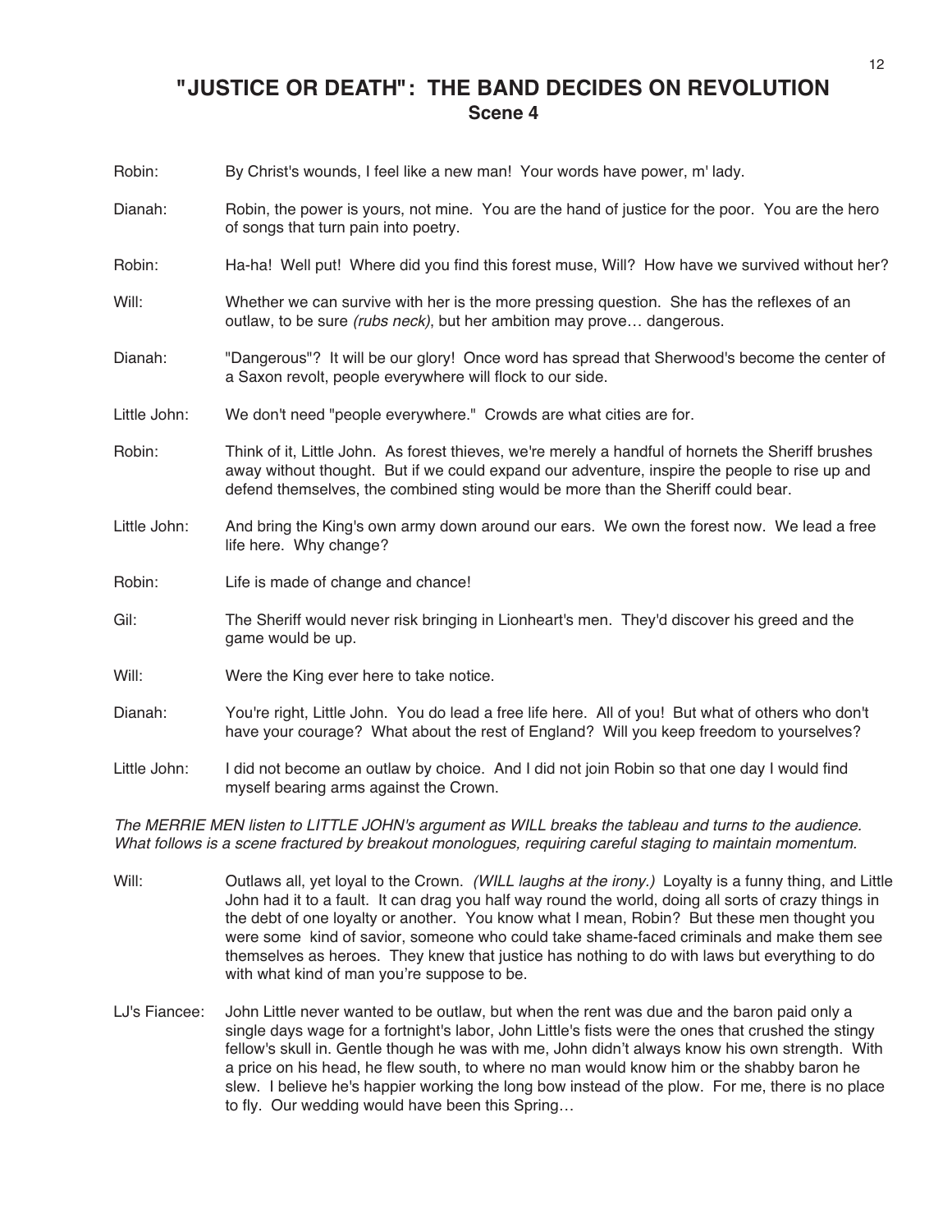# "JUSTICE OR DEATH": THE BAND DECIDES ON REVOLUTION

## Scene 4

Robin: By Christ's wounds, I feel like a new man! Your words have power, m' lady.

Dianah: Robin, the power is yours, not mine. You are the hand of justice for the poor. You are the hero of songs that turn pain into poetry.

Robin: Ha-ha! Well put! Where did you find this forest muse, Will? How have we survived without her?

Will: Whether we can survive with her is the more pressing question. She has the reflexes of an outlaw, to be sure *(rubs neck)*, but her ambition may prove… dangerous.

Dianah: "Dangerous"? It will be our glory! Once word has spread that Sherwood's become the center of a Saxon revolt, people everywhere will flock to our side.

Little John: We don't need "people everywhere." Crowds are what cities are for.

Robin: Think of it, Little John. As forest thieves, we're merely a handful of hornets the Sheriff brushes away without thought. But if we could expand our adventure, inspire the people to rise up and defend themselves, the combined sting would be more than the Sheriff could bear.

Little John: And bring the King's own army down around our ears. We own the forest now. We lead a free life here. Why change?

Robin: Life is made of change and chance!

Gil: The Sheriff would never risk bringing in Lionheart's men. They'd discover his greed and the game would be up.

Will: Were the King ever here to take notice.

Dianah: You're right, Little John. You do lead a free life here. All of you! But what of others who don't have your courage? What about the rest of England? Will you keep freedom to yourselves?

Little John: I did not become an outlaw by choice. And I did not join Robin so that one day I would find myself bearing arms against the Crown.

*The MERRIE MEN listen to LITTLE JOHN's argument as WILL breaks the tableau and turns to the audience. What follows is a scene fractured by breakout monologues, requiring careful staging to maintain momentum.*

Will: Outlaws all, yet loyal to the Crown. *(WILL laughs at the irony.)* Loyalty is a funny thing, and Little John had it to a fault. It can drag you half way round the world, doing all sorts of crazy things in the debt of one loyalty or another. You know what I mean, Robin? But these men thought you were some kind of savior, someone who could take shame-faced criminals and make them see themselves as heroes. They knew that justice has nothing to do with laws but everything to do with what kind of man you're suppose to be.

LJ's Fiancee: John Little never wanted to be outlaw, but when the rent was due and the baron paid only a single days wage for a fortnight's labor, John Little's fists were the ones that crushed the stingy fellow's skull in. Gentle though he was with me, John didn't always know his own strength. With a price on his head, he flew south, to where no man would know him or the shabby baron he slew. I believe he's happier working the long bow instead of the plow. For me, there is no place to fly. Our wedding would have been this Spring…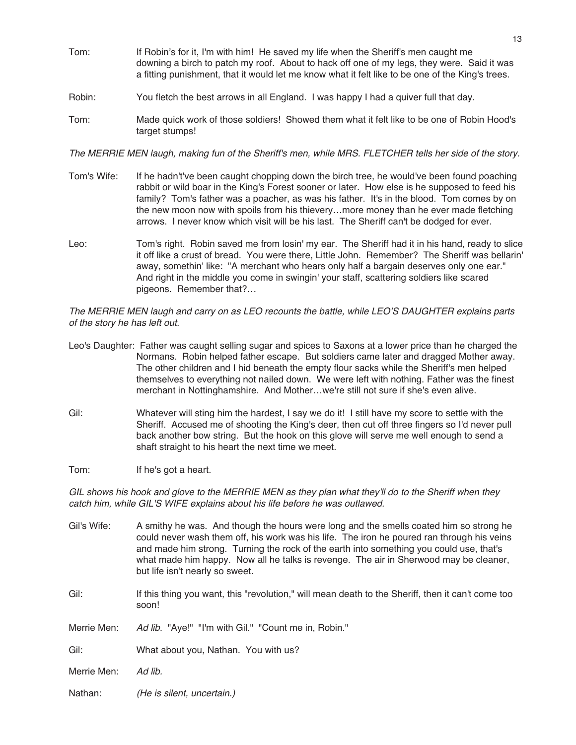Tom: If Robin's for it, I'm with him! He saved my life when the Sheriff's men caught me downing a birch to patch my roof. About to hack off one of my legs, they were. Said it was a fitting punishment, that it would let me know what it felt like to be one of the King's trees.

Robin: You fletch the best arrows in all England. I was happy I had a quiver full that day.

Tom: Made quick work of those soldiers! Showed them what it felt like to be one of Robin Hood's target stumps!

*The MERRIE MEN laugh, making fun of the Sheriff's men, while MRS. FLETCHER tells her side of the story.*

Tom's Wife: If he hadn't've been caught chopping down the birch tree, he would've been found poaching rabbit or wild boar in the King's Forest sooner or later. How else is he supposed to feed his family? Tom's father was a poacher, as was his father. It's in the blood. Tom comes by on the new moon now with spoils from his thievery…more money than he ever made fletching arrows. I never know which visit will be his last. The Sheriff can't be dodged for ever.

Leo: Tom's right. Robin saved me from losin' my ear. The Sheriff had it in his hand, ready to slice it off like a crust of bread. You were there, Little John. Remember? The Sheriff was bellarin' away, somethin' like: "A merchant who hears only half a bargain deserves only one ear." And right in the middle you come in swingin' your staff, scattering soldiers like scared pigeons. Remember that?…

*The MERRIE MEN laugh and carry on as LEO recounts the battle, while LEO'S DAUGHTER explains parts of the story he has left out.*

Leo's Daughter: Father was caught selling sugar and spices to Saxons at a lower price than he charged the Normans. Robin helped father escape. But soldiers came later and dragged Mother away. The other children and I hid beneath the empty flour sacks while the Sheriff's men helped themselves to everything not nailed down. We were left with nothing. Father was the finest merchant in Nottinghamshire. And Mother…we're still not sure if she's even alive.

Gil: Whatever will sting him the hardest, I say we do it! I still have my score to settle with the Sheriff. Accused me of shooting the King's deer, then cut off three fingers so I'd never pull back another bow string. But the hook on this glove will serve me well enough to send a shaft straight to his heart the next time we meet.

Tom: If he's got a heart.

*GIL shows his hook and glove to the MERRIE MEN as they plan what they'll do to the Sheriff when they catch him, while GIL'S WIFE explains about his life before he was outlawed.*

Gil's Wife: A smithy he was. And though the hours were long and the smells coated him so strong he could never wash them off, his work was his life. The iron he poured ran through his veins and made him strong. Turning the rock of the earth into something you could use, that's what made him happy. Now all he talks is revenge. The air in Sherwood may be cleaner, but life isn't nearly so sweet.

Gil: If this thing you want, this "revolution," will mean death to the Sheriff, then it can't come too soon!

Merrie Men: *Ad lib.* "Aye!" "I'm with Gil." "Count me in, Robin."

Gil: What about you, Nathan. You with us?

Merrie Men: *Ad lib.*

Nathan: *(He is silent, uncertain.)*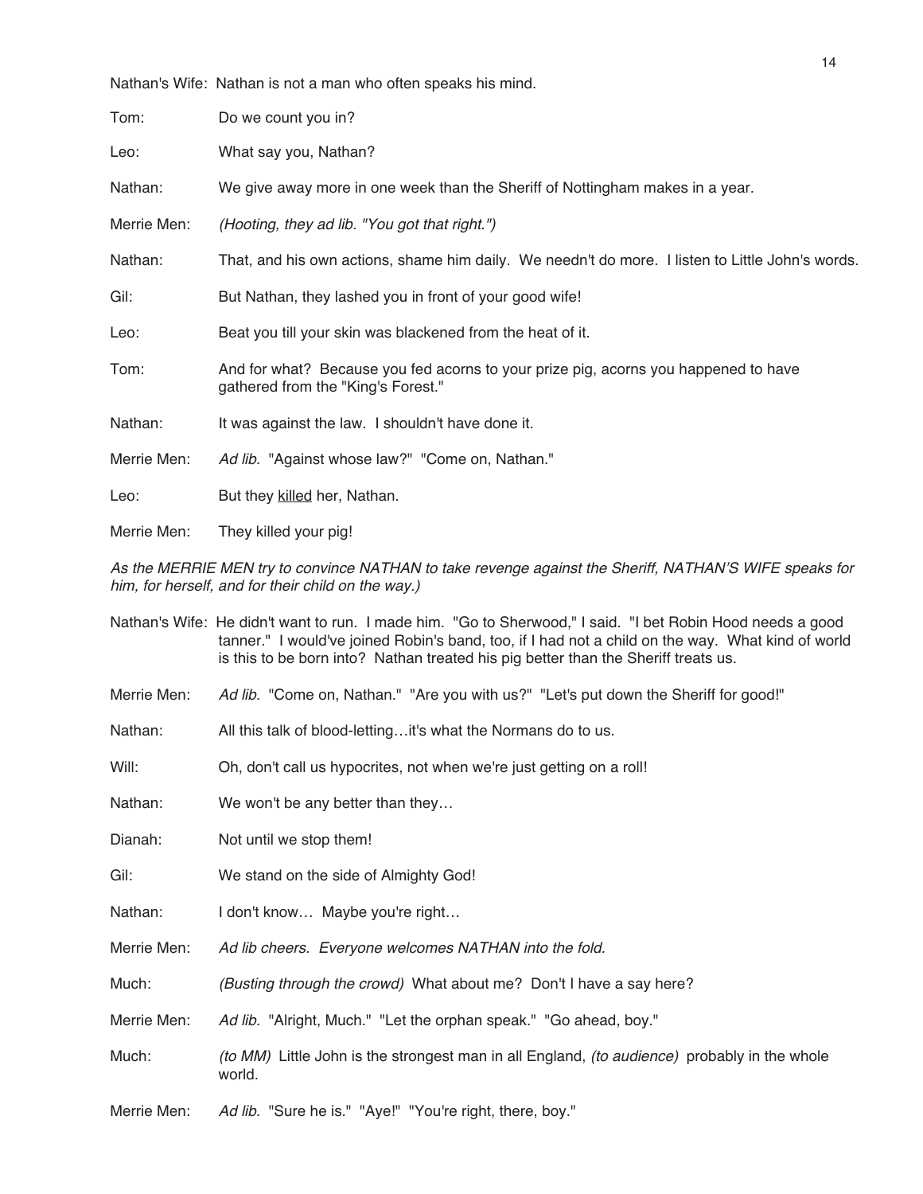Nathan's Wife: Nathan is not a man who often speaks his mind.

Tom: Do we count you in?

Leo: What say you, Nathan?

Nathan: We give away more in one week than the Sheriff of Nottingham makes in a year.

Merrie Men: *(Hooting, they ad lib. "You got that right.")*

Nathan: That, and his own actions, shame him daily. We needn't do more. I listen to Little John's words.

Gil: But Nathan, they lashed you in front of your good wife!

Leo: Beat you till your skin was blackened from the heat of it.

Tom: And for what? Because you fed acorns to your prize pig, acorns you happened to have gathered from the "King's Forest."

Nathan: It was against the law. I shouldn't have done it.

Merrie Men: *Ad lib.* "Against whose law?" "Come on, Nathan."

Leo: But they <u>killed</u> her, Nathan.

Merrie Men: They killed your pig!

*As the MERRIE MEN try to convince NATHAN to take revenge against the Sheriff, NATHAN'S WIFE speaks for him, for herself, and for their child on the way.)*

Nathan's Wife: He didn't want to run. I made him. "Go to Sherwood," I said. "I bet Robin Hood needs a good tanner." I would've joined Robin's band, too, if I had not a child on the way. What kind of world is this to be born into? Nathan treated his pig better than the Sheriff treats us.

Merrie Men: *Ad lib.* "Come on, Nathan." "Are you with us?" "Let's put down the Sheriff for good!"

Nathan: All this talk of blood-letting…it's what the Normans do to us.

Will: Oh, don't call us hypocrites, not when we're just getting on a roll!

Nathan: We won't be any better than they…

Dianah: Not until we stop them!

Gil: We stand on the side of Almighty God!

Nathan: I don't know… Maybe you're right…

Merrie Men: *Ad lib cheers. Everyone welcomes NATHAN into the fold.*

Much: *(Busting through the crowd)* What about me? Don't I have a say here?

Merrie Men: *Ad lib.* "Alright, Much." "Let the orphan speak." "Go ahead, boy."

Much: *(to MM)* Little John is the strongest man in all England, *(to audience)* probably in the whole world.

Merrie Men: *Ad lib.* "Sure he is." "Aye!" "You're right, there, boy."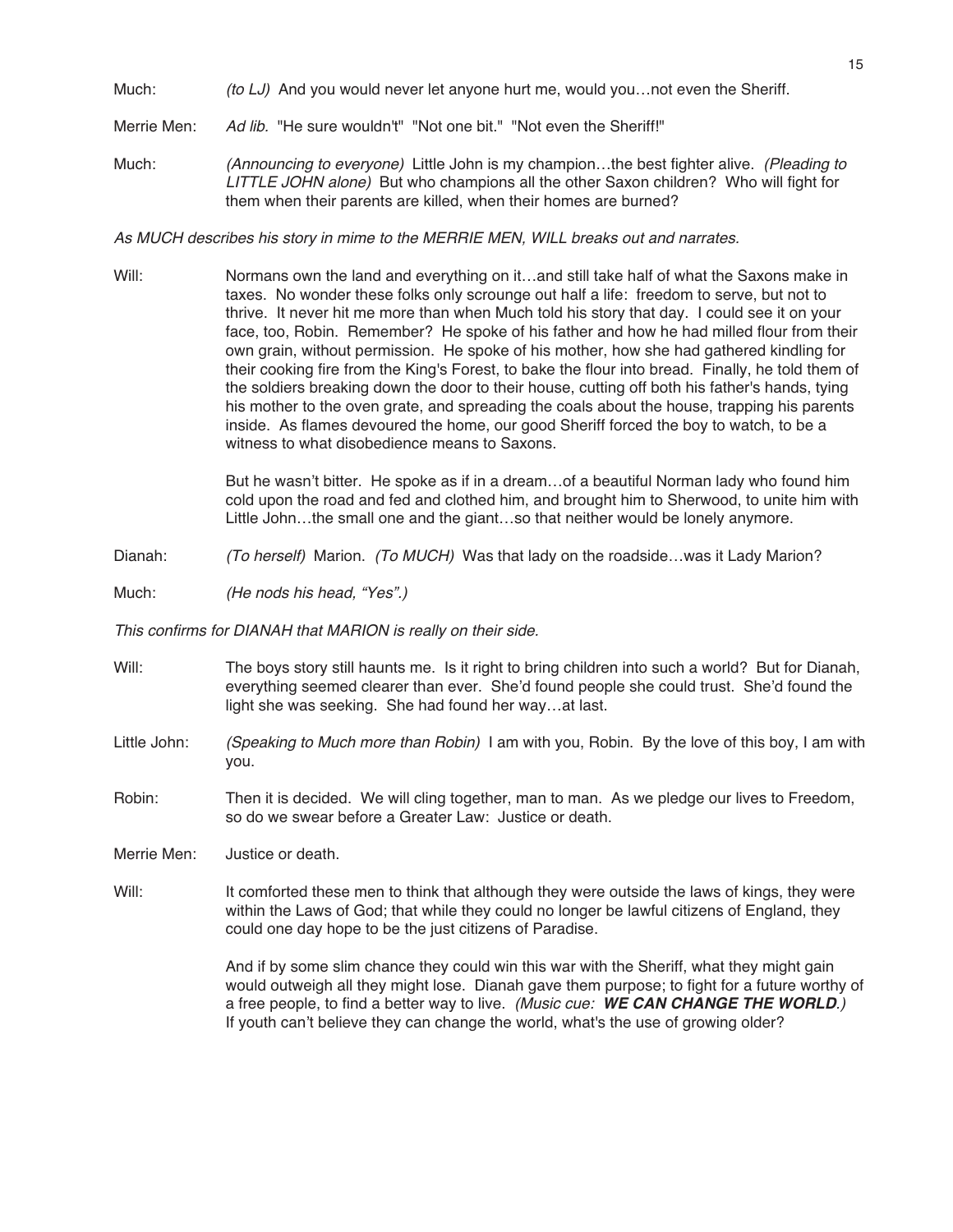Much: *(to LJ)* And you would never let anyone hurt me, would you…not even the Sheriff.

Merrie Men: *Ad lib.* "He sure wouldn't" "Not one bit." "Not even the Sheriff!"

Much: *(Announcing to everyone)* Little John is my champion…the best fighter alive. *(Pleading to LITTLE JOHN alone)* But who champions all the other Saxon children? Who will fight for them when their parents are killed, when their homes are burned?

*As MUCH describes his story in mime to the MERRIE MEN, WILL breaks out and narrates.*

Will: Normans own the land and everything on it…and still take half of what the Saxons make in taxes. No wonder these folks only scrounge out half a life: freedom to serve, but not to thrive. It never hit me more than when Much told his story that day. I could see it on your face, too, Robin. Remember? He spoke of his father and how he had milled flour from their own grain, without permission. He spoke of his mother, how she had gathered kindling for their cooking fire from the King's Forest, to bake the flour into bread. Finally, he told them of the soldiers breaking down the door to their house, cutting off both his father's hands, tying his mother to the oven grate, and spreading the coals about the house, trapping his parents inside. As flames devoured the home, our good Sheriff forced the boy to watch, to be a witness to what disobedience means to Saxons.

But he wasn't bitter. He spoke as if in a dream…of a beautiful Norman lady who found him cold upon the road and fed and clothed him, and brought him to Sherwood, to unite him with Little John…the small one and the giant…so that neither would be lonely anymore.

Dianah: *(To herself)* Marion. *(To MUCH)* Was that lady on the roadside…was it Lady Marion?

Much: *(He nods his head, "Yes".)*

*This confirms for DIANAH that MARION is really on their side.*

Will: The boys story still haunts me. Is it right to bring children into such a world? But for Dianah, everything seemed clearer than ever. She'd found people she could trust. She'd found the light she was seeking. She had found her way…at last.

Little John: *(Speaking to Much more than Robin)* I am with you, Robin. By the love of this boy, I am with you.

Robin: Then it is decided. We will cling together, man to man. As we pledge our lives to Freedom, so do we swear before a Greater Law: Justice or death.

Merrie Men: Justice or death.

Will: It comforted these men to think that although they were outside the laws of kings, they were within the Laws of God; that while they could no longer be lawful citizens of England, they could one day hope to be the just citizens of Paradise.

And if by some slim chance they could win this war with the Sheriff, what they might gain would outweigh all they might lose. Dianah gave them purpose; to fight for a future worthy of a free people, to find a better way to live. *(Music cue: **WE CAN CHANGE THE WORLD**.)* If youth can't believe they can change the world, what's the use of growing older?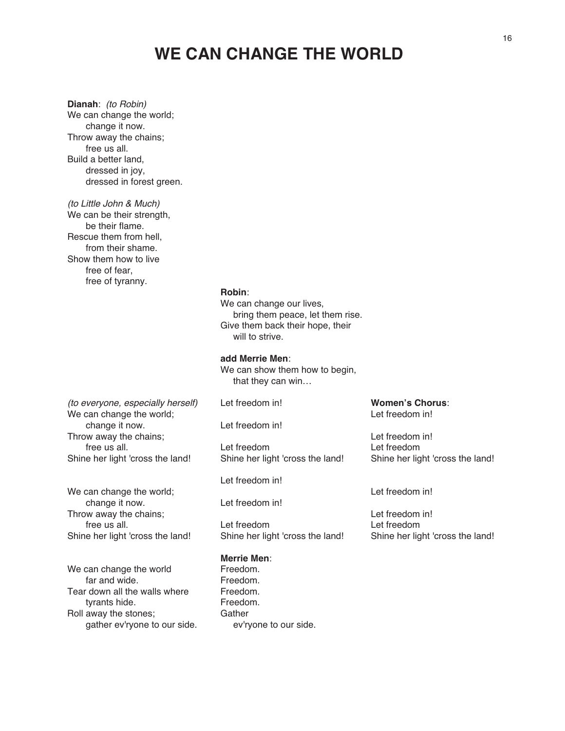# WE CAN CHANGE THE WORLD

**Dianah**: *(to Robin)*
We can change the world;
change it now.
Throw away the chains;
free us all.
Build a better land,
dressed in joy,
dressed in forest green.

*(to Little John & Much)*
We can be their strength,
be their flame.
Rescue them from hell,
from their shame.
Show them how to live
free of fear,
free of tyranny.

**Robin**:
We can change our lives,
bring them peace, let them rise.
Give them back their hope, their
will to strive.

**add Merrie Men**:
We can show them how to begin,
that they can win…

| *(to everyone, especially herself)* | Let freedom in! | **Women's Chorus**: |
|---|---|---|
| We can change the world; | | Let freedom in! |
| change it now. | Let freedom in! | |
| Throw away the chains; | | Let freedom in! |
| free us all. | Let freedom | Let freedom |
| Shine her light 'cross the land! | Shine her light 'cross the land! | Shine her light 'cross the land! |
| | Let freedom in! | |
| We can change the world; | | Let freedom in! |
| change it now. | Let freedom in! | |
| Throw away the chains; | | Let freedom in! |
| free us all. | Let freedom | Let freedom |
| Shine her light 'cross the land! | Shine her light 'cross the land! | Shine her light 'cross the land! |
| | **Merrie Men**: | |
| We can change the world | Freedom. | |
| far and wide. | Freedom. | |
| Tear down all the walls where | Freedom. | |
| tyrants hide. | Freedom. | |
| Roll away the stones; | Gather | |
| gather ev'ryone to our side. | ev'ryone to our side. | |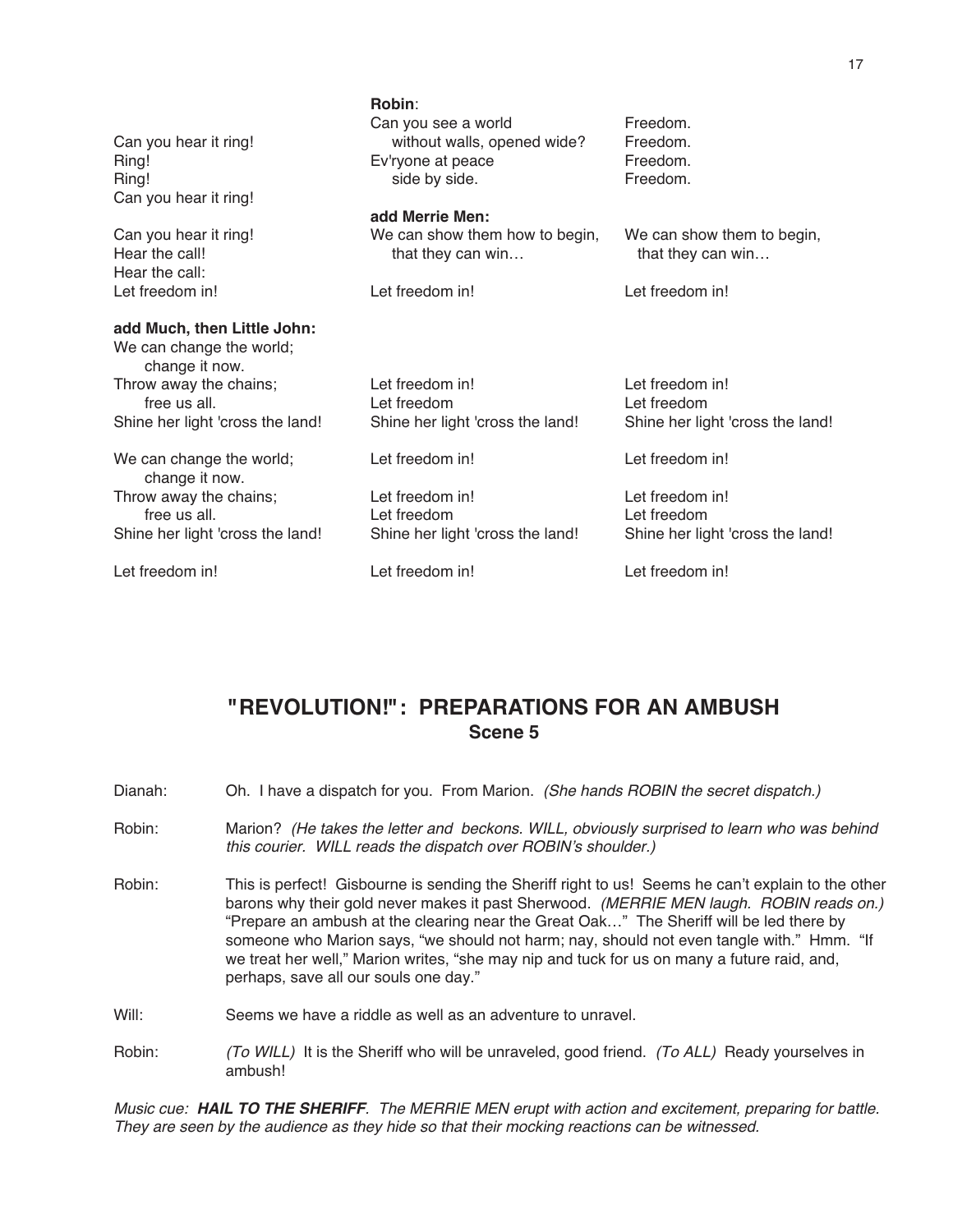| | **Robin**: | |
|---|---|---|
| Can you hear it ring! | Can you see a world | Freedom. |
| Ring! | without walls, opened wide? | Freedom. |
| Ring! | Ev'ryone at peace | Freedom. |
| Can you hear it ring! | side by side. | Freedom. |
| | **add Merrie Men:** | |
| Can you hear it ring! | We can show them how to begin, | We can show them to begin, |
| Hear the call! | that they can win… | that they can win… |
| Hear the call: | | |
| Let freedom in! | Let freedom in! | Let freedom in! |
| **add Much, then Little John:** | | |
| We can change the world; change it now. | | |
| Throw away the chains; | Let freedom in! | Let freedom in! |
| free us all. | Let freedom | Let freedom |
| Shine her light 'cross the land! | Shine her light 'cross the land! | Shine her light 'cross the land! |
| We can change the world; change it now. | Let freedom in! | Let freedom in! |
| Throw away the chains; | Let freedom in! | Let freedom in! |
| free us all. | Let freedom | Let freedom |
| Shine her light 'cross the land! | Shine her light 'cross the land! | Shine her light 'cross the land! |
| Let freedom in! | Let freedom in! | Let freedom in! |

## "REVOLUTION!": PREPARATIONS FOR AN AMBUSH
### Scene 5

Dianah: Oh. I have a dispatch for you. From Marion. *(She hands ROBIN the secret dispatch.)*

Robin: Marion? *(He takes the letter and beckons. WILL, obviously surprised to learn who was behind this courier. WILL reads the dispatch over ROBIN's shoulder.)*

Robin: This is perfect! Gisbourne is sending the Sheriff right to us! Seems he can't explain to the other barons why their gold never makes it past Sherwood. *(MERRIE MEN laugh. ROBIN reads on.)* "Prepare an ambush at the clearing near the Great Oak…" The Sheriff will be led there by someone who Marion says, "we should not harm; nay, should not even tangle with." Hmm. "If we treat her well," Marion writes, "she may nip and tuck for us on many a future raid, and, perhaps, save all our souls one day."

Will: Seems we have a riddle as well as an adventure to unravel.

Robin: *(To WILL)* It is the Sheriff who will be unraveled, good friend. *(To ALL)* Ready yourselves in ambush!

*Music cue: **HAIL TO THE SHERIFF**. The MERRIE MEN erupt with action and excitement, preparing for battle. They are seen by the audience as they hide so that their mocking reactions can be witnessed.*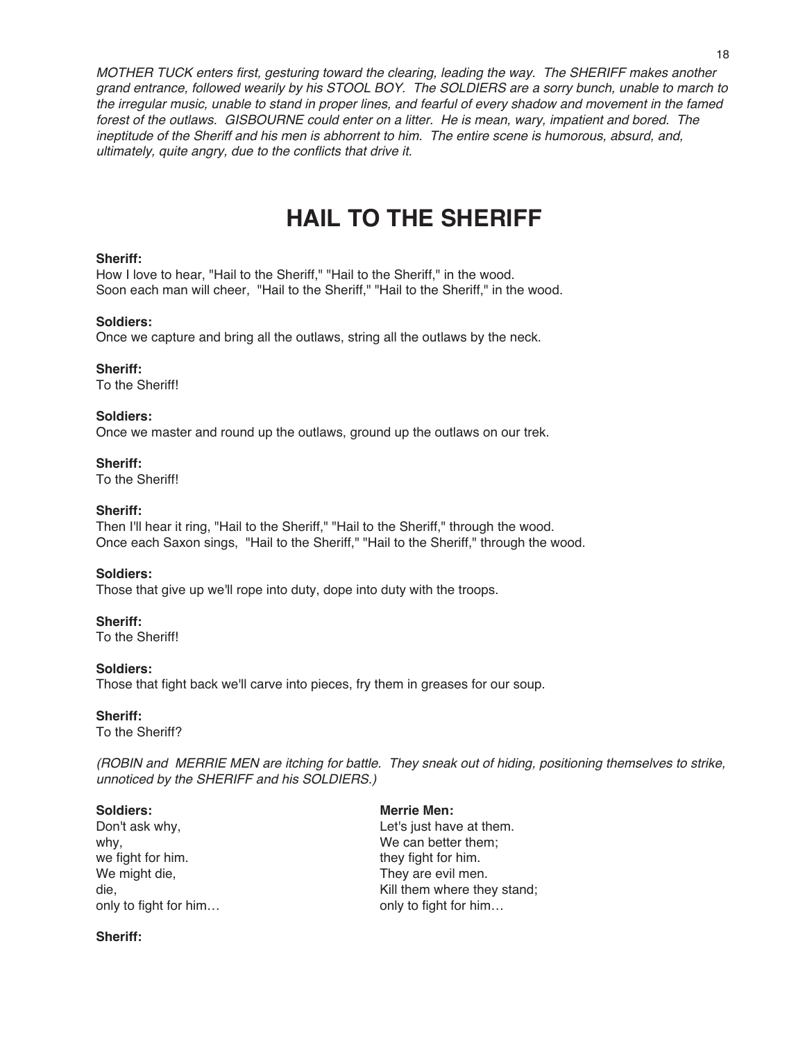*MOTHER TUCK enters first, gesturing toward the clearing, leading the way. The SHERIFF makes another grand entrance, followed wearily by his STOOL BOY. The SOLDIERS are a sorry bunch, unable to march to the irregular music, unable to stand in proper lines, and fearful of every shadow and movement in the famed forest of the outlaws. GISBOURNE could enter on a litter. He is mean, wary, impatient and bored. The ineptitude of the Sheriff and his men is abhorrent to him. The entire scene is humorous, absurd, and, ultimately, quite angry, due to the conflicts that drive it.*

# HAIL TO THE SHERIFF

**Sheriff:**
How I love to hear, "Hail to the Sheriff," "Hail to the Sheriff," in the wood.
Soon each man will cheer, "Hail to the Sheriff," "Hail to the Sheriff," in the wood.

**Soldiers:**
Once we capture and bring all the outlaws, string all the outlaws by the neck.

**Sheriff:**
To the Sheriff!

**Soldiers:**
Once we master and round up the outlaws, ground up the outlaws on our trek.

**Sheriff:**
To the Sheriff!

**Sheriff:**
Then I'll hear it ring, "Hail to the Sheriff," "Hail to the Sheriff," through the wood.
Once each Saxon sings, "Hail to the Sheriff," "Hail to the Sheriff," through the wood.

**Soldiers:**
Those that give up we'll rope into duty, dope into duty with the troops.

**Sheriff:**
To the Sheriff!

**Soldiers:**
Those that fight back we'll carve into pieces, fry them in greases for our soup.

**Sheriff:**
To the Sheriff?

*(ROBIN and MERRIE MEN are itching for battle. They sneak out of hiding, positioning themselves to strike, unnoticed by the SHERIFF and his SOLDIERS.)*

**Soldiers:**
Don't ask why,
why,
we fight for him.
We might die,
die,
only to fight for him…

**Merrie Men:**
Let's just have at them.
We can better them;
they fight for him.
They are evil men.
Kill them where they stand;
only to fight for him…

**Sheriff:**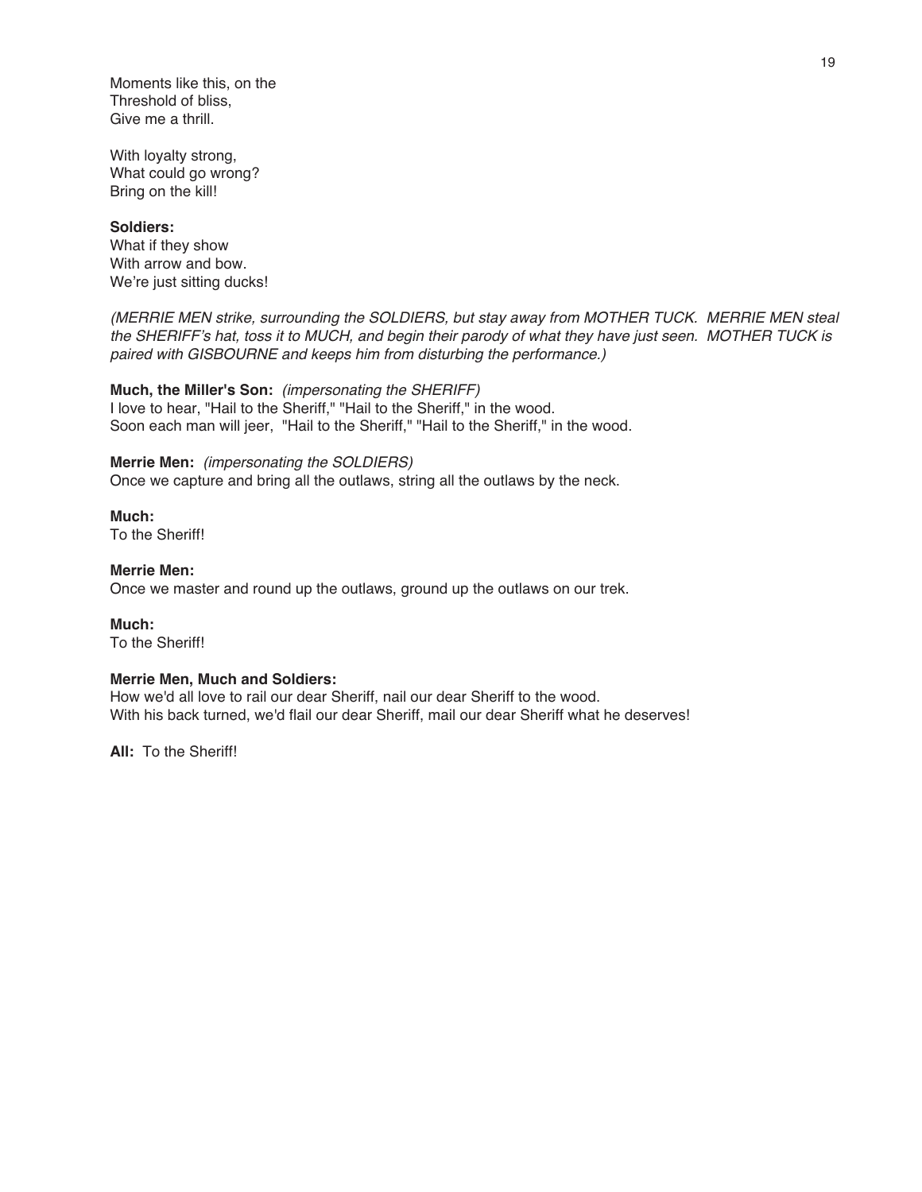Moments like this, on the
Threshold of bliss,
Give me a thrill.

With loyalty strong,
What could go wrong?
Bring on the kill!

**Soldiers:**
What if they show
With arrow and bow.
We're just sitting ducks!

*(MERRIE MEN strike, surrounding the SOLDIERS, but stay away from MOTHER TUCK. MERRIE MEN steal the SHERIFF's hat, toss it to MUCH, and begin their parody of what they have just seen. MOTHER TUCK is paired with GISBOURNE and keeps him from disturbing the performance.)*

**Much, the Miller's Son:** *(impersonating the SHERIFF)*
I love to hear, "Hail to the Sheriff," "Hail to the Sheriff," in the wood.
Soon each man will jeer, "Hail to the Sheriff," "Hail to the Sheriff," in the wood.

**Merrie Men:** *(impersonating the SOLDIERS)*
Once we capture and bring all the outlaws, string all the outlaws by the neck.

**Much:**
To the Sheriff!

**Merrie Men:**
Once we master and round up the outlaws, ground up the outlaws on our trek.

**Much:**
To the Sheriff!

**Merrie Men, Much and Soldiers:**
How we'd all love to rail our dear Sheriff, nail our dear Sheriff to the wood.
With his back turned, we'd flail our dear Sheriff, mail our dear Sheriff what he deserves!

**All:** To the Sheriff!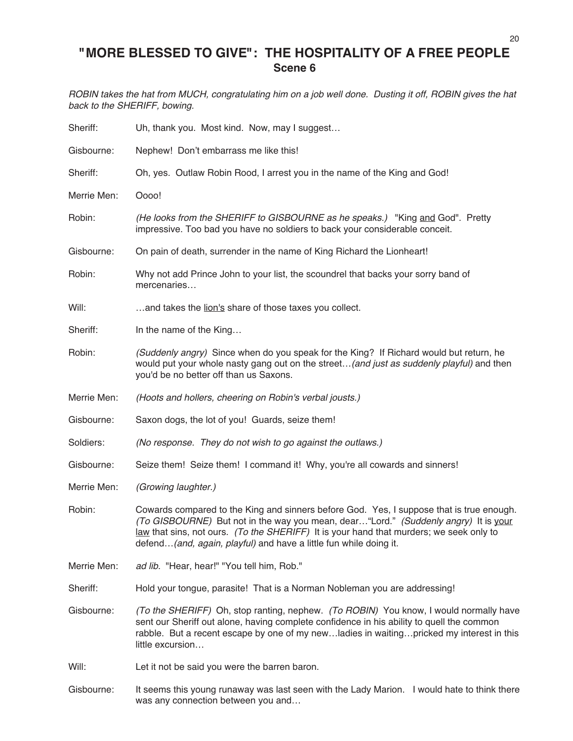# "MORE BLESSED TO GIVE": THE HOSPITALITY OF A FREE PEOPLE

## Scene 6

*ROBIN takes the hat from MUCH, congratulating him on a job well done. Dusting it off, ROBIN gives the hat back to the SHERIFF, bowing.*

Sheriff: Uh, thank you. Most kind. Now, may I suggest…

Gisbourne: Nephew! Don't embarrass me like this!

Sheriff: Oh, yes. Outlaw Robin Rood, I arrest you in the name of the King and God!

Merrie Men: Oooo!

Robin: *(He looks from the SHERIFF to GISBOURNE as he speaks.)* "King <u>and</u> God". Pretty impressive. Too bad you have no soldiers to back your considerable conceit.

Gisbourne: On pain of death, surrender in the name of King Richard the Lionheart!

Robin: Why not add Prince John to your list, the scoundrel that backs your sorry band of mercenaries…

Will: …and takes the <u>lion's</u> share of those taxes you collect.

Sheriff: In the name of the King…

Robin: *(Suddenly angry)* Since when do you speak for the King? If Richard would but return, he would put your whole nasty gang out on the street…*(and just as suddenly playful)* and then you'd be no better off than us Saxons.

Merrie Men: *(Hoots and hollers, cheering on Robin's verbal jousts.)*

Gisbourne: Saxon dogs, the lot of you! Guards, seize them!

Soldiers: *(No response. They do not wish to go against the outlaws.)*

Gisbourne: Seize them! Seize them! I command it! Why, you're all cowards and sinners!

Merrie Men: *(Growing laughter.)*

Robin: Cowards compared to the King and sinners before God. Yes, I suppose that is true enough. *(To GISBOURNE)* But not in the way you mean, dear…"Lord." *(Suddenly angry)* It is <u>your law</u> that sins, not ours. *(To the SHERIFF)* It is your hand that murders; we seek only to defend…*(and, again, playful)* and have a little fun while doing it.

Merrie Men: *ad lib.* "Hear, hear!" "You tell him, Rob."

Sheriff: Hold your tongue, parasite! That is a Norman Nobleman you are addressing!

Gisbourne: *(To the SHERIFF)* Oh, stop ranting, nephew. *(To ROBIN)* You know, I would normally have sent our Sheriff out alone, having complete confidence in his ability to quell the common rabble. But a recent escape by one of my new…ladies in waiting…pricked my interest in this little excursion…

Will: Let it not be said you were the barren baron.

Gisbourne: It seems this young runaway was last seen with the Lady Marion. I would hate to think there was any connection between you and…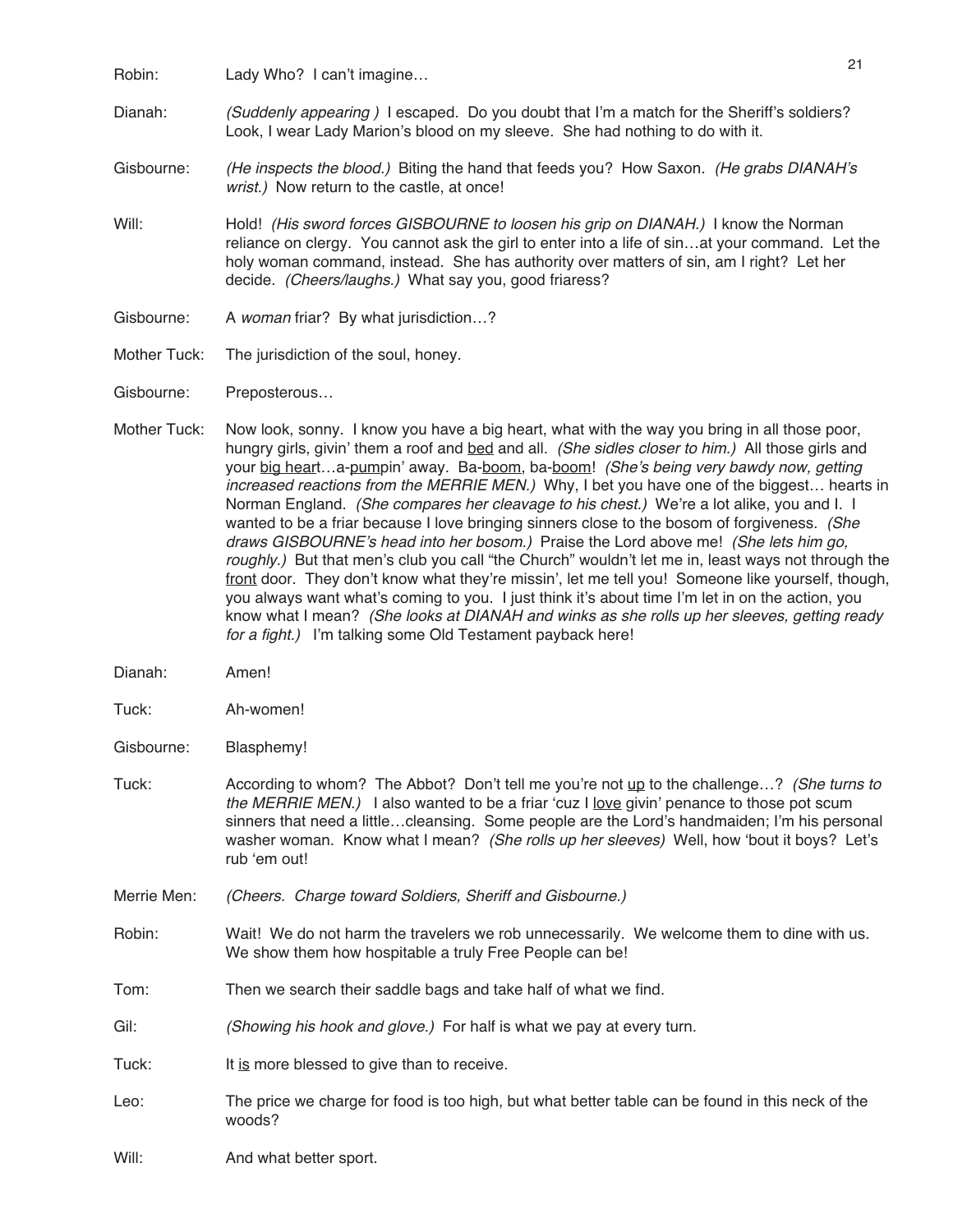Robin: Lady Who? I can't imagine…

Dianah: *(Suddenly appearing )* I escaped. Do you doubt that I'm a match for the Sheriff's soldiers? Look, I wear Lady Marion's blood on my sleeve. She had nothing to do with it.

Gisbourne: *(He inspects the blood.)* Biting the hand that feeds you? How Saxon. *(He grabs DIANAH's wrist.)* Now return to the castle, at once!

Will: Hold! *(His sword forces GISBOURNE to loosen his grip on DIANAH.)* I know the Norman reliance on clergy. You cannot ask the girl to enter into a life of sin…at your command. Let the holy woman command, instead. She has authority over matters of sin, am I right? Let her decide. *(Cheers/laughs.)* What say you, good friaress?

Gisbourne: A *woman* friar? By what jurisdiction…?

Mother Tuck: The jurisdiction of the soul, honey.

Gisbourne: Preposterous…

Mother Tuck: Now look, sonny. I know you have a big heart, what with the way you bring in all those poor, hungry girls, givin' them a roof and <u>bed</u> and all. *(She sidles closer to him.)* All those girls and your <u>big hear</u>t…a-<u>pum</u>pin' away. Ba-<u>boom</u>, ba-<u>boom</u>! *(She's being very bawdy now, getting increased reactions from the MERRIE MEN.)* Why, I bet you have one of the biggest… hearts in Norman England. *(She compares her cleavage to his chest.)* We're a lot alike, you and I. I wanted to be a friar because I love bringing sinners close to the bosom of forgiveness. *(She draws GISBOURNE's head into her bosom.)* Praise the Lord above me! *(She lets him go, roughly.)* But that men's club you call "the Church" wouldn't let me in, least ways not through the <u>front</u> door. They don't know what they're missin', let me tell you! Someone like yourself, though, you always want what's coming to you. I just think it's about time I'm let in on the action, you know what I mean? *(She looks at DIANAH and winks as she rolls up her sleeves, getting ready for a fight.)* I'm talking some Old Testament payback here!

Dianah: Amen!

Tuck: Ah-women!

Gisbourne: Blasphemy!

Tuck: According to whom? The Abbot? Don't tell me you're not <u>up</u> to the challenge…? *(She turns to the MERRIE MEN.)* I also wanted to be a friar 'cuz I <u>love</u> givin' penance to those pot scum sinners that need a little…cleansing. Some people are the Lord's handmaiden; I'm his personal washer woman. Know what I mean? *(She rolls up her sleeves)* Well, how 'bout it boys? Let's rub 'em out!

Merrie Men: *(Cheers. Charge toward Soldiers, Sheriff and Gisbourne.)*

Robin: Wait! We do not harm the travelers we rob unnecessarily. We welcome them to dine with us. We show them how hospitable a truly Free People can be!

Tom: Then we search their saddle bags and take half of what we find.

Gil: *(Showing his hook and glove.)* For half is what we pay at every turn.

Tuck: It <u>is</u> more blessed to give than to receive.

Leo: The price we charge for food is too high, but what better table can be found in this neck of the woods?

Will: And what better sport.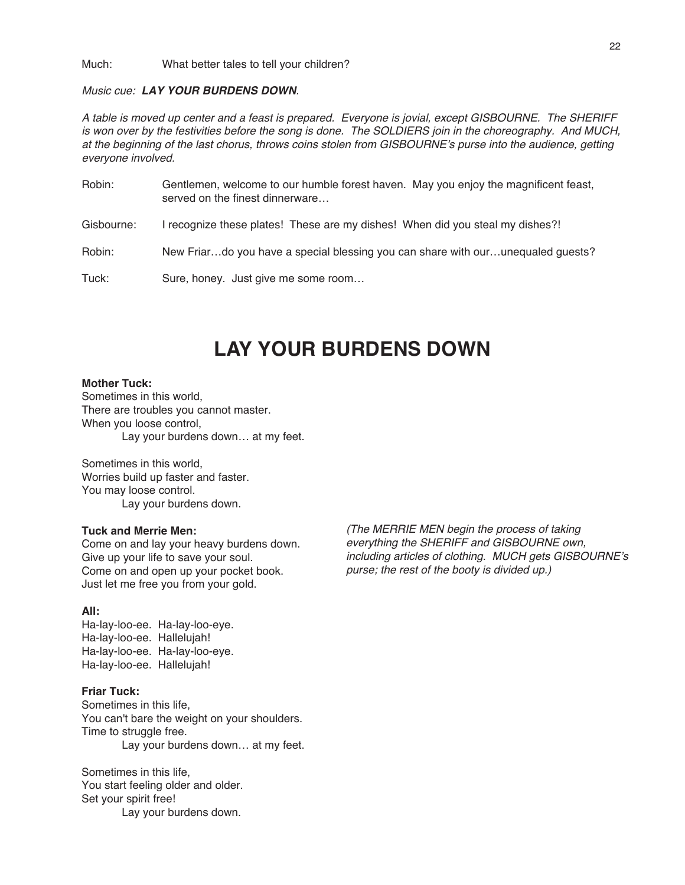Much: What better tales to tell your children?

*Music cue: **LAY YOUR BURDENS DOWN**.*

*A table is moved up center and a feast is prepared. Everyone is jovial, except GISBOURNE. The SHERIFF is won over by the festivities before the song is done. The SOLDIERS join in the choreography. And MUCH, at the beginning of the last chorus, throws coins stolen from GISBOURNE's purse into the audience, getting everyone involved.*

Robin: Gentlemen, welcome to our humble forest haven. May you enjoy the magnificent feast, served on the finest dinnerware…

Gisbourne: I recognize these plates! These are my dishes! When did you steal my dishes?!

Robin: New Friar…do you have a special blessing you can share with our…unequaled guests?

Tuck: Sure, honey. Just give me some room…

# LAY YOUR BURDENS DOWN

**Mother Tuck:**
Sometimes in this world,
There are troubles you cannot master.
When you loose control,
    Lay your burdens down… at my feet.

Sometimes in this world,
Worries build up faster and faster.
You may loose control.
    Lay your burdens down.

**Tuck and Merrie Men:**
Come on and lay your heavy burdens down.
Give up your life to save your soul.
Come on and open up your pocket book.
Just let me free you from your gold.

*(The MERRIE MEN begin the process of taking everything the SHERIFF and GISBOURNE own, including articles of clothing. MUCH gets GISBOURNE's purse; the rest of the booty is divided up.)*

**All:**
Ha-lay-loo-ee. Ha-lay-loo-eye.
Ha-lay-loo-ee. Hallelujah!
Ha-lay-loo-ee. Ha-lay-loo-eye.
Ha-lay-loo-ee. Hallelujah!

**Friar Tuck:**
Sometimes in this life,
You can't bare the weight on your shoulders.
Time to struggle free.
    Lay your burdens down… at my feet.

Sometimes in this life,
You start feeling older and older.
Set your spirit free!
    Lay your burdens down.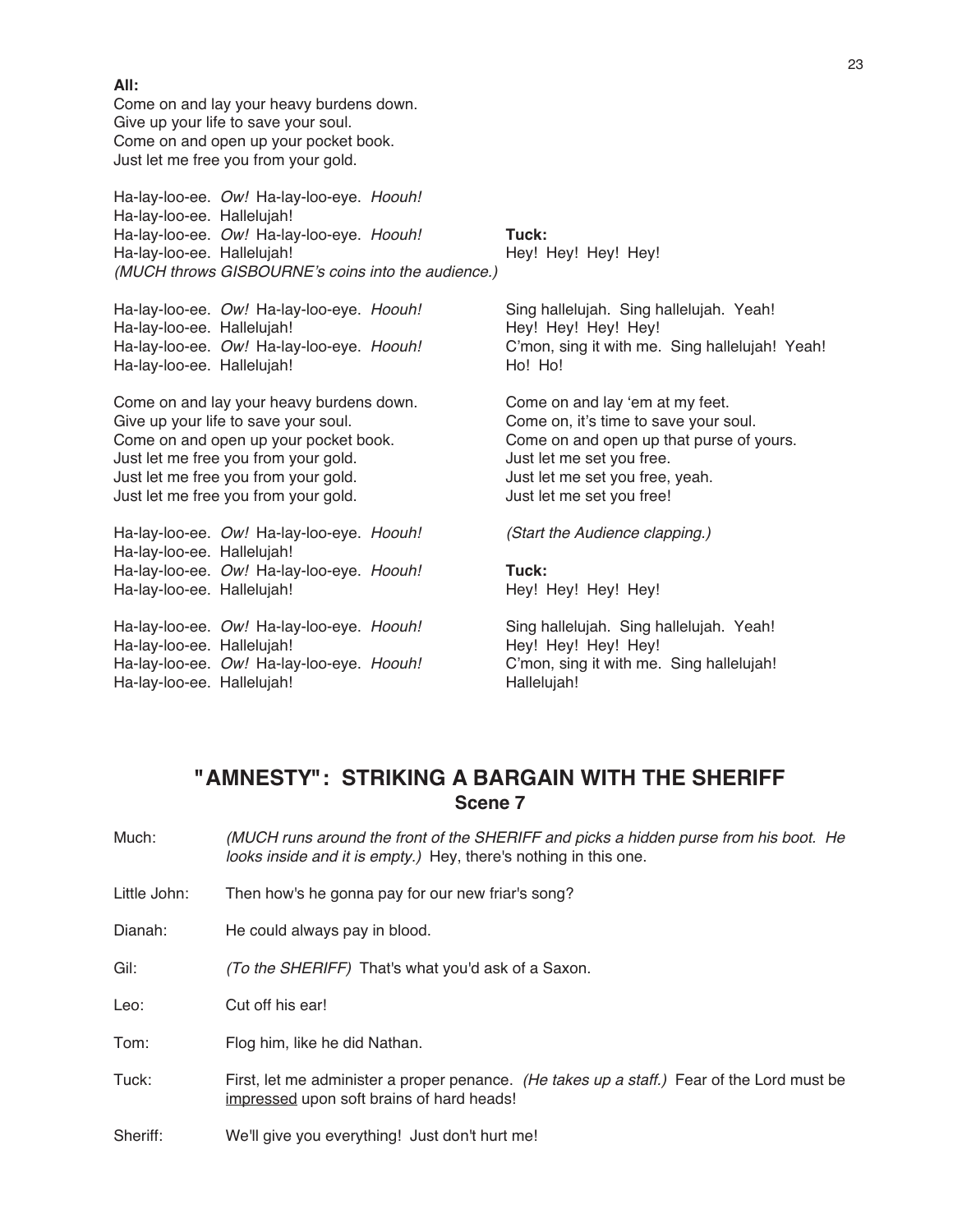**All:**
Come on and lay your heavy burdens down.
Give up your life to save your soul.
Come on and open up your pocket book.
Just let me free you from your gold.

Ha-lay-loo-ee. *Ow!* Ha-lay-loo-eye. *Hoouh!*
Ha-lay-loo-ee. Hallelujah!
Ha-lay-loo-ee. *Ow!* Ha-lay-loo-eye. *Hoouh!*
Ha-lay-loo-ee. Hallelujah!
*(MUCH throws GISBOURNE's coins into the audience.)*

**Tuck:**
Hey! Hey! Hey! Hey!

| All | Tuck |
|---|---|
| Ha-lay-loo-ee. *Ow!* Ha-lay-loo-eye. *Hoouh!* | Sing hallelujah. Sing hallelujah. Yeah! |
| Ha-lay-loo-ee. Hallelujah! | Hey! Hey! Hey! Hey! |
| Ha-lay-loo-ee. *Ow!* Ha-lay-loo-eye. *Hoouh!* | C'mon, sing it with me. Sing hallelujah! Yeah! |
| Ha-lay-loo-ee. Hallelujah! | Ho! Ho! |
| Come on and lay your heavy burdens down. | Come on and lay 'em at my feet. |
| Give up your life to save your soul. | Come on, it's time to save your soul. |
| Come on and open up your pocket book. | Come on and open up that purse of yours. |
| Just let me free you from your gold. | Just let me set you free. |
| Just let me free you from your gold. | Just let me set you free, yeah. |
| Just let me free you from your gold. | Just let me set you free! |
| Ha-lay-loo-ee. *Ow!* Ha-lay-loo-eye. *Hoouh!* | *(Start the Audience clapping.)* |
| Ha-lay-loo-ee. Hallelujah! | |
| Ha-lay-loo-ee. *Ow!* Ha-lay-loo-eye. *Hoouh!* | **Tuck:** |
| Ha-lay-loo-ee. Hallelujah! | Hey! Hey! Hey! Hey! |
| Ha-lay-loo-ee. *Ow!* Ha-lay-loo-eye. *Hoouh!* | Sing hallelujah. Sing hallelujah. Yeah! |
| Ha-lay-loo-ee. Hallelujah! | Hey! Hey! Hey! Hey! |
| Ha-lay-loo-ee. *Ow!* Ha-lay-loo-eye. *Hoouh!* | C'mon, sing it with me. Sing hallelujah! |
| Ha-lay-loo-ee. Hallelujah! | Hallelujah! |

## "AMNESTY": STRIKING A BARGAIN WITH THE SHERIFF
### Scene 7

Much: *(MUCH runs around the front of the SHERIFF and picks a hidden purse from his boot. He looks inside and it is empty.)* Hey, there's nothing in this one.

Little John: Then how's he gonna pay for our new friar's song?

Dianah: He could always pay in blood.

Gil: *(To the SHERIFF)* That's what you'd ask of a Saxon.

Leo: Cut off his ear!

Tom: Flog him, like he did Nathan.

Tuck: First, let me administer a proper penance. *(He takes up a staff.)* Fear of the Lord must be impressed upon soft brains of hard heads!

Sheriff: We'll give you everything! Just don't hurt me!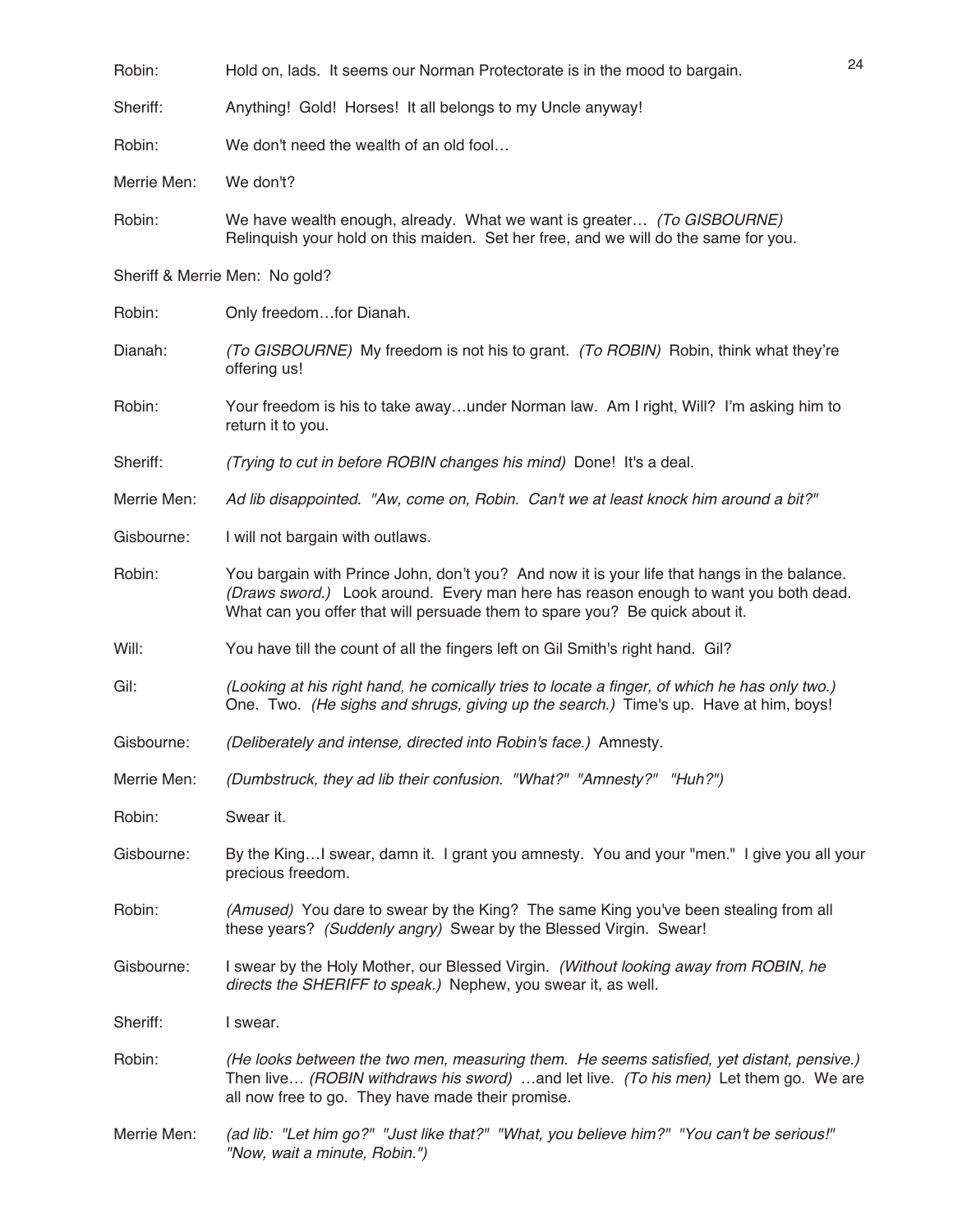Robin: Hold on, lads. It seems our Norman Protectorate is in the mood to bargain.

Sheriff: Anything! Gold! Horses! It all belongs to my Uncle anyway!

Robin: We don't need the wealth of an old fool…

Merrie Men: We don't?

Robin: We have wealth enough, already. What we want is greater… *(To GISBOURNE)* Relinquish your hold on this maiden. Set her free, and we will do the same for you.

Sheriff & Merrie Men: No gold?

Robin: Only freedom…for Dianah.

Dianah: *(To GISBOURNE)* My freedom is not his to grant. *(To ROBIN)* Robin, think what they're offering us!

Robin: Your freedom is his to take away…under Norman law. Am I right, Will? I'm asking him to return it to you.

Sheriff: *(Trying to cut in before ROBIN changes his mind)* Done! It's a deal.

Merrie Men: *Ad lib disappointed. "Aw, come on, Robin. Can't we at least knock him around a bit?"*

Gisbourne: I will not bargain with outlaws.

Robin: You bargain with Prince John, don't you? And now it is your life that hangs in the balance. *(Draws sword.)* Look around. Every man here has reason enough to want you both dead. What can you offer that will persuade them to spare you? Be quick about it.

Will: You have till the count of all the fingers left on Gil Smith's right hand. Gil?

Gil: *(Looking at his right hand, he comically tries to locate a finger, of which he has only two.)* One. Two. *(He sighs and shrugs, giving up the search.)* Time's up. Have at him, boys!

Gisbourne: *(Deliberately and intense, directed into Robin's face.)* Amnesty.

Merrie Men: *(Dumbstruck, they ad lib their confusion. "What?" "Amnesty?" "Huh?")*

Robin: Swear it.

Gisbourne: By the King…I swear, damn it. I grant you amnesty. You and your "men." I give you all your precious freedom.

Robin: *(Amused)* You dare to swear by the King? The same King you've been stealing from all these years? *(Suddenly angry)* Swear by the Blessed Virgin. Swear!

Gisbourne: I swear by the Holy Mother, our Blessed Virgin. *(Without looking away from ROBIN, he directs the SHERIFF to speak.)* Nephew, you swear it, as well.

Sheriff: I swear.

Robin: *(He looks between the two men, measuring them. He seems satisfied, yet distant, pensive.)* Then live… *(ROBIN withdraws his sword)* …and let live. *(To his men)* Let them go. We are all now free to go. They have made their promise.

Merrie Men: *(ad lib: "Let him go?" "Just like that?" "What, you believe him?" "You can't be serious!" "Now, wait a minute, Robin.")*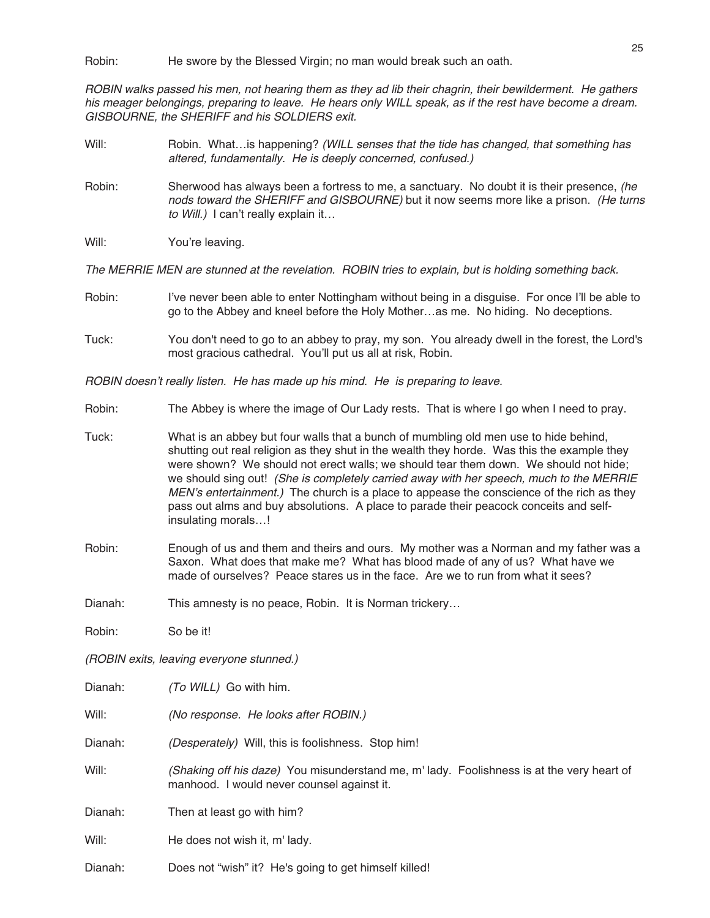Robin: He swore by the Blessed Virgin; no man would break such an oath.

*ROBIN walks passed his men, not hearing them as they ad lib their chagrin, their bewilderment. He gathers his meager belongings, preparing to leave. He hears only WILL speak, as if the rest have become a dream. GISBOURNE, the SHERIFF and his SOLDIERS exit.*

Will: Robin. What…is happening? *(WILL senses that the tide has changed, that something has altered, fundamentally. He is deeply concerned, confused.)*

Robin: Sherwood has always been a fortress to me, a sanctuary. No doubt it is their presence, *(he nods toward the SHERIFF and GISBOURNE)* but it now seems more like a prison. *(He turns to Will.)* I can't really explain it…

Will: You're leaving.

*The MERRIE MEN are stunned at the revelation. ROBIN tries to explain, but is holding something back.*

Robin: I've never been able to enter Nottingham without being in a disguise. For once I'll be able to go to the Abbey and kneel before the Holy Mother…as me. No hiding. No deceptions.

Tuck: You don't need to go to an abbey to pray, my son. You already dwell in the forest, the Lord's most gracious cathedral. You'll put us all at risk, Robin.

*ROBIN doesn't really listen. He has made up his mind. He is preparing to leave.*

Robin: The Abbey is where the image of Our Lady rests. That is where I go when I need to pray.

Tuck: What is an abbey but four walls that a bunch of mumbling old men use to hide behind, shutting out real religion as they shut in the wealth they horde. Was this the example they were shown? We should not erect walls; we should tear them down. We should not hide; we should sing out! *(She is completely carried away with her speech, much to the MERRIE MEN's entertainment.)* The church is a place to appease the conscience of the rich as they pass out alms and buy absolutions. A place to parade their peacock conceits and self-insulating morals…!

Robin: Enough of us and them and theirs and ours. My mother was a Norman and my father was a Saxon. What does that make me? What has blood made of any of us? What have we made of ourselves? Peace stares us in the face. Are we to run from what it sees?

Dianah: This amnesty is no peace, Robin. It is Norman trickery…

Robin: So be it!

*(ROBIN exits, leaving everyone stunned.)*

Dianah: *(To WILL)* Go with him.

Will: *(No response. He looks after ROBIN.)*

Dianah: *(Desperately)* Will, this is foolishness. Stop him!

Will: *(Shaking off his daze)* You misunderstand me, m' lady. Foolishness is at the very heart of manhood. I would never counsel against it.

Dianah: Then at least go with him?

Will: He does not wish it, m' lady.

Dianah: Does not "wish" it? He's going to get himself killed!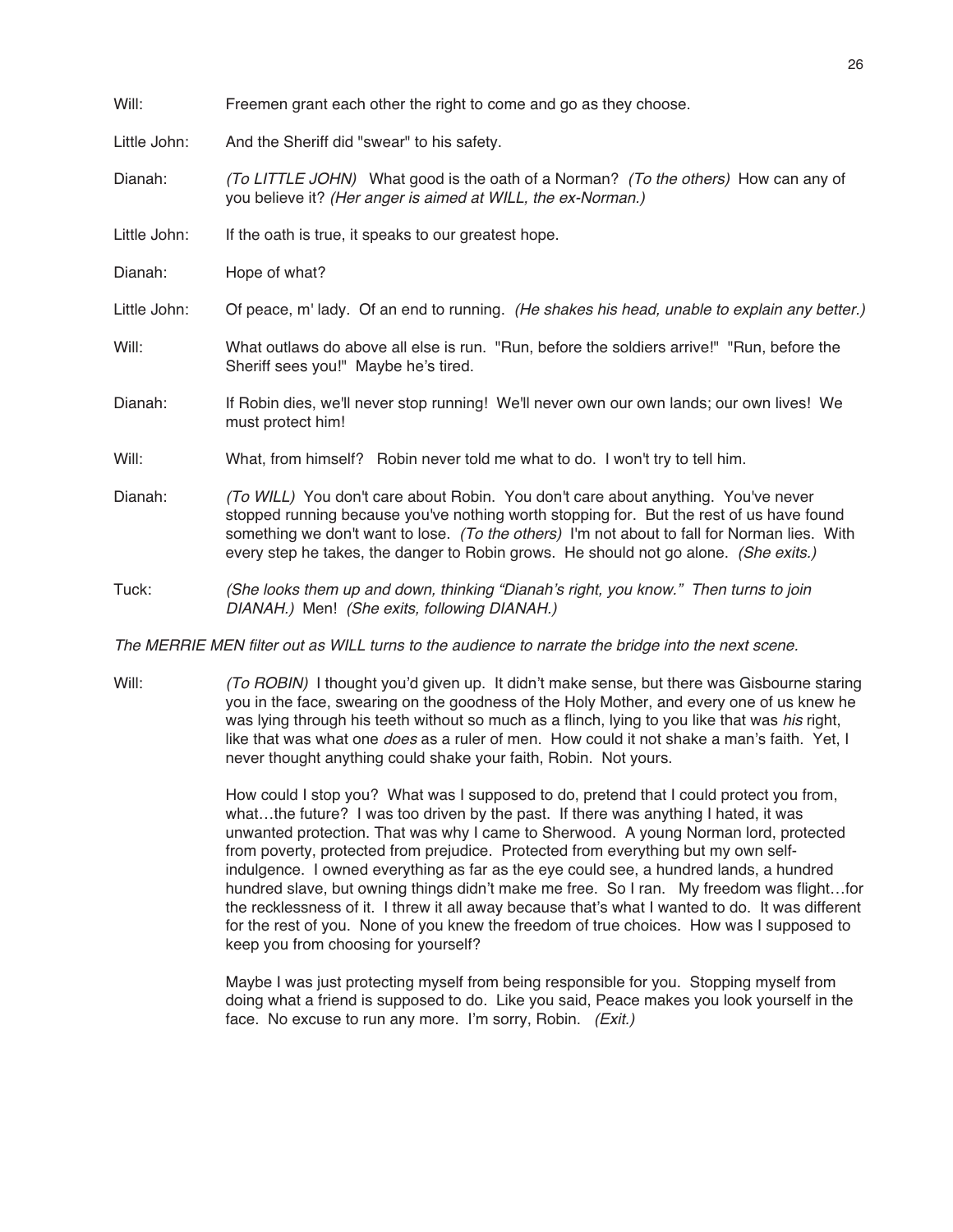Will: Freemen grant each other the right to come and go as they choose.

Little John: And the Sheriff did "swear" to his safety.

Dianah: *(To LITTLE JOHN)* What good is the oath of a Norman? *(To the others)* How can any of you believe it? *(Her anger is aimed at WILL, the ex-Norman.)*

Little John: If the oath is true, it speaks to our greatest hope.

Dianah: Hope of what?

Little John: Of peace, m' lady. Of an end to running. *(He shakes his head, unable to explain any better.)*

Will: What outlaws do above all else is run. "Run, before the soldiers arrive!" "Run, before the Sheriff sees you!" Maybe he's tired.

Dianah: If Robin dies, we'll never stop running! We'll never own our own lands; our own lives! We must protect him!

Will: What, from himself? Robin never told me what to do. I won't try to tell him.

Dianah: *(To WILL)* You don't care about Robin. You don't care about anything. You've never stopped running because you've nothing worth stopping for. But the rest of us have found something we don't want to lose. *(To the others)* I'm not about to fall for Norman lies. With every step he takes, the danger to Robin grows. He should not go alone. *(She exits.)*

Tuck: *(She looks them up and down, thinking "Dianah's right, you know." Then turns to join DIANAH.)* Men! *(She exits, following DIANAH.)*

*The MERRIE MEN filter out as WILL turns to the audience to narrate the bridge into the next scene.*

Will: *(To ROBIN)* I thought you'd given up. It didn't make sense, but there was Gisbourne staring you in the face, swearing on the goodness of the Holy Mother, and every one of us knew he was lying through his teeth without so much as a flinch, lying to you like that was *his* right, like that was what one *does* as a ruler of men. How could it not shake a man's faith. Yet, I never thought anything could shake your faith, Robin. Not yours.

How could I stop you? What was I supposed to do, pretend that I could protect you from, what…the future? I was too driven by the past. If there was anything I hated, it was unwanted protection. That was why I came to Sherwood. A young Norman lord, protected from poverty, protected from prejudice. Protected from everything but my own self-indulgence. I owned everything as far as the eye could see, a hundred lands, a hundred hundred slave, but owning things didn't make me free. So I ran. My freedom was flight…for the recklessness of it. I threw it all away because that's what I wanted to do. It was different for the rest of you. None of you knew the freedom of true choices. How was I supposed to keep you from choosing for yourself?

Maybe I was just protecting myself from being responsible for you. Stopping myself from doing what a friend is supposed to do. Like you said, Peace makes you look yourself in the face. No excuse to run any more. I'm sorry, Robin. *(Exit.)*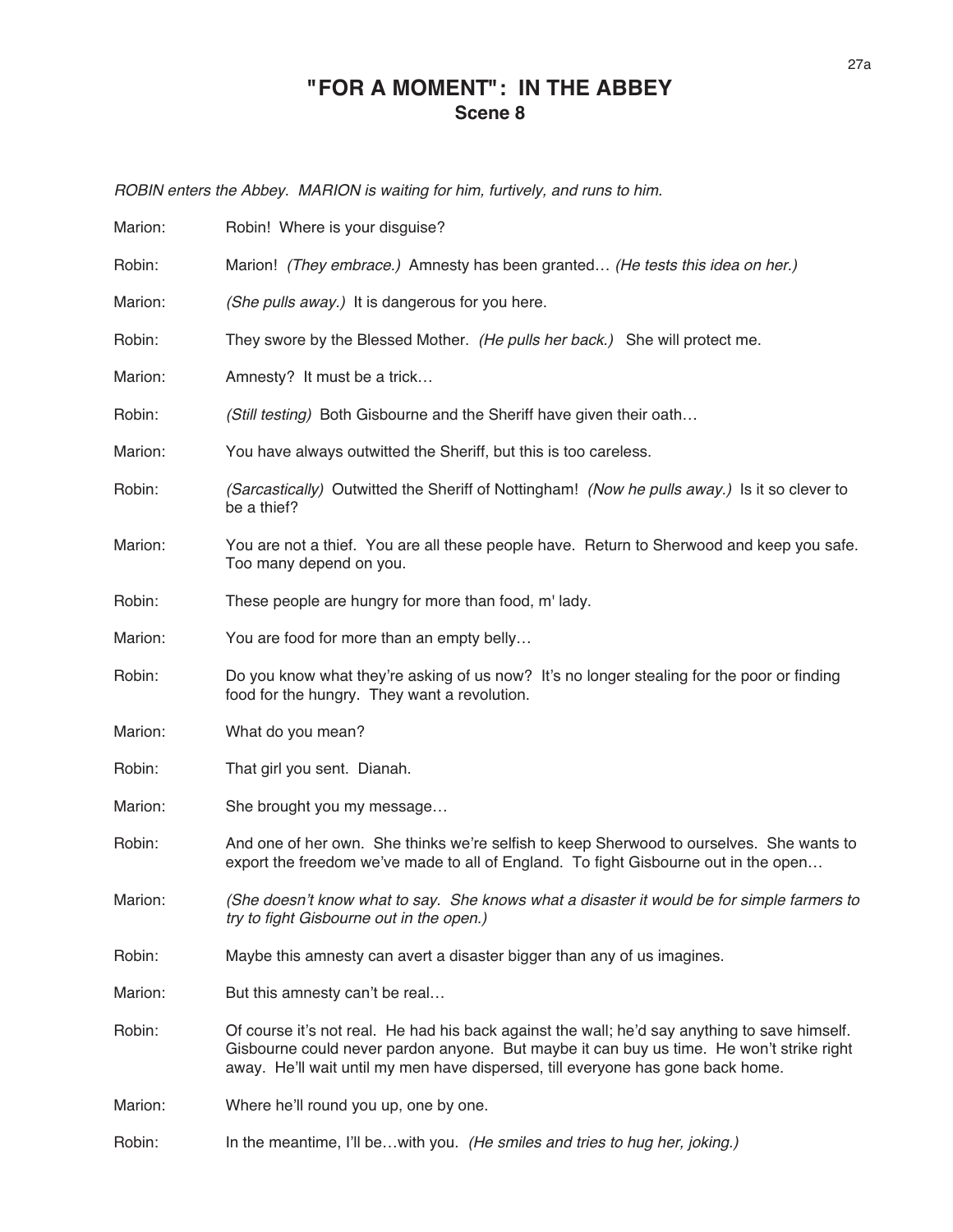# "FOR A MOMENT": IN THE ABBEY

## Scene 8

*ROBIN enters the Abbey. MARION is waiting for him, furtively, and runs to him.*

Marion: Robin! Where is your disguise?

Robin: Marion! *(They embrace.)* Amnesty has been granted… *(He tests this idea on her.)*

Marion: *(She pulls away.)* It is dangerous for you here.

Robin: They swore by the Blessed Mother. *(He pulls her back.)* She will protect me.

Marion: Amnesty? It must be a trick…

Robin: *(Still testing)* Both Gisbourne and the Sheriff have given their oath…

Marion: You have always outwitted the Sheriff, but this is too careless.

Robin: *(Sarcastically)* Outwitted the Sheriff of Nottingham! *(Now he pulls away.)* Is it so clever to be a thief?

Marion: You are not a thief. You are all these people have. Return to Sherwood and keep you safe. Too many depend on you.

Robin: These people are hungry for more than food, m' lady.

Marion: You are food for more than an empty belly…

Robin: Do you know what they're asking of us now? It's no longer stealing for the poor or finding food for the hungry. They want a revolution.

Marion: What do you mean?

Robin: That girl you sent. Dianah.

Marion: She brought you my message…

Robin: And one of her own. She thinks we're selfish to keep Sherwood to ourselves. She wants to export the freedom we've made to all of England. To fight Gisbourne out in the open…

Marion: *(She doesn't know what to say. She knows what a disaster it would be for simple farmers to try to fight Gisbourne out in the open.)*

Robin: Maybe this amnesty can avert a disaster bigger than any of us imagines.

Marion: But this amnesty can't be real…

Robin: Of course it's not real. He had his back against the wall; he'd say anything to save himself. Gisbourne could never pardon anyone. But maybe it can buy us time. He won't strike right away. He'll wait until my men have dispersed, till everyone has gone back home.

Marion: Where he'll round you up, one by one.

Robin: In the meantime, I'll be…with you. *(He smiles and tries to hug her, joking.)*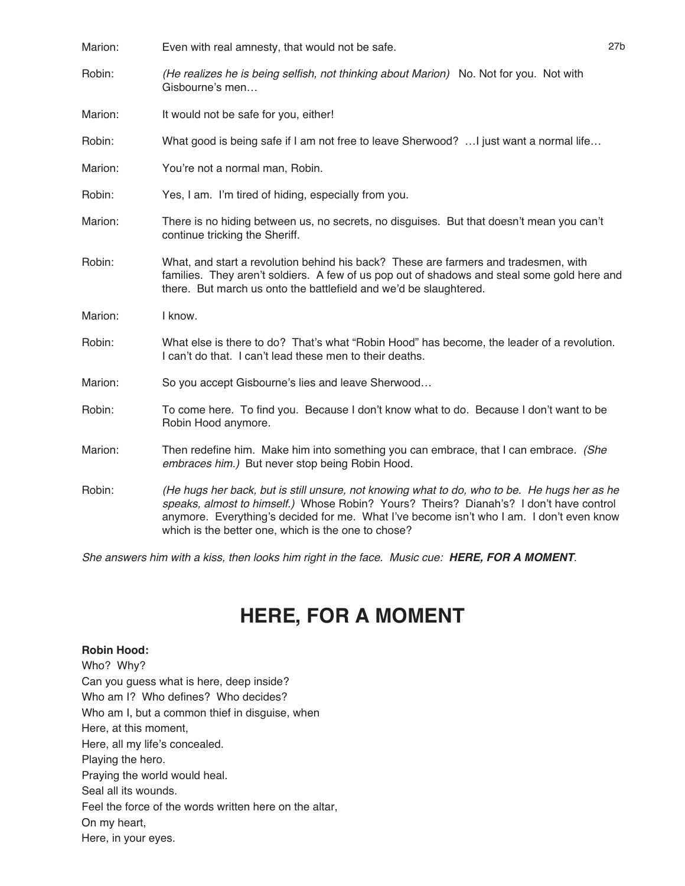Marion: Even with real amnesty, that would not be safe.

Robin: *(He realizes he is being selfish, not thinking about Marion)* No. Not for you. Not with Gisbourne's men…

Marion: It would not be safe for you, either!

Robin: What good is being safe if I am not free to leave Sherwood? …I just want a normal life…

Marion: You're not a normal man, Robin.

Robin: Yes, I am. I'm tired of hiding, especially from you.

Marion: There is no hiding between us, no secrets, no disguises. But that doesn't mean you can't continue tricking the Sheriff.

Robin: What, and start a revolution behind his back? These are farmers and tradesmen, with families. They aren't soldiers. A few of us pop out of shadows and steal some gold here and there. But march us onto the battlefield and we'd be slaughtered.

Marion: I know.

Robin: What else is there to do? That's what "Robin Hood" has become, the leader of a revolution. I can't do that. I can't lead these men to their deaths.

Marion: So you accept Gisbourne's lies and leave Sherwood…

Robin: To come here. To find you. Because I don't know what to do. Because I don't want to be Robin Hood anymore.

Marion: Then redefine him. Make him into something you can embrace, that I can embrace. *(She embraces him.)* But never stop being Robin Hood.

Robin: *(He hugs her back, but is still unsure, not knowing what to do, who to be. He hugs her as he speaks, almost to himself.)* Whose Robin? Yours? Theirs? Dianah's? I don't have control anymore. Everything's decided for me. What I've become isn't who I am. I don't even know which is the better one, which is the one to chose?

*She answers him with a kiss, then looks him right in the face. Music cue:* ***HERE, FOR A MOMENT****.*

# HERE, FOR A MOMENT

**Robin Hood:**

Who? Why?
Can you guess what is here, deep inside?
Who am I? Who defines? Who decides?
Who am I, but a common thief in disguise, when
Here, at this moment,
Here, all my life's concealed.
Playing the hero.
Praying the world would heal.
Seal all its wounds.
Feel the force of the words written here on the altar,
On my heart,
Here, in your eyes.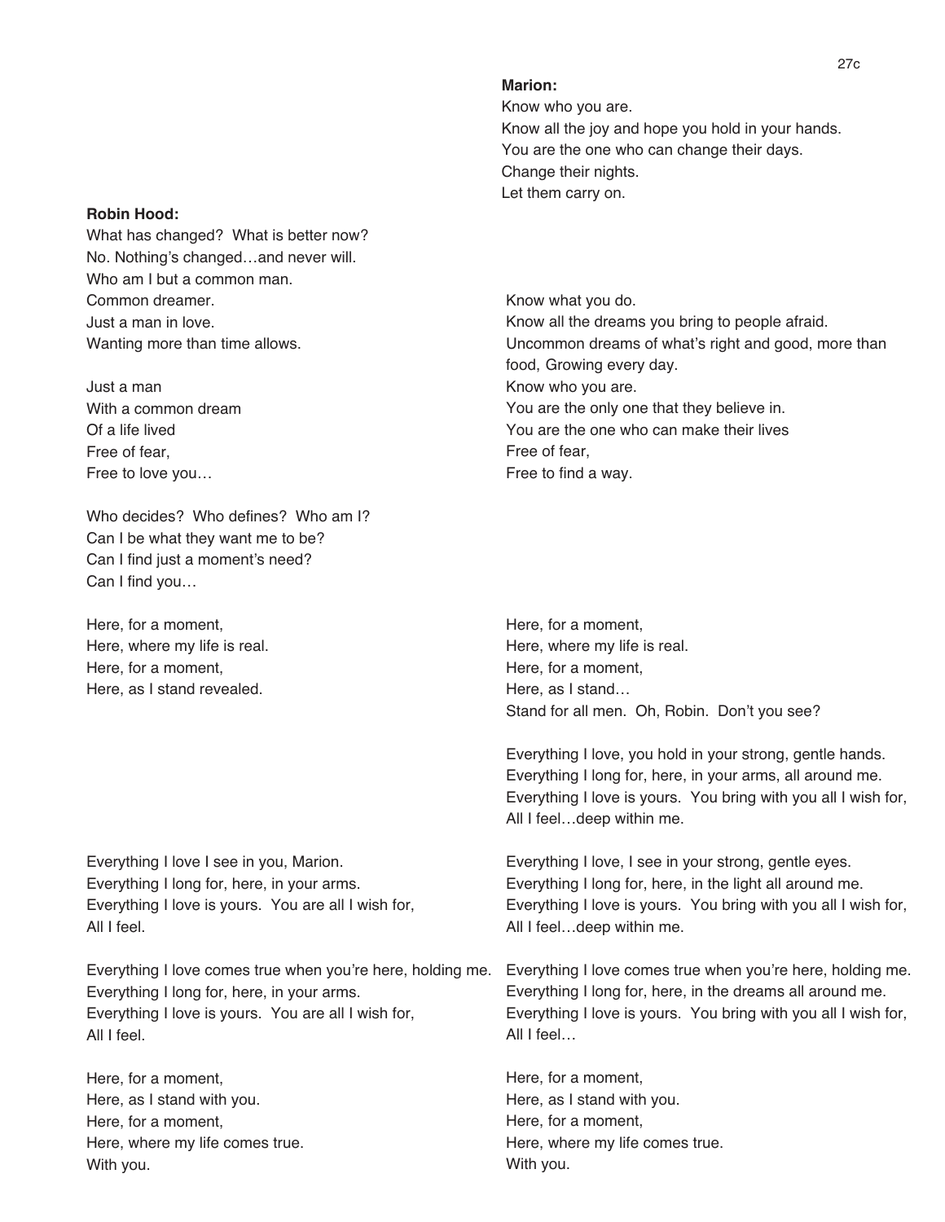**Marion:**
Know who you are.
Know all the joy and hope you hold in your hands.
You are the one who can change their days.
Change their nights.
Let them carry on.

**Robin Hood:**
What has changed? What is better now?
No. Nothing's changed…and never will.
Who am I but a common man.
Common dreamer.
Just a man in love.
Wanting more than time allows.

**Marion:**
Know what you do.
Know all the dreams you bring to people afraid.
Uncommon dreams of what's right and good, more than food, Growing every day.

**Robin Hood:**
Just a man
With a common dream
Of a life lived
Free of fear,
Free to love you…

**Marion:**
Know who you are.
You are the only one that they believe in.
You are the one who can make their lives
Free of fear,
Free to find a way.

**Robin Hood:**
Who decides? Who defines? Who am I?
Can I be what they want me to be?
Can I find just a moment's need?
Can I find you…

**Robin Hood:**
Here, for a moment,
Here, where my life is real.
Here, for a moment,
Here, as I stand revealed.

**Marion:**
Here, for a moment,
Here, where my life is real.
Here, for a moment,
Here, as I stand…
Stand for all men. Oh, Robin. Don't you see?

**Marion:**
Everything I love, you hold in your strong, gentle hands.
Everything I long for, here, in your arms, all around me.
Everything I love is yours. You bring with you all I wish for,
All I feel…deep within me.

**Robin Hood:**
Everything I love I see in you, Marion.
Everything I long for, here, in your arms.
Everything I love is yours. You are all I wish for,
All I feel.

**Marion:**
Everything I love, I see in your strong, gentle eyes.
Everything I long for, here, in the light all around me.
Everything I love is yours. You bring with you all I wish for,
All I feel…deep within me.

**Robin Hood:**
Everything I love comes true when you're here, holding me.
Everything I long for, here, in your arms.
Everything I love is yours. You are all I wish for,
All I feel.

**Marion:**
Everything I love comes true when you're here, holding me.
Everything I long for, here, in the dreams all around me.
Everything I love is yours. You bring with you all I wish for,
All I feel…

**Robin Hood:**
Here, for a moment,
Here, as I stand with you.
Here, for a moment,
Here, where my life comes true.
With you.

**Marion:**
Here, for a moment,
Here, as I stand with you.
Here, for a moment,
Here, where my life comes true.
With you.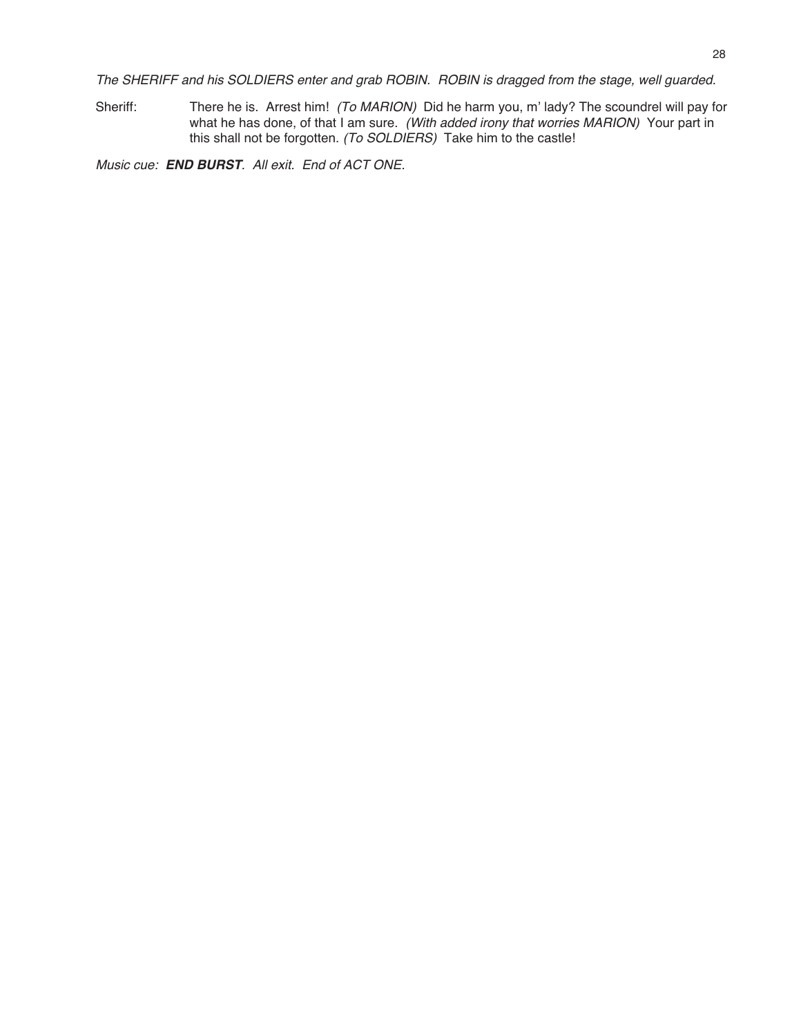*The SHERIFF and his SOLDIERS enter and grab ROBIN. ROBIN is dragged from the stage, well guarded.*

Sheriff: There he is. Arrest him! *(To MARION)* Did he harm you, m' lady? The scoundrel will pay for what he has done, of that I am sure. *(With added irony that worries MARION)* Your part in this shall not be forgotten. *(To SOLDIERS)* Take him to the castle!

*Music cue:* ***END BURST****. All exit. End of ACT ONE.*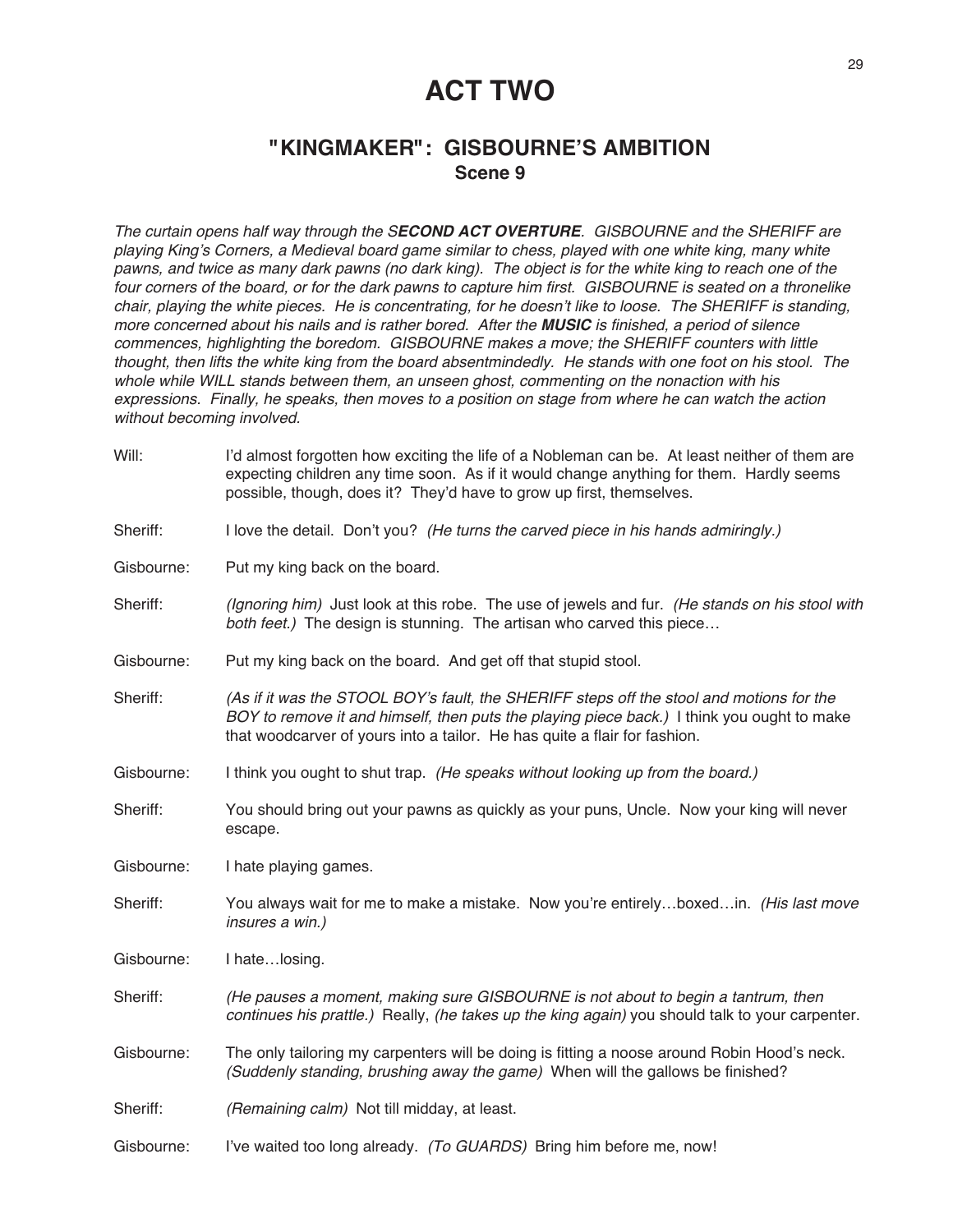# ACT TWO

## "KINGMAKER": GISBOURNE'S AMBITION

### Scene 9

*The curtain opens half way through the S**ECOND ACT OVERTURE**. GISBOURNE and the SHERIFF are playing King's Corners, a Medieval board game similar to chess, played with one white king, many white pawns, and twice as many dark pawns (no dark king). The object is for the white king to reach one of the four corners of the board, or for the dark pawns to capture him first. GISBOURNE is seated on a thronelike chair, playing the white pieces. He is concentrating, for he doesn't like to loose. The SHERIFF is standing, more concerned about his nails and is rather bored. After the **MUSIC** is finished, a period of silence commences, highlighting the boredom. GISBOURNE makes a move; the SHERIFF counters with little thought, then lifts the white king from the board absentmindedly. He stands with one foot on his stool. The whole while WILL stands between them, an unseen ghost, commenting on the nonaction with his expressions. Finally, he speaks, then moves to a position on stage from where he can watch the action without becoming involved.*

Will: I'd almost forgotten how exciting the life of a Nobleman can be. At least neither of them are expecting children any time soon. As if it would change anything for them. Hardly seems possible, though, does it? They'd have to grow up first, themselves.

Sheriff: I love the detail. Don't you? *(He turns the carved piece in his hands admiringly.)*

Gisbourne: Put my king back on the board.

Sheriff: *(Ignoring him)* Just look at this robe. The use of jewels and fur. *(He stands on his stool with both feet.)* The design is stunning. The artisan who carved this piece…

Gisbourne: Put my king back on the board. And get off that stupid stool.

Sheriff: *(As if it was the STOOL BOY's fault, the SHERIFF steps off the stool and motions for the BOY to remove it and himself, then puts the playing piece back.)* I think you ought to make that woodcarver of yours into a tailor. He has quite a flair for fashion.

Gisbourne: I think you ought to shut trap. *(He speaks without looking up from the board.)*

Sheriff: You should bring out your pawns as quickly as your puns, Uncle. Now your king will never escape.

Gisbourne: I hate playing games.

Sheriff: You always wait for me to make a mistake. Now you're entirely…boxed…in. *(His last move insures a win.)*

Gisbourne: I hate…losing.

Sheriff: *(He pauses a moment, making sure GISBOURNE is not about to begin a tantrum, then continues his prattle.)* Really, *(he takes up the king again)* you should talk to your carpenter.

Gisbourne: The only tailoring my carpenters will be doing is fitting a noose around Robin Hood's neck. *(Suddenly standing, brushing away the game)* When will the gallows be finished?

Sheriff: *(Remaining calm)* Not till midday, at least.

Gisbourne: I've waited too long already. *(To GUARDS)* Bring him before me, now!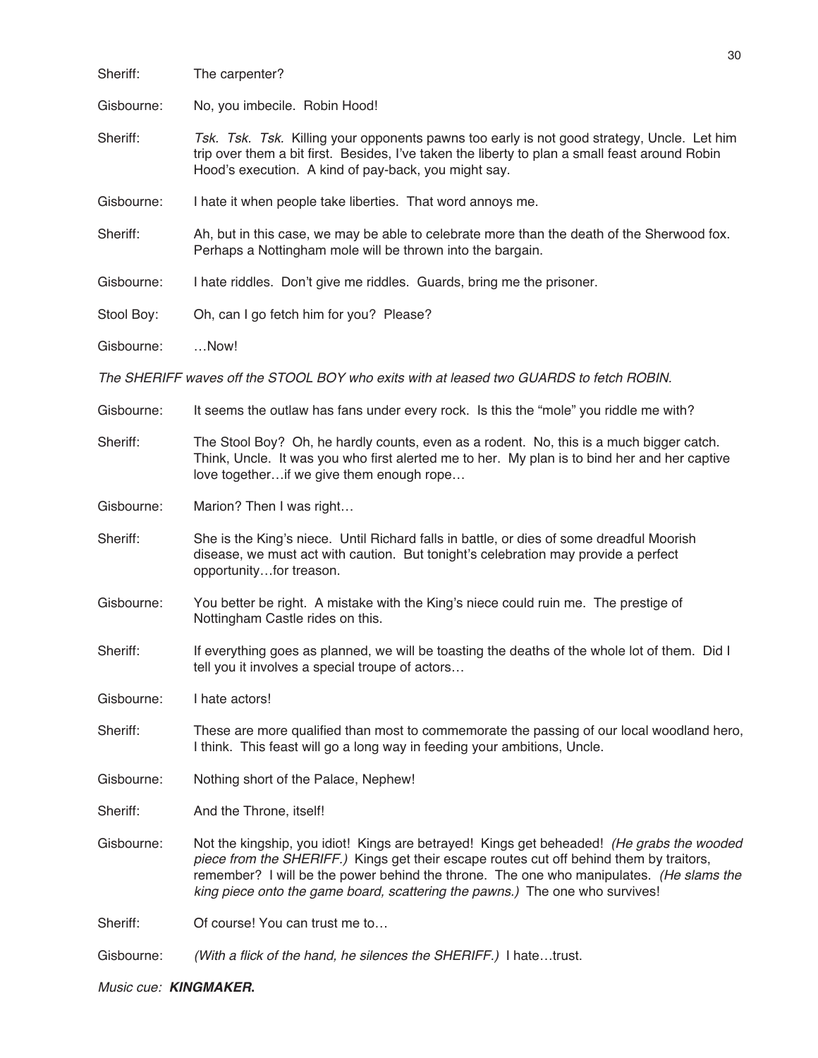Sheriff: The carpenter?

Gisbourne: No, you imbecile. Robin Hood!

Sheriff: *Tsk. Tsk. Tsk.* Killing your opponents pawns too early is not good strategy, Uncle. Let him trip over them a bit first. Besides, I've taken the liberty to plan a small feast around Robin Hood's execution. A kind of pay-back, you might say.

Gisbourne: I hate it when people take liberties. That word annoys me.

Sheriff: Ah, but in this case, we may be able to celebrate more than the death of the Sherwood fox. Perhaps a Nottingham mole will be thrown into the bargain.

Gisbourne: I hate riddles. Don't give me riddles. Guards, bring me the prisoner.

Stool Boy: Oh, can I go fetch him for you? Please?

Gisbourne: …Now!

*The SHERIFF waves off the STOOL BOY who exits with at leased two GUARDS to fetch ROBIN.*

Gisbourne: It seems the outlaw has fans under every rock. Is this the "mole" you riddle me with?

Sheriff: The Stool Boy? Oh, he hardly counts, even as a rodent. No, this is a much bigger catch. Think, Uncle. It was you who first alerted me to her. My plan is to bind her and her captive love together…if we give them enough rope…

Gisbourne: Marion? Then I was right…

Sheriff: She is the King's niece. Until Richard falls in battle, or dies of some dreadful Moorish disease, we must act with caution. But tonight's celebration may provide a perfect opportunity…for treason.

Gisbourne: You better be right. A mistake with the King's niece could ruin me. The prestige of Nottingham Castle rides on this.

Sheriff: If everything goes as planned, we will be toasting the deaths of the whole lot of them. Did I tell you it involves a special troupe of actors…

Gisbourne: I hate actors!

Sheriff: These are more qualified than most to commemorate the passing of our local woodland hero, I think. This feast will go a long way in feeding your ambitions, Uncle.

Gisbourne: Nothing short of the Palace, Nephew!

Sheriff: And the Throne, itself!

Gisbourne: Not the kingship, you idiot! Kings are betrayed! Kings get beheaded! *(He grabs the wooded piece from the SHERIFF.)* Kings get their escape routes cut off behind them by traitors, remember? I will be the power behind the throne. The one who manipulates. *(He slams the king piece onto the game board, scattering the pawns.)* The one who survives!

Sheriff: Of course! You can trust me to…

Gisbourne: *(With a flick of the hand, he silences the SHERIFF.)* I hate…trust.

*Music cue:* ***KINGMAKER.***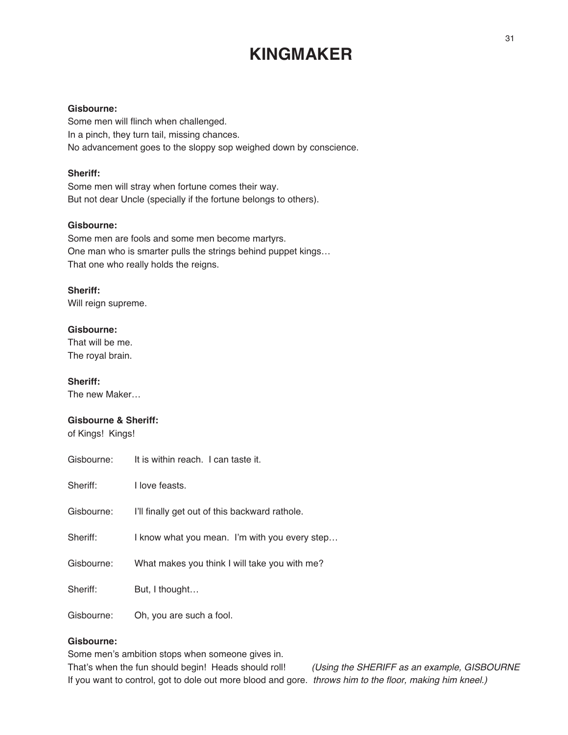# KINGMAKER

**Gisbourne:**
Some men will flinch when challenged.
In a pinch, they turn tail, missing chances.
No advancement goes to the sloppy sop weighed down by conscience.

**Sheriff:**
Some men will stray when fortune comes their way.
But not dear Uncle (specially if the fortune belongs to others).

**Gisbourne:**
Some men are fools and some men become martyrs.
One man who is smarter pulls the strings behind puppet kings…
That one who really holds the reigns.

**Sheriff:**
Will reign supreme.

**Gisbourne:**
That will be me.
The royal brain.

**Sheriff:**
The new Maker…

**Gisbourne & Sheriff:**
of Kings! Kings!

Gisbourne: It is within reach. I can taste it.

Sheriff: I love feasts.

Gisbourne: I'll finally get out of this backward rathole.

Sheriff: I know what you mean. I'm with you every step…

Gisbourne: What makes you think I will take you with me?

Sheriff: But, I thought…

Gisbourne: Oh, you are such a fool.

**Gisbourne:**
Some men's ambition stops when someone gives in.
That's when the fun should begin! Heads should roll!
If you want to control, got to dole out more blood and gore.

*(Using the SHERIFF as an example, GISBOURNE throws him to the floor, making him kneel.)*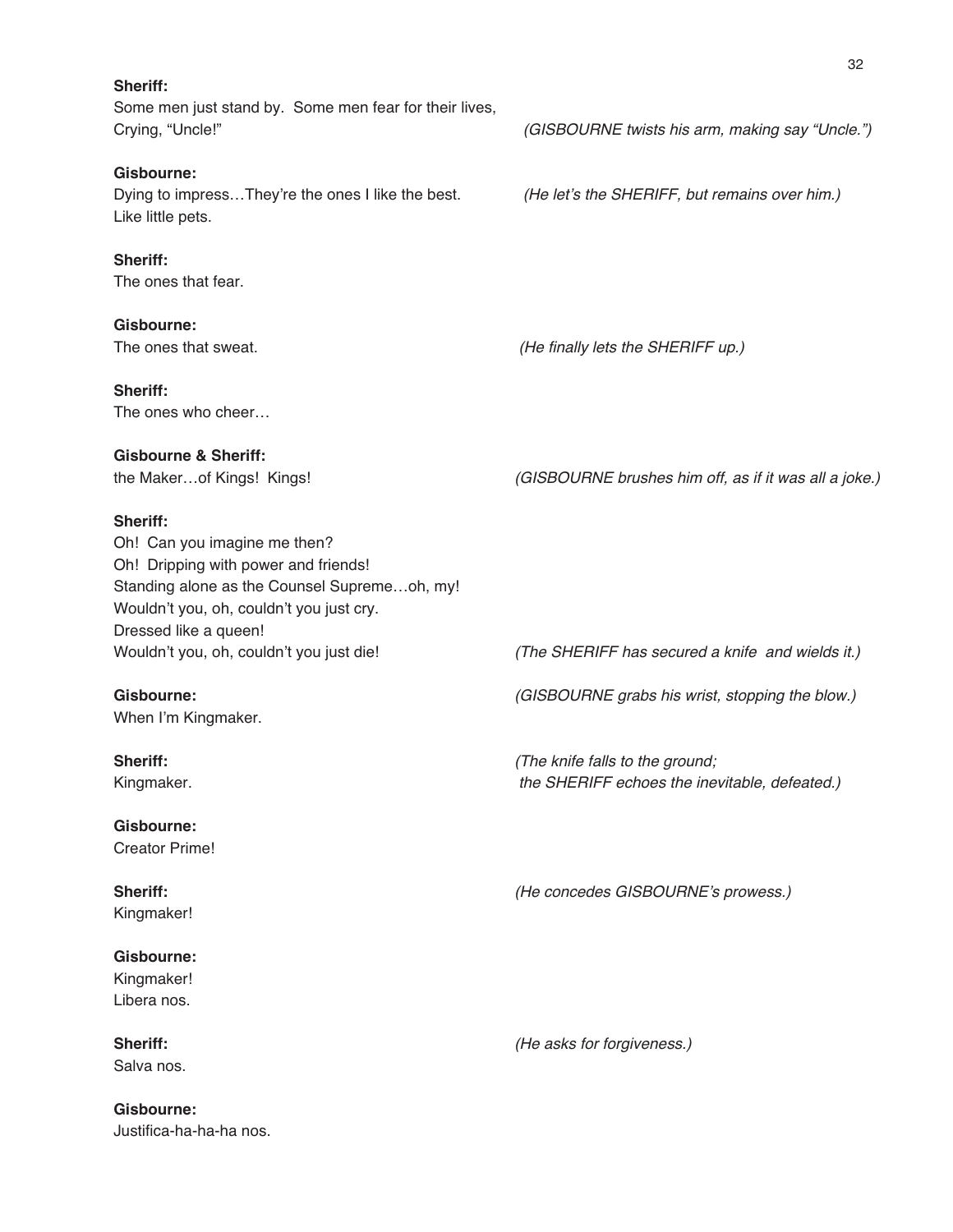**Sheriff:**
Some men just stand by. Some men fear for their lives,
Crying, "Uncle!" *(GISBOURNE twists his arm, making say "Uncle.")*

**Gisbourne:**
Dying to impress…They're the ones I like the best. *(He let's the SHERIFF, but remains over him.)*
Like little pets.

**Sheriff:**
The ones that fear.

**Gisbourne:**
The ones that sweat. *(He finally lets the SHERIFF up.)*

**Sheriff:**
The ones who cheer…

**Gisbourne & Sheriff:**
the Maker…of Kings! Kings! *(GISBOURNE brushes him off, as if it was all a joke.)*

**Sheriff:**
Oh! Can you imagine me then?
Oh! Dripping with power and friends!
Standing alone as the Counsel Supreme…oh, my!
Wouldn't you, oh, couldn't you just cry.
Dressed like a queen!
Wouldn't you, oh, couldn't you just die! *(The SHERIFF has secured a knife and wields it.)*

**Gisbourne:** *(GISBOURNE grabs his wrist, stopping the blow.)*
When I'm Kingmaker.

**Sheriff:** *(The knife falls to the ground; the SHERIFF echoes the inevitable, defeated.)*
Kingmaker.

**Gisbourne:**
Creator Prime!

**Sheriff:** *(He concedes GISBOURNE's prowess.)*
Kingmaker!

**Gisbourne:**
Kingmaker!
Libera nos.

**Sheriff:** *(He asks for forgiveness.)*
Salva nos.

**Gisbourne:**
Justifica-ha-ha-ha nos.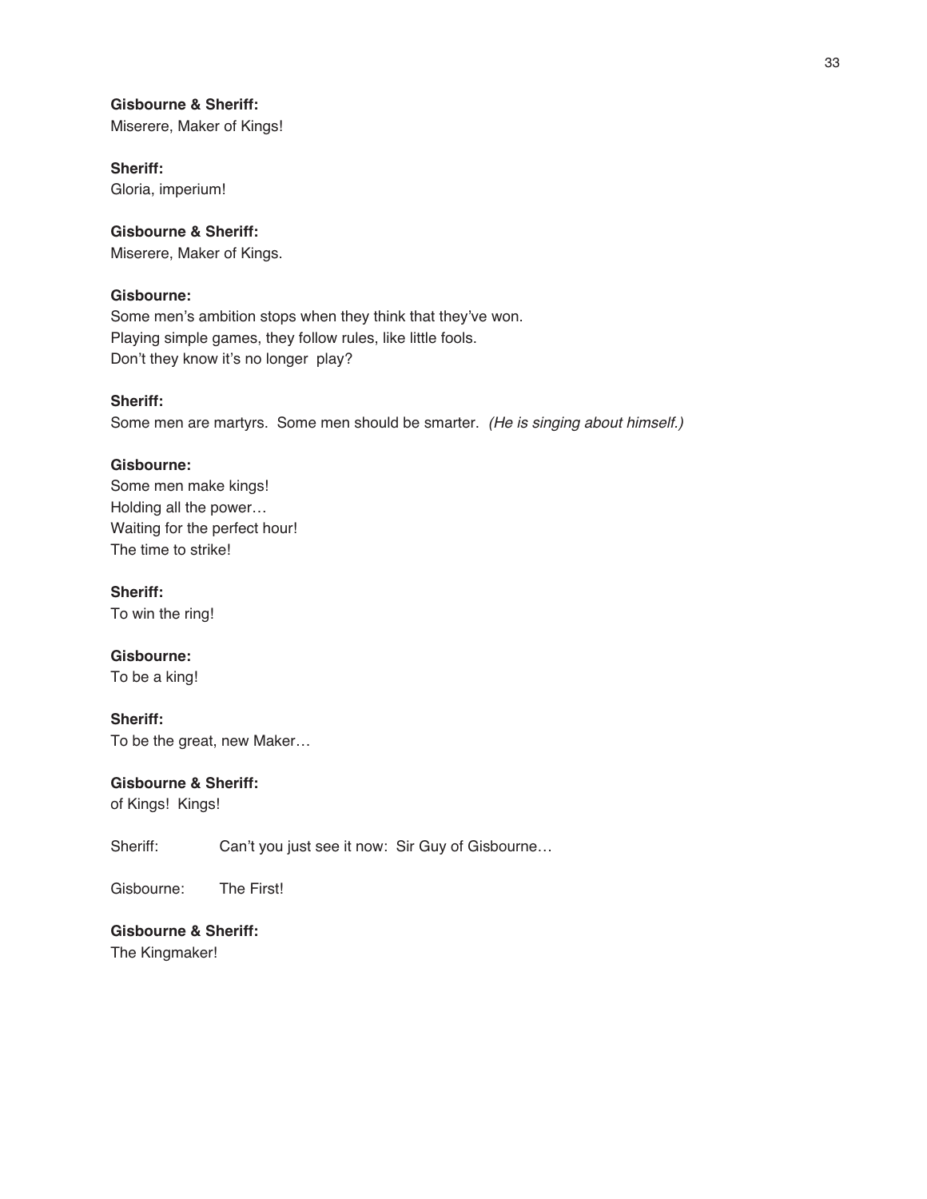**Gisbourne & Sheriff:**
Miserere, Maker of Kings!

**Sheriff:**
Gloria, imperium!

**Gisbourne & Sheriff:**
Miserere, Maker of Kings.

**Gisbourne:**
Some men's ambition stops when they think that they've won.
Playing simple games, they follow rules, like little fools.
Don't they know it's no longer play?

**Sheriff:**
Some men are martyrs. Some men should be smarter. *(He is singing about himself.)*

**Gisbourne:**
Some men make kings!
Holding all the power…
Waiting for the perfect hour!
The time to strike!

**Sheriff:**
To win the ring!

**Gisbourne:**
To be a king!

**Sheriff:**
To be the great, new Maker…

**Gisbourne & Sheriff:**
of Kings! Kings!

Sheriff: Can't you just see it now: Sir Guy of Gisbourne…

Gisbourne: The First!

**Gisbourne & Sheriff:**
The Kingmaker!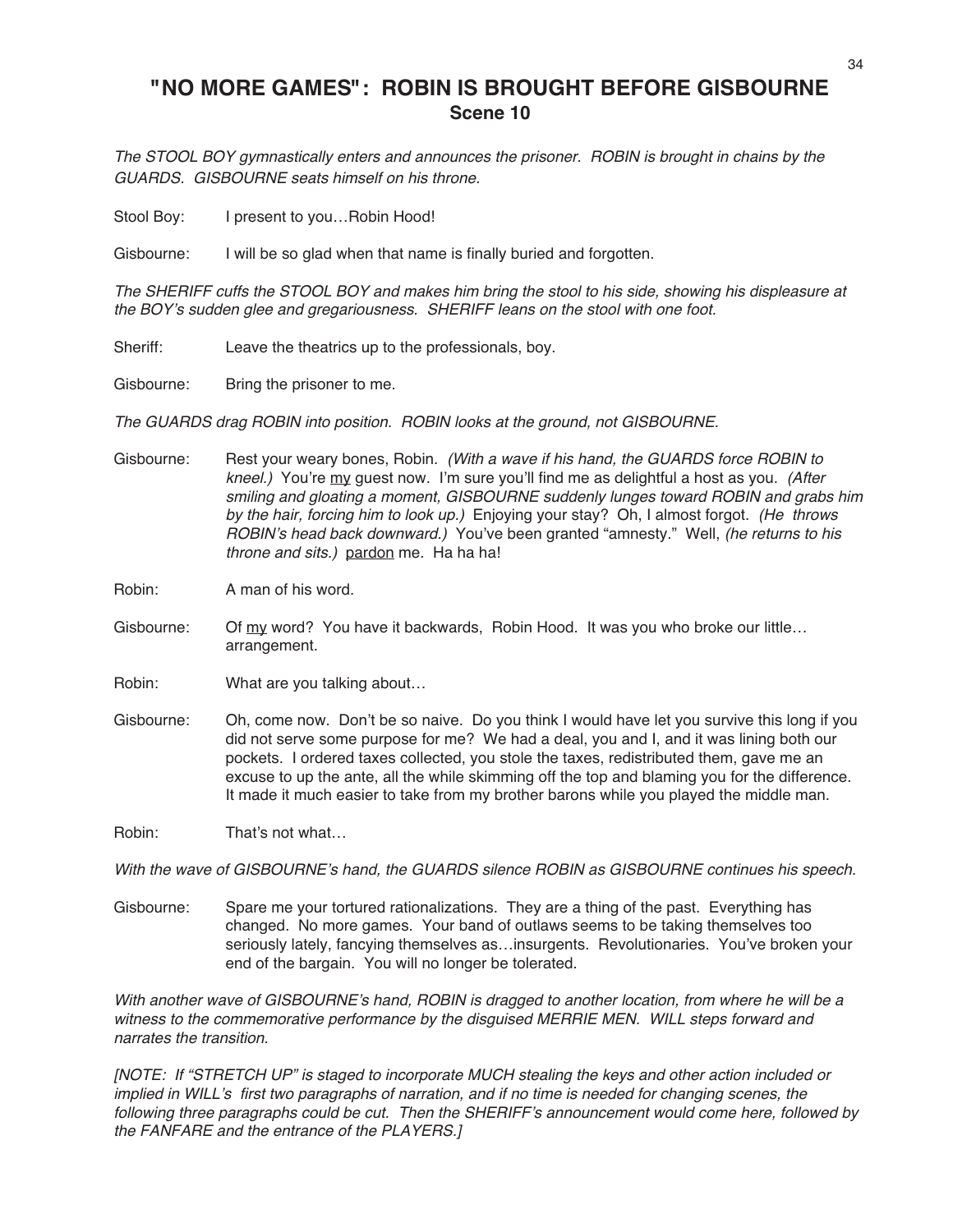# "NO MORE GAMES": ROBIN IS BROUGHT BEFORE GISBOURNE

## Scene 10

*The STOOL BOY gymnastically enters and announces the prisoner. ROBIN is brought in chains by the GUARDS. GISBOURNE seats himself on his throne.*

Stool Boy: I present to you…Robin Hood!

Gisbourne: I will be so glad when that name is finally buried and forgotten.

*The SHERIFF cuffs the STOOL BOY and makes him bring the stool to his side, showing his displeasure at the BOY's sudden glee and gregariousness. SHERIFF leans on the stool with one foot.*

Sheriff: Leave the theatrics up to the professionals, boy.

Gisbourne: Bring the prisoner to me.

*The GUARDS drag ROBIN into position. ROBIN looks at the ground, not GISBOURNE.*

Gisbourne: Rest your weary bones, Robin. *(With a wave if his hand, the GUARDS force ROBIN to kneel.)* You're <u>my</u> guest now. I'm sure you'll find me as delightful a host as you. *(After smiling and gloating a moment, GISBOURNE suddenly lunges toward ROBIN and grabs him by the hair, forcing him to look up.)* Enjoying your stay? Oh, I almost forgot. *(He throws ROBIN's head back downward.)* You've been granted "amnesty." Well, *(he returns to his throne and sits.)* <u>pardon</u> me. Ha ha ha!

Robin: A man of his word.

Gisbourne: Of <u>my</u> word? You have it backwards, Robin Hood. It was you who broke our little… arrangement.

Robin: What are you talking about…

Gisbourne: Oh, come now. Don't be so naive. Do you think I would have let you survive this long if you did not serve some purpose for me? We had a deal, you and I, and it was lining both our pockets. I ordered taxes collected, you stole the taxes, redistributed them, gave me an excuse to up the ante, all the while skimming off the top and blaming you for the difference. It made it much easier to take from my brother barons while you played the middle man.

Robin: That's not what…

*With the wave of GISBOURNE's hand, the GUARDS silence ROBIN as GISBOURNE continues his speech.*

Gisbourne: Spare me your tortured rationalizations. They are a thing of the past. Everything has changed. No more games. Your band of outlaws seems to be taking themselves too seriously lately, fancying themselves as…insurgents. Revolutionaries. You've broken your end of the bargain. You will no longer be tolerated.

*With another wave of GISBOURNE's hand, ROBIN is dragged to another location, from where he will be a witness to the commemorative performance by the disguised MERRIE MEN. WILL steps forward and narrates the transition.*

*[NOTE: If "STRETCH UP" is staged to incorporate MUCH stealing the keys and other action included or implied in WILL's first two paragraphs of narration, and if no time is needed for changing scenes, the following three paragraphs could be cut. Then the SHERIFF's announcement would come here, followed by the FANFARE and the entrance of the PLAYERS.]*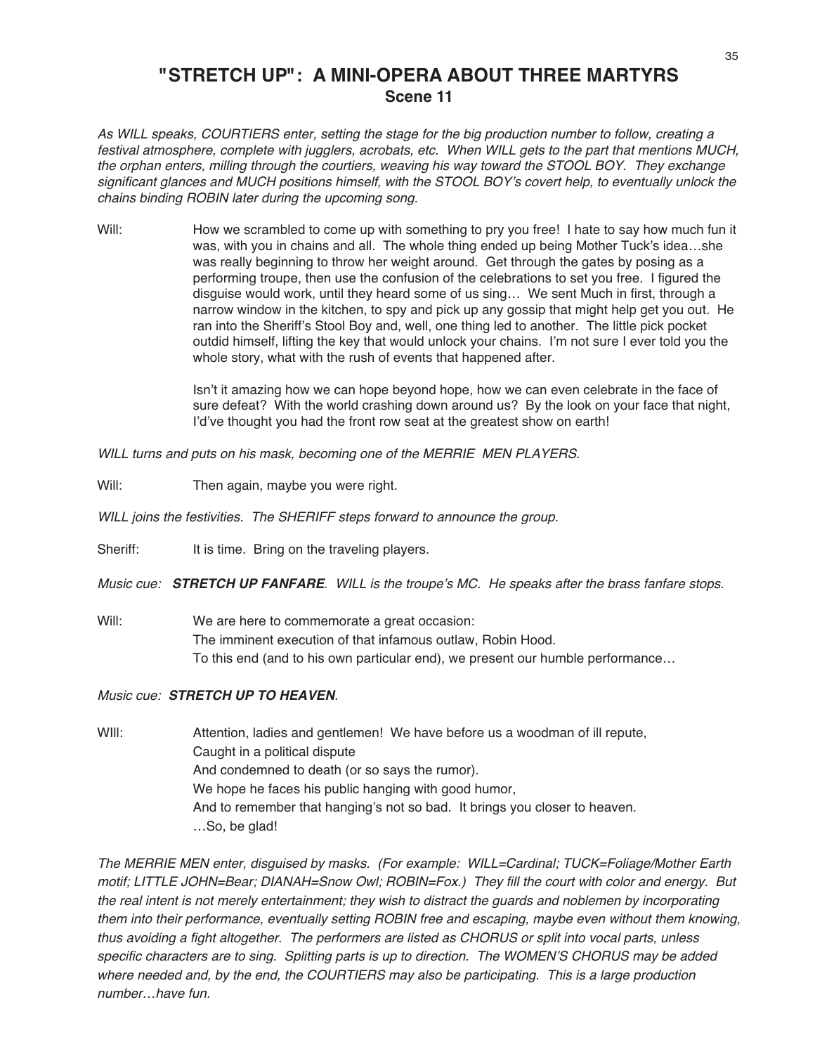# "STRETCH UP": A MINI-OPERA ABOUT THREE MARTYRS

## Scene 11

*As WILL speaks, COURTIERS enter, setting the stage for the big production number to follow, creating a festival atmosphere, complete with jugglers, acrobats, etc. When WILL gets to the part that mentions MUCH, the orphan enters, milling through the courtiers, weaving his way toward the STOOL BOY. They exchange significant glances and MUCH positions himself, with the STOOL BOY's covert help, to eventually unlock the chains binding ROBIN later during the upcoming song.*

Will: How we scrambled to come up with something to pry you free! I hate to say how much fun it was, with you in chains and all. The whole thing ended up being Mother Tuck's idea…she was really beginning to throw her weight around. Get through the gates by posing as a performing troupe, then use the confusion of the celebrations to set you free. I figured the disguise would work, until they heard some of us sing… We sent Much in first, through a narrow window in the kitchen, to spy and pick up any gossip that might help get you out. He ran into the Sheriff's Stool Boy and, well, one thing led to another. The little pick pocket outdid himself, lifting the key that would unlock your chains. I'm not sure I ever told you the whole story, what with the rush of events that happened after.

Isn't it amazing how we can hope beyond hope, how we can even celebrate in the face of sure defeat? With the world crashing down around us? By the look on your face that night, I'd've thought you had the front row seat at the greatest show on earth!

*WILL turns and puts on his mask, becoming one of the MERRIE MEN PLAYERS.*

Will: Then again, maybe you were right.

*WILL joins the festivities. The SHERIFF steps forward to announce the group.*

Sheriff: It is time. Bring on the traveling players.

*Music cue: **STRETCH UP FANFARE**. WILL is the troupe's MC. He speaks after the brass fanfare stops.*

Will: We are here to commemorate a great occasion:
The imminent execution of that infamous outlaw, Robin Hood.
To this end (and to his own particular end), we present our humble performance…

*Music cue: **STRETCH UP TO HEAVEN**.*

WIll: Attention, ladies and gentlemen! We have before us a woodman of ill repute,
Caught in a political dispute
And condemned to death (or so says the rumor).
We hope he faces his public hanging with good humor,
And to remember that hanging's not so bad. It brings you closer to heaven.
…So, be glad!

*The MERRIE MEN enter, disguised by masks. (For example: WILL=Cardinal; TUCK=Foliage/Mother Earth motif; LITTLE JOHN=Bear; DIANAH=Snow Owl; ROBIN=Fox.) They fill the court with color and energy. But the real intent is not merely entertainment; they wish to distract the guards and noblemen by incorporating them into their performance, eventually setting ROBIN free and escaping, maybe even without them knowing, thus avoiding a fight altogether. The performers are listed as CHORUS or split into vocal parts, unless specific characters are to sing. Splitting parts is up to direction. The WOMEN'S CHORUS may be added where needed and, by the end, the COURTIERS may also be participating. This is a large production number…have fun.*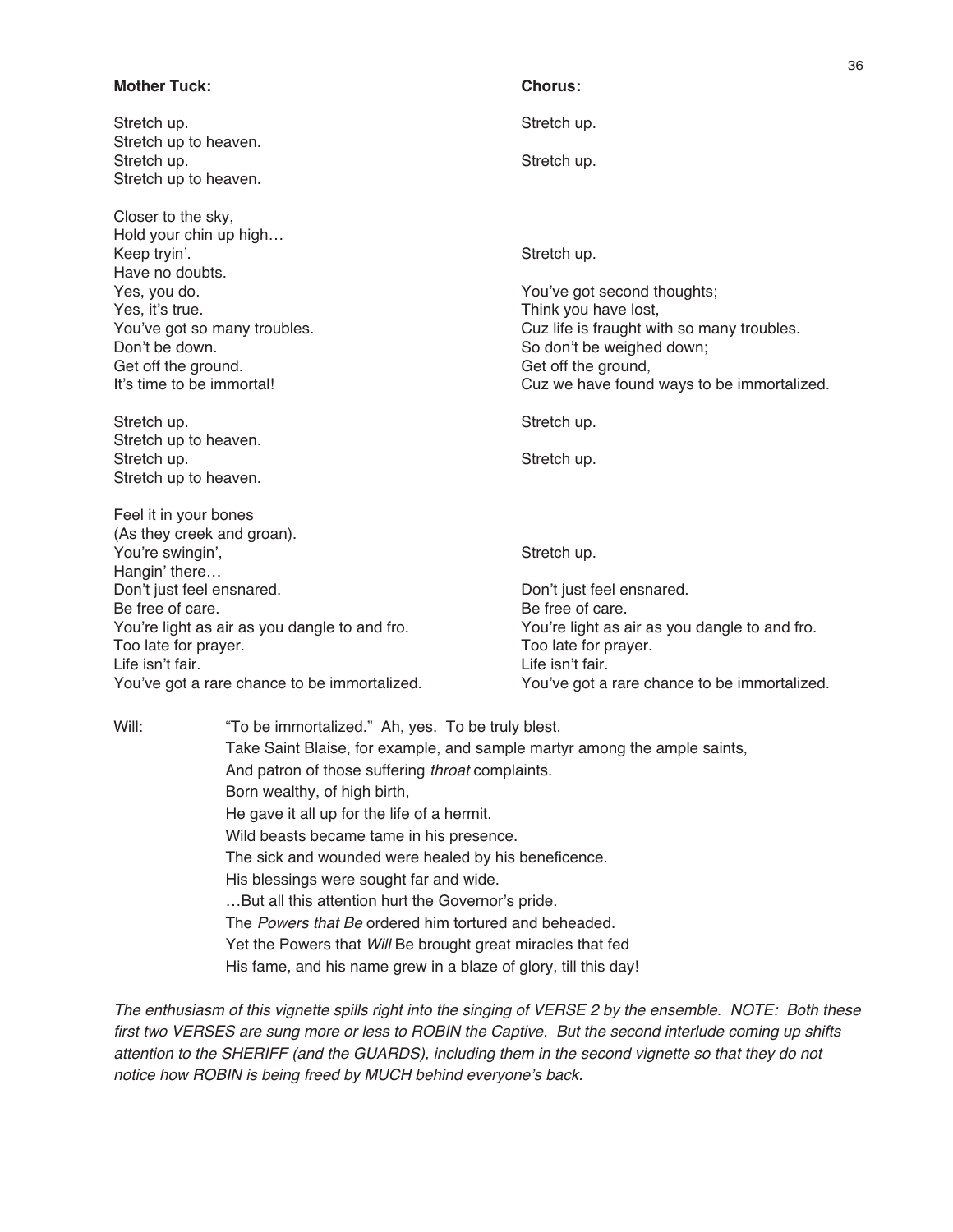| **Mother Tuck:** | **Chorus:** |
| --- | --- |
| Stretch up. | Stretch up. |
| Stretch up to heaven. | |
| Stretch up. | Stretch up. |
| Stretch up to heaven. | |
| | |
| Closer to the sky, | |
| Hold your chin up high… | |
| Keep tryin'. | Stretch up. |
| Have no doubts. | |
| Yes, you do. | You've got second thoughts; |
| Yes, it's true. | Think you have lost, |
| You've got so many troubles. | Cuz life is fraught with so many troubles. |
| Don't be down. | So don't be weighed down; |
| Get off the ground. | Get off the ground, |
| It's time to be immortal! | Cuz we have found ways to be immortalized. |
| | |
| Stretch up. | Stretch up. |
| Stretch up to heaven. | |
| Stretch up. | Stretch up. |
| Stretch up to heaven. | |
| | |
| Feel it in your bones | |
| (As they creek and groan). | |
| You're swingin', | Stretch up. |
| Hangin' there… | |
| Don't just feel ensnared. | Don't just feel ensnared. |
| Be free of care. | Be free of care. |
| You're light as air as you dangle to and fro. | You're light as air as you dangle to and fro. |
| Too late for prayer. | Too late for prayer. |
| Life isn't fair. | Life isn't fair. |
| You've got a rare chance to be immortalized. | You've got a rare chance to be immortalized. |

Will: "To be immortalized." Ah, yes. To be truly blest.
Take Saint Blaise, for example, and sample martyr among the ample saints,
And patron of those suffering *throat* complaints.
Born wealthy, of high birth,
He gave it all up for the life of a hermit.
Wild beasts became tame in his presence.
The sick and wounded were healed by his beneficence.
His blessings were sought far and wide.
…But all this attention hurt the Governor's pride.
The *Powers that Be* ordered him tortured and beheaded.
Yet the Powers that *Will* Be brought great miracles that fed
His fame, and his name grew in a blaze of glory, till this day!

*The enthusiasm of this vignette spills right into the singing of VERSE 2 by the ensemble. NOTE: Both these first two VERSES are sung more or less to ROBIN the Captive. But the second interlude coming up shifts attention to the SHERIFF (and the GUARDS), including them in the second vignette so that they do not notice how ROBIN is being freed by MUCH behind everyone's back.*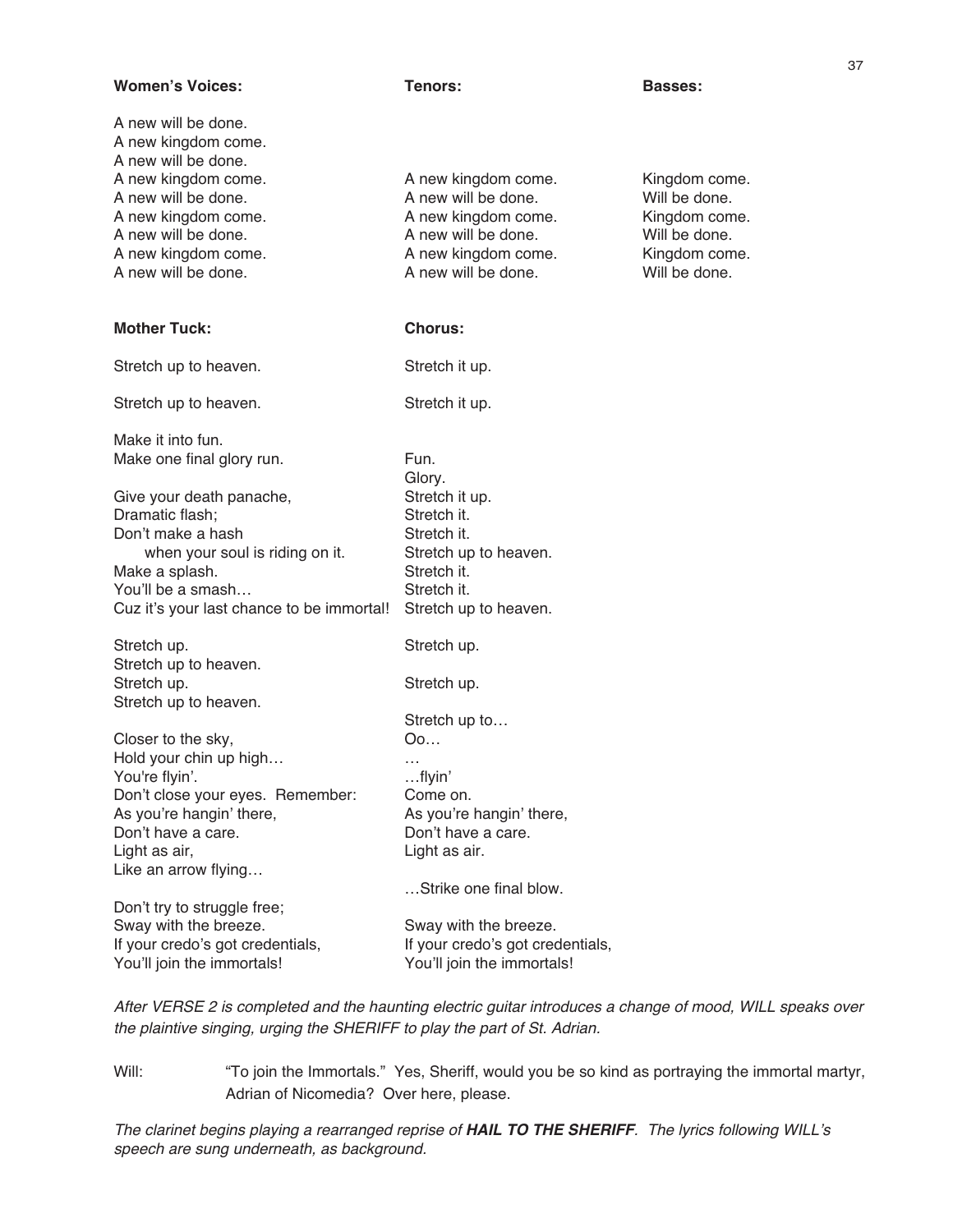| Women's Voices: | Tenors: | Basses: |
|---|---|---|
| A new will be done. | | |
| A new kingdom come. | | |
| A new will be done. | | |
| A new kingdom come. | A new kingdom come. | Kingdom come. |
| A new will be done. | A new will be done. | Will be done. |
| A new kingdom come. | A new kingdom come. | Kingdom come. |
| A new will be done. | A new will be done. | Will be done. |
| A new kingdom come. | A new kingdom come. | Kingdom come. |
| A new will be done. | A new will be done. | Will be done. |

| Mother Tuck: | Chorus: |
|---|---|
| Stretch up to heaven. | Stretch it up. |
| Stretch up to heaven. | Stretch it up. |
| Make it into fun. | |
| Make one final glory run. | Fun. |
| | Glory. |
| Give your death panache, | Stretch it up. |
| Dramatic flash; | Stretch it. |
| Don't make a hash | Stretch it. |
| when your soul is riding on it. | Stretch up to heaven. |
| Make a splash. | Stretch it. |
| You'll be a smash… | Stretch it. |
| Cuz it's your last chance to be immortal! | Stretch up to heaven. |
| Stretch up. | Stretch up. |
| Stretch up to heaven. | |
| Stretch up. | Stretch up. |
| Stretch up to heaven. | |
| | Stretch up to… |
| Closer to the sky, | Oo… |
| Hold your chin up high… | … |
| You're flyin'. | …flyin' |
| Don't close your eyes. Remember: | Come on. |
| As you're hangin' there, | As you're hangin' there, |
| Don't have a care. | Don't have a care. |
| Light as air, | Light as air. |
| Like an arrow flying… | |
| | …Strike one final blow. |
| Don't try to struggle free; | |
| Sway with the breeze. | Sway with the breeze. |
| If your credo's got credentials, | If your credo's got credentials, |
| You'll join the immortals! | You'll join the immortals! |

*After VERSE 2 is completed and the haunting electric guitar introduces a change of mood, WILL speaks over the plaintive singing, urging the SHERIFF to play the part of St. Adrian.*

Will: "To join the Immortals." Yes, Sheriff, would you be so kind as portraying the immortal martyr, Adrian of Nicomedia? Over here, please.

*The clarinet begins playing a rearranged reprise of* ***HAIL TO THE SHERIFF****. The lyrics following WILL's speech are sung underneath, as background.*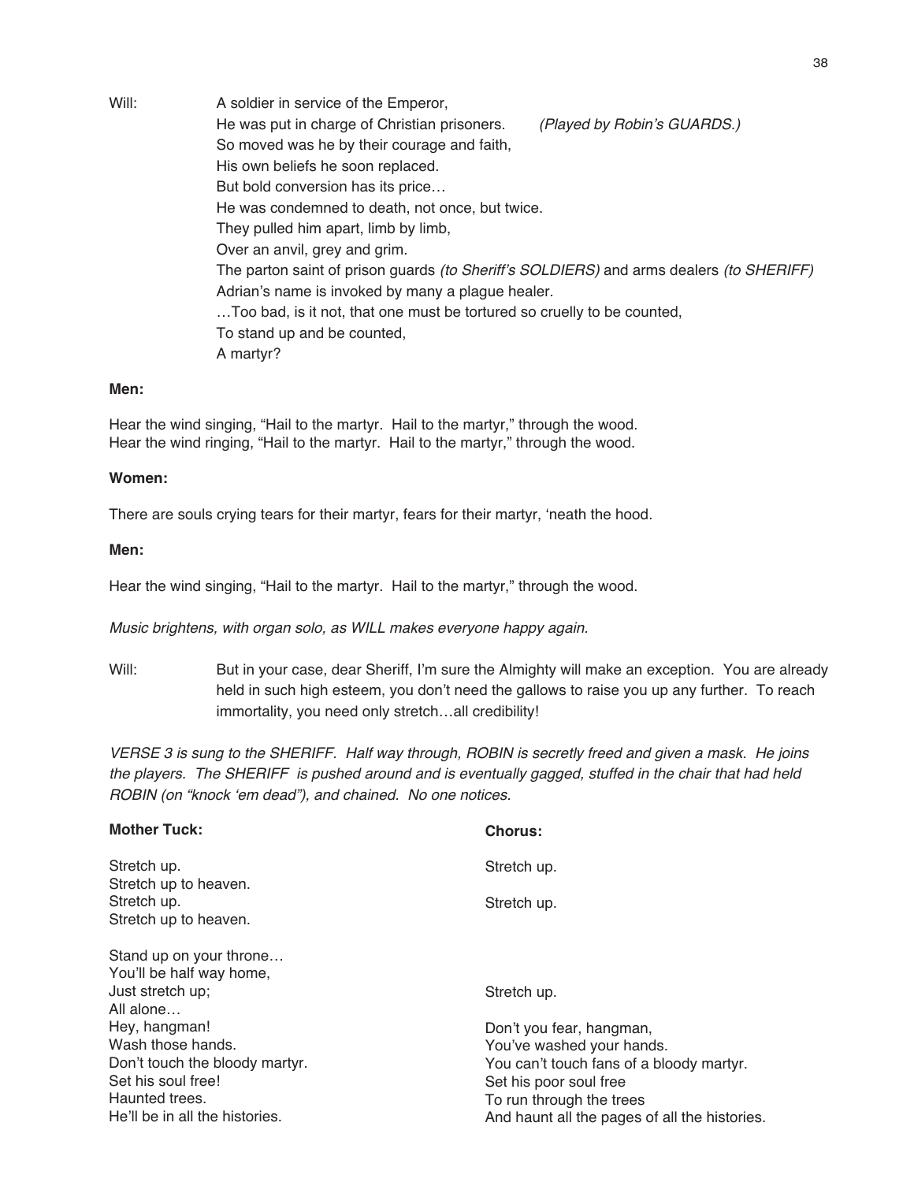Will: A soldier in service of the Emperor,
He was put in charge of Christian prisoners. *(Played by Robin's GUARDS.)*
So moved was he by their courage and faith,
His own beliefs he soon replaced.
But bold conversion has its price…
He was condemned to death, not once, but twice.
They pulled him apart, limb by limb,
Over an anvil, grey and grim.
The parton saint of prison guards *(to Sheriff's SOLDIERS)* and arms dealers *(to SHERIFF)*
Adrian's name is invoked by many a plague healer.
…Too bad, is it not, that one must be tortured so cruelly to be counted,
To stand up and be counted,
A martyr?

**Men:**

Hear the wind singing, "Hail to the martyr. Hail to the martyr," through the wood.
Hear the wind ringing, "Hail to the martyr. Hail to the martyr," through the wood.

**Women:**

There are souls crying tears for their martyr, fears for their martyr, 'neath the hood.

**Men:**

Hear the wind singing, "Hail to the martyr. Hail to the martyr," through the wood.

*Music brightens, with organ solo, as WILL makes everyone happy again.*

Will: But in your case, dear Sheriff, I'm sure the Almighty will make an exception. You are already held in such high esteem, you don't need the gallows to raise you up any further. To reach immortality, you need only stretch…all credibility!

*VERSE 3 is sung to the SHERIFF. Half way through, ROBIN is secretly freed and given a mask. He joins the players. The SHERIFF is pushed around and is eventually gagged, stuffed in the chair that had held ROBIN (on "knock 'em dead"), and chained. No one notices.*

| **Mother Tuck:** | **Chorus:** |
|---|---|
| Stretch up. | Stretch up. |
| Stretch up to heaven. | |
| Stretch up. | Stretch up. |
| Stretch up to heaven. | |
| | |
| Stand up on your throne… | |
| You'll be half way home, | |
| Just stretch up; | Stretch up. |
| All alone… | |
| Hey, hangman! | Don't you fear, hangman, |
| Wash those hands. | You've washed your hands. |
| Don't touch the bloody martyr. | You can't touch fans of a bloody martyr. |
| Set his soul free! | Set his poor soul free |
| Haunted trees. | To run through the trees |
| He'll be in all the histories. | And haunt all the pages of all the histories. |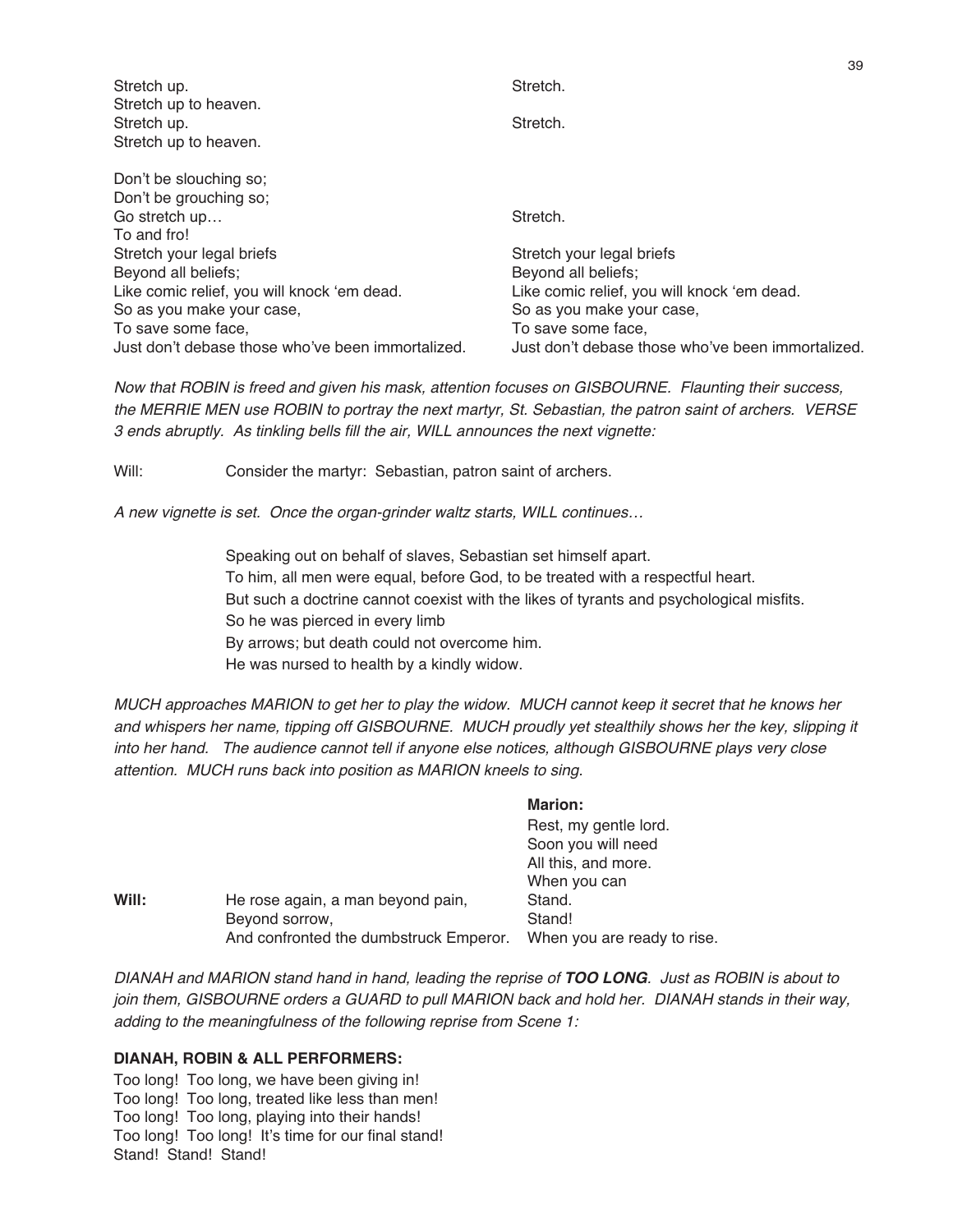| | |
|---|---|
| Stretch up. | Stretch. |
| Stretch up to heaven. | |
| Stretch up. | Stretch. |
| Stretch up to heaven. | |
| | |
| Don't be slouching so; | |
| Don't be grouching so; | |
| Go stretch up… | Stretch. |
| To and fro! | |
| Stretch your legal briefs | Stretch your legal briefs |
| Beyond all beliefs; | Beyond all beliefs; |
| Like comic relief, you will knock 'em dead. | Like comic relief, you will knock 'em dead. |
| So as you make your case, | So as you make your case, |
| To save some face, | To save some face, |
| Just don't debase those who've been immortalized. | Just don't debase those who've been immortalized. |

*Now that ROBIN is freed and given his mask, attention focuses on GISBOURNE. Flaunting their success, the MERRIE MEN use ROBIN to portray the next martyr, St. Sebastian, the patron saint of archers. VERSE 3 ends abruptly. As tinkling bells fill the air, WILL announces the next vignette:*

Will: Consider the martyr: Sebastian, patron saint of archers.

*A new vignette is set. Once the organ-grinder waltz starts, WILL continues…*

> Speaking out on behalf of slaves, Sebastian set himself apart.
> To him, all men were equal, before God, to be treated with a respectful heart.
> But such a doctrine cannot coexist with the likes of tyrants and psychological misfits.
> So he was pierced in every limb
> By arrows; but death could not overcome him.
> He was nursed to health by a kindly widow.

*MUCH approaches MARION to get her to play the widow. MUCH cannot keep it secret that he knows her and whispers her name, tipping off GISBOURNE. MUCH proudly yet stealthily shows her the key, slipping it into her hand. The audience cannot tell if anyone else notices, although GISBOURNE plays very close attention. MUCH runs back into position as MARION kneels to sing.*

| | | **Marion:** |
|---|---|---|
| | | Rest, my gentle lord. |
| | | Soon you will need |
| | | All this, and more. |
| | | When you can |
| **Will:** | He rose again, a man beyond pain, | Stand. |
| | Beyond sorrow, | Stand! |
| | And confronted the dumbstruck Emperor. | When you are ready to rise. |

*DIANAH and MARION stand hand in hand, leading the reprise of **TOO LONG**. Just as ROBIN is about to join them, GISBOURNE orders a GUARD to pull MARION back and hold her. DIANAH stands in their way, adding to the meaningfulness of the following reprise from Scene 1:*

**DIANAH, ROBIN & ALL PERFORMERS:**

Too long! Too long, we have been giving in!
Too long! Too long, treated like less than men!
Too long! Too long, playing into their hands!
Too long! Too long! It's time for our final stand!
Stand! Stand! Stand!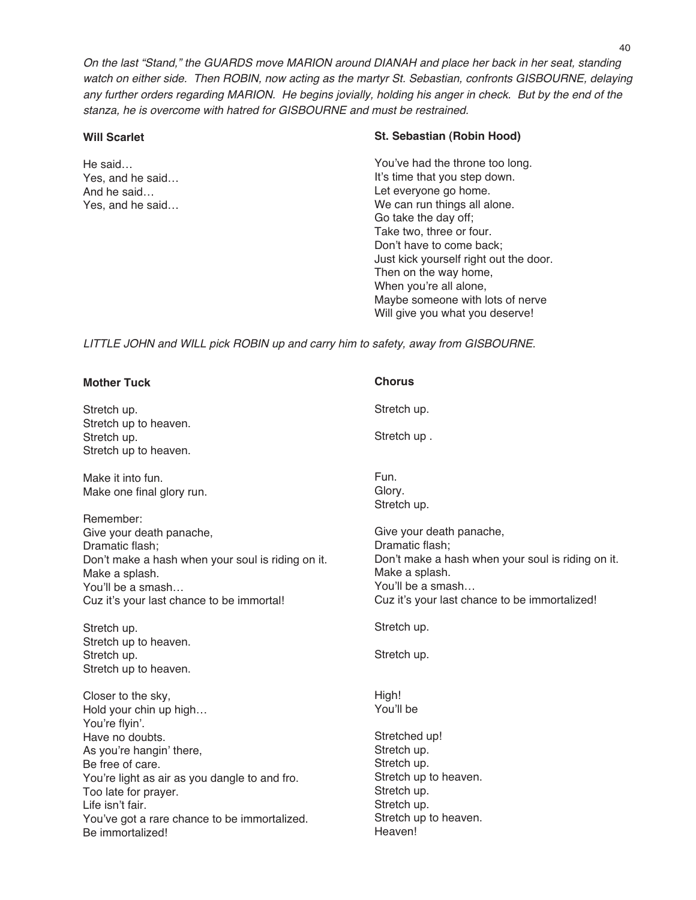*On the last "Stand," the GUARDS move MARION around DIANAH and place her back in her seat, standing watch on either side. Then ROBIN, now acting as the martyr St. Sebastian, confronts GISBOURNE, delaying any further orders regarding MARION. He begins jovially, holding his anger in check. But by the end of the stanza, he is overcome with hatred for GISBOURNE and must be restrained.*

| **Will Scarlet** | **St. Sebastian (Robin Hood)** |
|---|---|
| He said… | You've had the throne too long. |
| Yes, and he said… | It's time that you step down. |
| And he said… | Let everyone go home. |
| Yes, and he said… | We can run things all alone. |
| | Go take the day off; |
| | Take two, three or four. |
| | Don't have to come back; |
| | Just kick yourself right out the door. |
| | Then on the way home, |
| | When you're all alone, |
| | Maybe someone with lots of nerve |
| | Will give you what you deserve! |

*LITTLE JOHN and WILL pick ROBIN up and carry him to safety, away from GISBOURNE.*

| **Mother Tuck** | **Chorus** |
|---|---|
| Stretch up. | Stretch up. |
| Stretch up to heaven. | |
| Stretch up. | Stretch up . |
| Stretch up to heaven. | |
| | |
| Make it into fun. | Fun. |
| Make one final glory run. | Glory. |
| | Stretch up. |
| Remember: | |
| Give your death panache, | Give your death panache, |
| Dramatic flash; | Dramatic flash; |
| Don't make a hash when your soul is riding on it. | Don't make a hash when your soul is riding on it. |
| Make a splash. | Make a splash. |
| You'll be a smash… | You'll be a smash… |
| Cuz it's your last chance to be immortal! | Cuz it's your last chance to be immortalized! |
| | |
| Stretch up. | Stretch up. |
| Stretch up to heaven. | |
| Stretch up. | Stretch up. |
| Stretch up to heaven. | |
| | |
| Closer to the sky, | High! |
| Hold your chin up high… | You'll be |
| You're flyin'. | |
| Have no doubts. | Stretched up! |
| As you're hangin' there, | Stretch up. |
| Be free of care. | Stretch up. |
| You're light as air as you dangle to and fro. | Stretch up to heaven. |
| Too late for prayer. | Stretch up. |
| Life isn't fair. | Stretch up. |
| You've got a rare chance to be immortalized. | Stretch up to heaven. |
| Be immortalized! | Heaven! |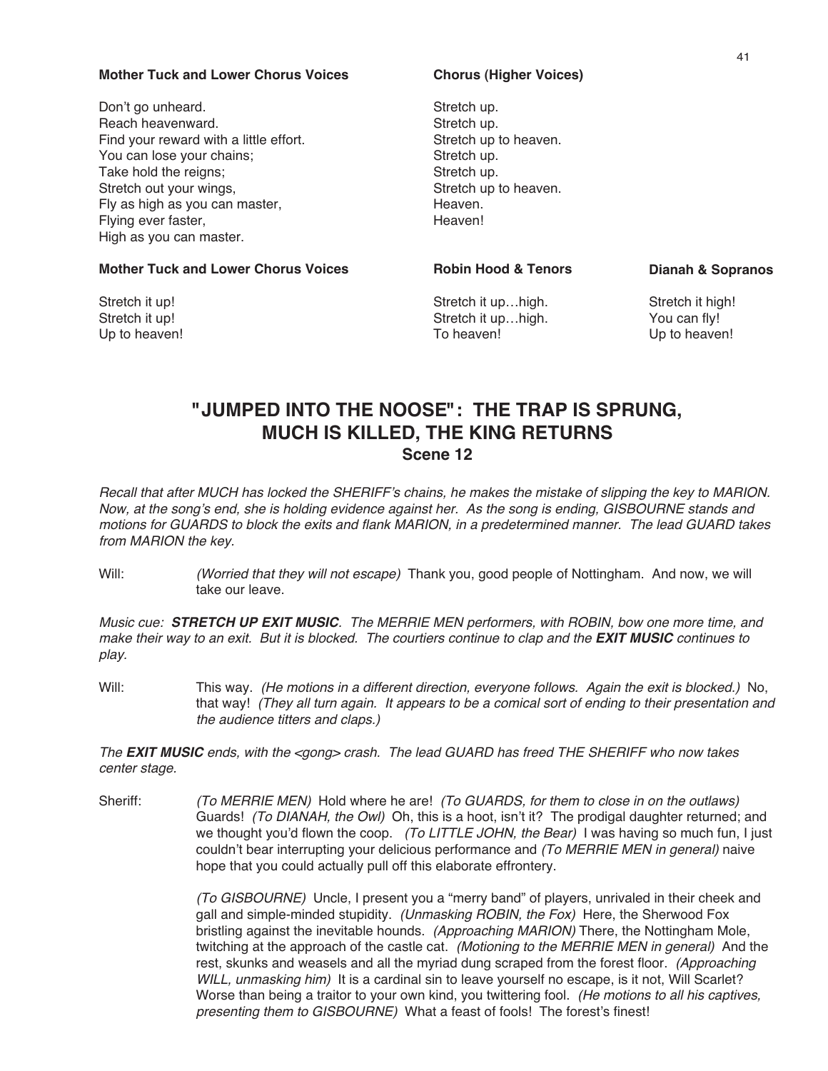| Mother Tuck and Lower Chorus Voices | Chorus (Higher Voices) |
|---|---|
| Don't go unheard. | Stretch up. |
| Reach heavenward. | Stretch up. |
| Find your reward with a little effort. | Stretch up to heaven. |
| You can lose your chains; | Stretch up. |
| Take hold the reigns; | Stretch up. |
| Stretch out your wings, | Stretch up to heaven. |
| Fly as high as you can master, | Heaven. |
| Flying ever faster, | Heaven! |
| High as you can master. | |

| Mother Tuck and Lower Chorus Voices | Robin Hood & Tenors | Dianah & Sopranos |
|---|---|---|
| Stretch it up! | Stretch it up…high. | Stretch it high! |
| Stretch it up! | Stretch it up…high. | You can fly! |
| Up to heaven! | To heaven! | Up to heaven! |

## "JUMPED INTO THE NOOSE": THE TRAP IS SPRUNG, MUCH IS KILLED, THE KING RETURNS
### Scene 12

*Recall that after MUCH has locked the SHERIFF's chains, he makes the mistake of slipping the key to MARION. Now, at the song's end, she is holding evidence against her. As the song is ending, GISBOURNE stands and motions for GUARDS to block the exits and flank MARION, in a predetermined manner. The lead GUARD takes from MARION the key.*

Will: *(Worried that they will not escape)* Thank you, good people of Nottingham. And now, we will take our leave.

*Music cue: **STRETCH UP EXIT MUSIC**. The MERRIE MEN performers, with ROBIN, bow one more time, and make their way to an exit. But it is blocked. The courtiers continue to clap and the **EXIT MUSIC** continues to play.*

Will: This way. *(He motions in a different direction, everyone follows. Again the exit is blocked.)* No, that way! *(They all turn again. It appears to be a comical sort of ending to their presentation and the audience titters and claps.)*

*The **EXIT MUSIC** ends, with the <gong> crash. The lead GUARD has freed THE SHERIFF who now takes center stage.*

Sheriff: *(To MERRIE MEN)* Hold where he are! *(To GUARDS, for them to close in on the outlaws)* Guards! *(To DIANAH, the Owl)* Oh, this is a hoot, isn't it? The prodigal daughter returned; and we thought you'd flown the coop. *(To LITTLE JOHN, the Bear)* I was having so much fun, I just couldn't bear interrupting your delicious performance and *(To MERRIE MEN in general)* naive hope that you could actually pull off this elaborate effrontery.

*(To GISBOURNE)* Uncle, I present you a "merry band" of players, unrivaled in their cheek and gall and simple-minded stupidity. *(Unmasking ROBIN, the Fox)* Here, the Sherwood Fox bristling against the inevitable hounds. *(Approaching MARION)* There, the Nottingham Mole, twitching at the approach of the castle cat. *(Motioning to the MERRIE MEN in general)* And the rest, skunks and weasels and all the myriad dung scraped from the forest floor. *(Approaching WILL, unmasking him)* It is a cardinal sin to leave yourself no escape, is it not, Will Scarlet? Worse than being a traitor to your own kind, you twittering fool. *(He motions to all his captives, presenting them to GISBOURNE)* What a feast of fools! The forest's finest!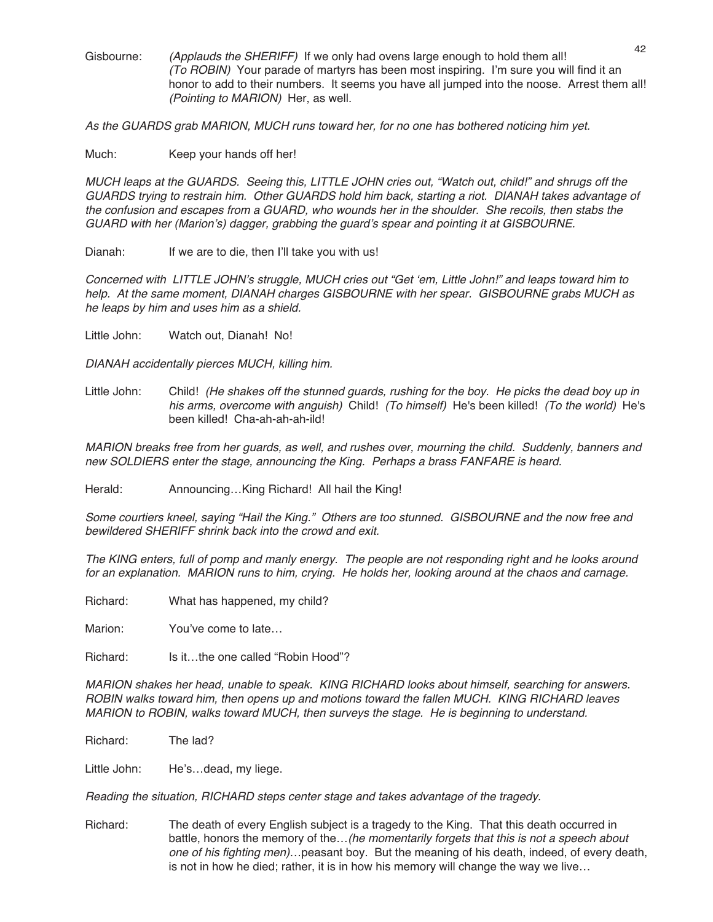Gisbourne: *(Applauds the SHERIFF)* If we only had ovens large enough to hold them all! *(To ROBIN)* Your parade of martyrs has been most inspiring. I'm sure you will find it an honor to add to their numbers. It seems you have all jumped into the noose. Arrest them all! *(Pointing to MARION)* Her, as well.

*As the GUARDS grab MARION, MUCH runs toward her, for no one has bothered noticing him yet.*

Much: Keep your hands off her!

*MUCH leaps at the GUARDS. Seeing this, LITTLE JOHN cries out, "Watch out, child!" and shrugs off the GUARDS trying to restrain him. Other GUARDS hold him back, starting a riot. DIANAH takes advantage of the confusion and escapes from a GUARD, who wounds her in the shoulder. She recoils, then stabs the GUARD with her (Marion's) dagger, grabbing the guard's spear and pointing it at GISBOURNE.*

Dianah: If we are to die, then I'll take you with us!

*Concerned with LITTLE JOHN's struggle, MUCH cries out "Get 'em, Little John!" and leaps toward him to help. At the same moment, DIANAH charges GISBOURNE with her spear. GISBOURNE grabs MUCH as he leaps by him and uses him as a shield.*

Little John: Watch out, Dianah! No!

*DIANAH accidentally pierces MUCH, killing him.*

Little John: Child! *(He shakes off the stunned guards, rushing for the boy. He picks the dead boy up in his arms, overcome with anguish)* Child! *(To himself)* He's been killed! *(To the world)* He's been killed! Cha-ah-ah-ah-ild!

*MARION breaks free from her guards, as well, and rushes over, mourning the child. Suddenly, banners and new SOLDIERS enter the stage, announcing the King. Perhaps a brass FANFARE is heard.*

Herald: Announcing…King Richard! All hail the King!

*Some courtiers kneel, saying "Hail the King." Others are too stunned. GISBOURNE and the now free and bewildered SHERIFF shrink back into the crowd and exit.*

*The KING enters, full of pomp and manly energy. The people are not responding right and he looks around for an explanation. MARION runs to him, crying. He holds her, looking around at the chaos and carnage.*

Richard: What has happened, my child?

Marion: You've come to late…

Richard: Is it…the one called "Robin Hood"?

*MARION shakes her head, unable to speak. KING RICHARD looks about himself, searching for answers. ROBIN walks toward him, then opens up and motions toward the fallen MUCH. KING RICHARD leaves MARION to ROBIN, walks toward MUCH, then surveys the stage. He is beginning to understand.*

Richard: The lad?

Little John: He's…dead, my liege.

*Reading the situation, RICHARD steps center stage and takes advantage of the tragedy.*

Richard: The death of every English subject is a tragedy to the King. That this death occurred in battle, honors the memory of the…*(he momentarily forgets that this is not a speech about one of his fighting men)*…peasant boy. But the meaning of his death, indeed, of every death, is not in how he died; rather, it is in how his memory will change the way we live…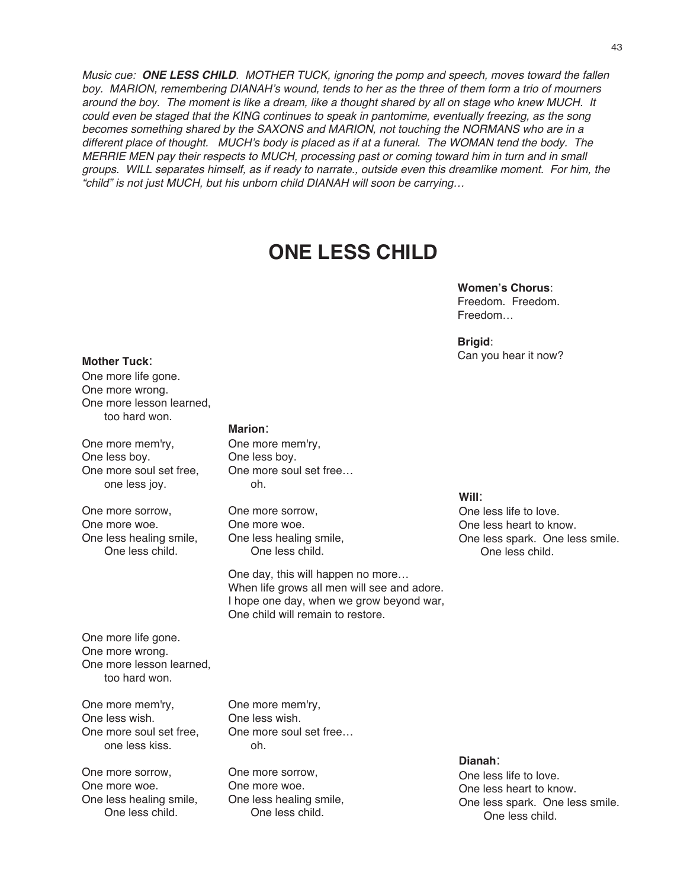*Music cue: **ONE LESS CHILD**. MOTHER TUCK, ignoring the pomp and speech, moves toward the fallen boy. MARION, remembering DIANAH's wound, tends to her as the three of them form a trio of mourners around the boy. The moment is like a dream, like a thought shared by all on stage who knew MUCH. It could even be staged that the KING continues to speak in pantomime, eventually freezing, as the song becomes something shared by the SAXONS and MARION, not touching the NORMANS who are in a different place of thought. MUCH's body is placed as if at a funeral. The WOMAN tend the body. The MERRIE MEN pay their respects to MUCH, processing past or coming toward him in turn and in small groups. WILL separates himself, as if ready to narrate., outside even this dreamlike moment. For him, the "child" is not just MUCH, but his unborn child DIANAH will soon be carrying…*

# ONE LESS CHILD

**Women's Chorus**:
Freedom. Freedom.
Freedom…

**Brigid**:
Can you hear it now?

**Mother Tuck**:
One more life gone.
One more wrong.
One more lesson learned,
too hard won.

**Mother Tuck**:
One more mem'ry,
One less boy.
One more soul set free,
one less joy.

**Marion**:
One more mem'ry,
One less boy.
One more soul set free…
oh.

**Mother Tuck**:
One more sorrow,
One more woe.
One less healing smile,
One less child.

**Marion**:
One more sorrow,
One more woe.
One less healing smile,
One less child.

**Will**:
One less life to love.
One less heart to know.
One less spark. One less smile.
One less child.

**Marion**:
One day, this will happen no more…
When life grows all men will see and adore.
I hope one day, when we grow beyond war,
One child will remain to restore.

**Mother Tuck**:
One more life gone.
One more wrong.
One more lesson learned,
too hard won.

**Mother Tuck**:
One more mem'ry,
One less wish.
One more soul set free,
one less kiss.

**Marion**:
One more mem'ry,
One less wish.
One more soul set free…
oh.

**Mother Tuck**:
One more sorrow,
One more woe.
One less healing smile,
One less child.

**Marion**:
One more sorrow,
One more woe.
One less healing smile,
One less child.

**Dianah**:
One less life to love.
One less heart to know.
One less spark. One less smile.
One less child.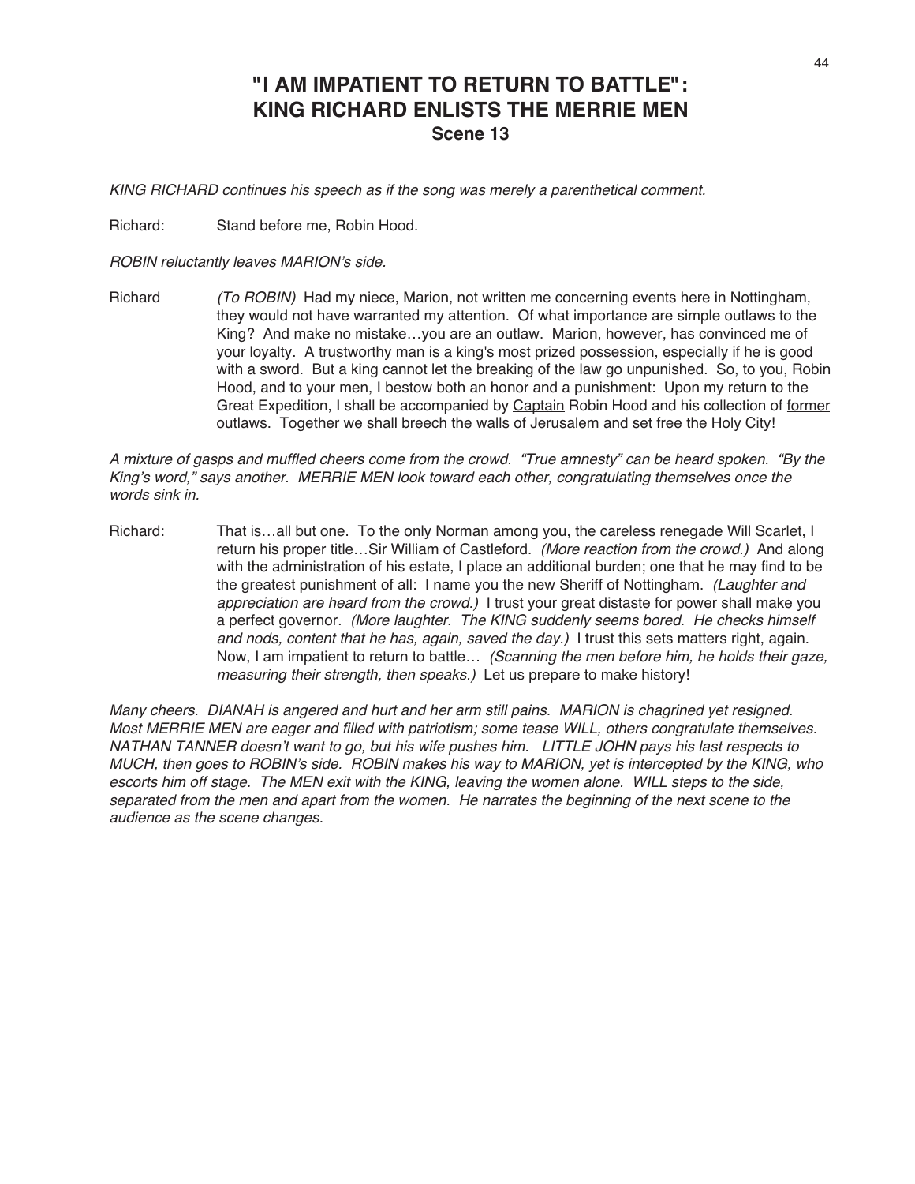# "I AM IMPATIENT TO RETURN TO BATTLE": KING RICHARD ENLISTS THE MERRIE MEN

## Scene 13

*KING RICHARD continues his speech as if the song was merely a parenthetical comment.*

Richard: Stand before me, Robin Hood.

*ROBIN reluctantly leaves MARION's side.*

Richard *(To ROBIN)* Had my niece, Marion, not written me concerning events here in Nottingham, they would not have warranted my attention. Of what importance are simple outlaws to the King? And make no mistake…you are an outlaw. Marion, however, has convinced me of your loyalty. A trustworthy man is a king's most prized possession, especially if he is good with a sword. But a king cannot let the breaking of the law go unpunished. So, to you, Robin Hood, and to your men, I bestow both an honor and a punishment: Upon my return to the Great Expedition, I shall be accompanied by <u>Captain</u> Robin Hood and his collection of <u>former</u> outlaws. Together we shall breech the walls of Jerusalem and set free the Holy City!

*A mixture of gasps and muffled cheers come from the crowd. "True amnesty" can be heard spoken. "By the King's word," says another. MERRIE MEN look toward each other, congratulating themselves once the words sink in.*

Richard: That is…all but one. To the only Norman among you, the careless renegade Will Scarlet, I return his proper title…Sir William of Castleford. *(More reaction from the crowd.)* And along with the administration of his estate, I place an additional burden; one that he may find to be the greatest punishment of all: I name you the new Sheriff of Nottingham. *(Laughter and appreciation are heard from the crowd.)* I trust your great distaste for power shall make you a perfect governor. *(More laughter. The KING suddenly seems bored. He checks himself and nods, content that he has, again, saved the day.)* I trust this sets matters right, again. Now, I am impatient to return to battle… *(Scanning the men before him, he holds their gaze, measuring their strength, then speaks.)* Let us prepare to make history!

*Many cheers. DIANAH is angered and hurt and her arm still pains. MARION is chagrined yet resigned. Most MERRIE MEN are eager and filled with patriotism; some tease WILL, others congratulate themselves. NATHAN TANNER doesn't want to go, but his wife pushes him. LITTLE JOHN pays his last respects to MUCH, then goes to ROBIN's side. ROBIN makes his way to MARION, yet is intercepted by the KING, who escorts him off stage. The MEN exit with the KING, leaving the women alone. WILL steps to the side, separated from the men and apart from the women. He narrates the beginning of the next scene to the audience as the scene changes.*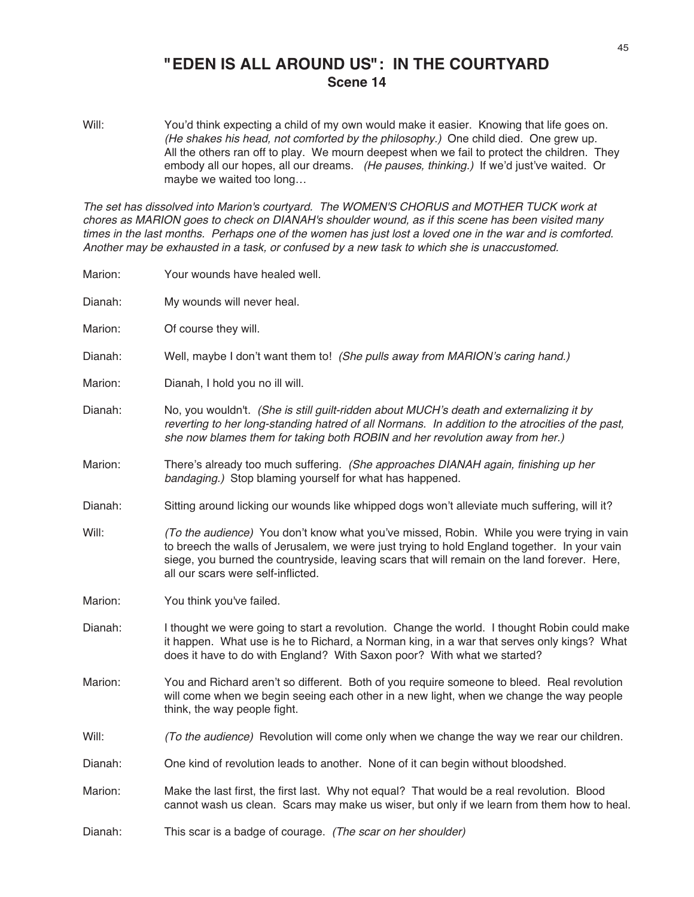# "EDEN IS ALL AROUND US": IN THE COURTYARD
## Scene 14

Will: You'd think expecting a child of my own would make it easier. Knowing that life goes on. *(He shakes his head, not comforted by the philosophy.)* One child died. One grew up. All the others ran off to play. We mourn deepest when we fail to protect the children. They embody all our hopes, all our dreams. *(He pauses, thinking.)* If we'd just've waited. Or maybe we waited too long…

*The set has dissolved into Marion's courtyard. The WOMEN'S CHORUS and MOTHER TUCK work at chores as MARION goes to check on DIANAH's shoulder wound, as if this scene has been visited many times in the last months. Perhaps one of the women has just lost a loved one in the war and is comforted. Another may be exhausted in a task, or confused by a new task to which she is unaccustomed.*

Marion: Your wounds have healed well.

Dianah: My wounds will never heal.

Marion: Of course they will.

Dianah: Well, maybe I don't want them to! *(She pulls away from MARION's caring hand.)*

Marion: Dianah, I hold you no ill will.

Dianah: No, you wouldn't. *(She is still guilt-ridden about MUCH's death and externalizing it by reverting to her long-standing hatred of all Normans. In addition to the atrocities of the past, she now blames them for taking both ROBIN and her revolution away from her.)*

Marion: There's already too much suffering. *(She approaches DIANAH again, finishing up her bandaging.)* Stop blaming yourself for what has happened.

Dianah: Sitting around licking our wounds like whipped dogs won't alleviate much suffering, will it?

Will: *(To the audience)* You don't know what you've missed, Robin. While you were trying in vain to breech the walls of Jerusalem, we were just trying to hold England together. In your vain siege, you burned the countryside, leaving scars that will remain on the land forever. Here, all our scars were self-inflicted.

Marion: You think you've failed.

Dianah: I thought we were going to start a revolution. Change the world. I thought Robin could make it happen. What use is he to Richard, a Norman king, in a war that serves only kings? What does it have to do with England? With Saxon poor? With what we started?

Marion: You and Richard aren't so different. Both of you require someone to bleed. Real revolution will come when we begin seeing each other in a new light, when we change the way people think, the way people fight.

Will: *(To the audience)* Revolution will come only when we change the way we rear our children.

Dianah: One kind of revolution leads to another. None of it can begin without bloodshed.

Marion: Make the last first, the first last. Why not equal? That would be a real revolution. Blood cannot wash us clean. Scars may make us wiser, but only if we learn from them how to heal.

Dianah: This scar is a badge of courage. *(The scar on her shoulder)*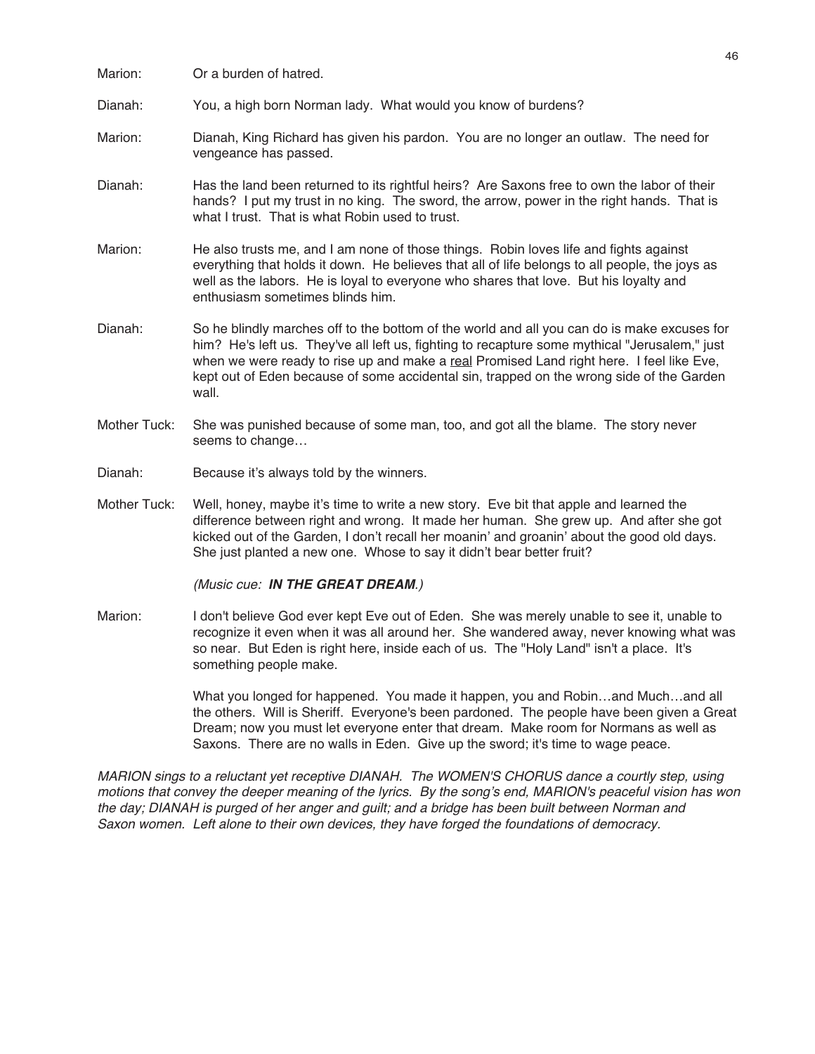Marion: Or a burden of hatred.

Dianah: You, a high born Norman lady. What would you know of burdens?

Marion: Dianah, King Richard has given his pardon. You are no longer an outlaw. The need for vengeance has passed.

Dianah: Has the land been returned to its rightful heirs? Are Saxons free to own the labor of their hands? I put my trust in no king. The sword, the arrow, power in the right hands. That is what I trust. That is what Robin used to trust.

Marion: He also trusts me, and I am none of those things. Robin loves life and fights against everything that holds it down. He believes that all of life belongs to all people, the joys as well as the labors. He is loyal to everyone who shares that love. But his loyalty and enthusiasm sometimes blinds him.

Dianah: So he blindly marches off to the bottom of the world and all you can do is make excuses for him? He's left us. They've all left us, fighting to recapture some mythical "Jerusalem," just when we were ready to rise up and make a <u>real</u> Promised Land right here. I feel like Eve, kept out of Eden because of some accidental sin, trapped on the wrong side of the Garden wall.

Mother Tuck: She was punished because of some man, too, and got all the blame. The story never seems to change…

Dianah: Because it's always told by the winners.

Mother Tuck: Well, honey, maybe it's time to write a new story. Eve bit that apple and learned the difference between right and wrong. It made her human. She grew up. And after she got kicked out of the Garden, I don't recall her moanin' and groanin' about the good old days. She just planted a new one. Whose to say it didn't bear better fruit?

*(Music cue: **IN THE GREAT DREAM**.)*

Marion: I don't believe God ever kept Eve out of Eden. She was merely unable to see it, unable to recognize it even when it was all around her. She wandered away, never knowing what was so near. But Eden is right here, inside each of us. The "Holy Land" isn't a place. It's something people make.

What you longed for happened. You made it happen, you and Robin…and Much…and all the others. Will is Sheriff. Everyone's been pardoned. The people have been given a Great Dream; now you must let everyone enter that dream. Make room for Normans as well as Saxons. There are no walls in Eden. Give up the sword; it's time to wage peace.

*MARION sings to a reluctant yet receptive DIANAH. The WOMEN'S CHORUS dance a courtly step, using motions that convey the deeper meaning of the lyrics. By the song's end, MARION's peaceful vision has won the day; DIANAH is purged of her anger and guilt; and a bridge has been built between Norman and Saxon women. Left alone to their own devices, they have forged the foundations of democracy.*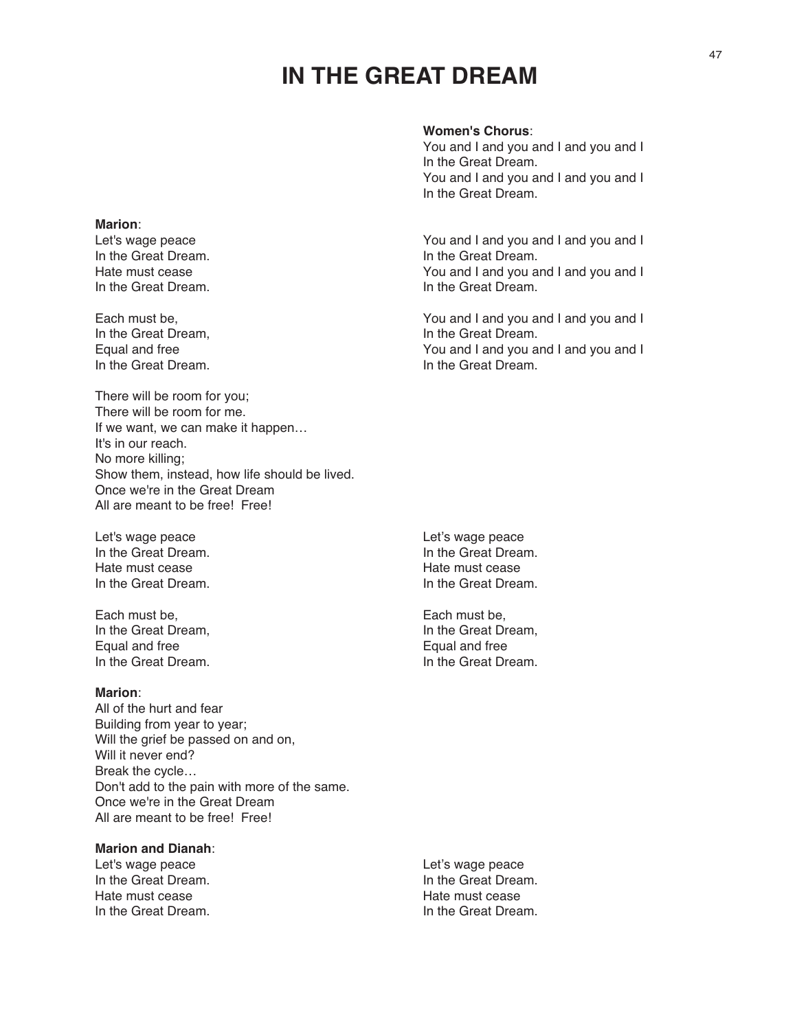# IN THE GREAT DREAM

**Women's Chorus**:
You and I and you and I and you and I
In the Great Dream.
You and I and you and I and you and I
In the Great Dream.

**Marion**:
Let's wage peace
In the Great Dream.
Hate must cease
In the Great Dream.

You and I and you and I and you and I
In the Great Dream.
You and I and you and I and you and I
In the Great Dream.

Each must be,
In the Great Dream,
Equal and free
In the Great Dream.

You and I and you and I and you and I
In the Great Dream.
You and I and you and I and you and I
In the Great Dream.

There will be room for you;
There will be room for me.
If we want, we can make it happen…
It's in our reach.
No more killing;
Show them, instead, how life should be lived.
Once we're in the Great Dream
All are meant to be free! Free!

Let's wage peace
In the Great Dream.
Hate must cease
In the Great Dream.

Let's wage peace
In the Great Dream.
Hate must cease
In the Great Dream.

Each must be,
In the Great Dream,
Equal and free
In the Great Dream.

Each must be,
In the Great Dream,
Equal and free
In the Great Dream.

**Marion**:
All of the hurt and fear
Building from year to year;
Will the grief be passed on and on,
Will it never end?
Break the cycle…
Don't add to the pain with more of the same.
Once we're in the Great Dream
All are meant to be free! Free!

**Marion and Dianah**:
Let's wage peace
In the Great Dream.
Hate must cease
In the Great Dream.

Let's wage peace
In the Great Dream.
Hate must cease
In the Great Dream.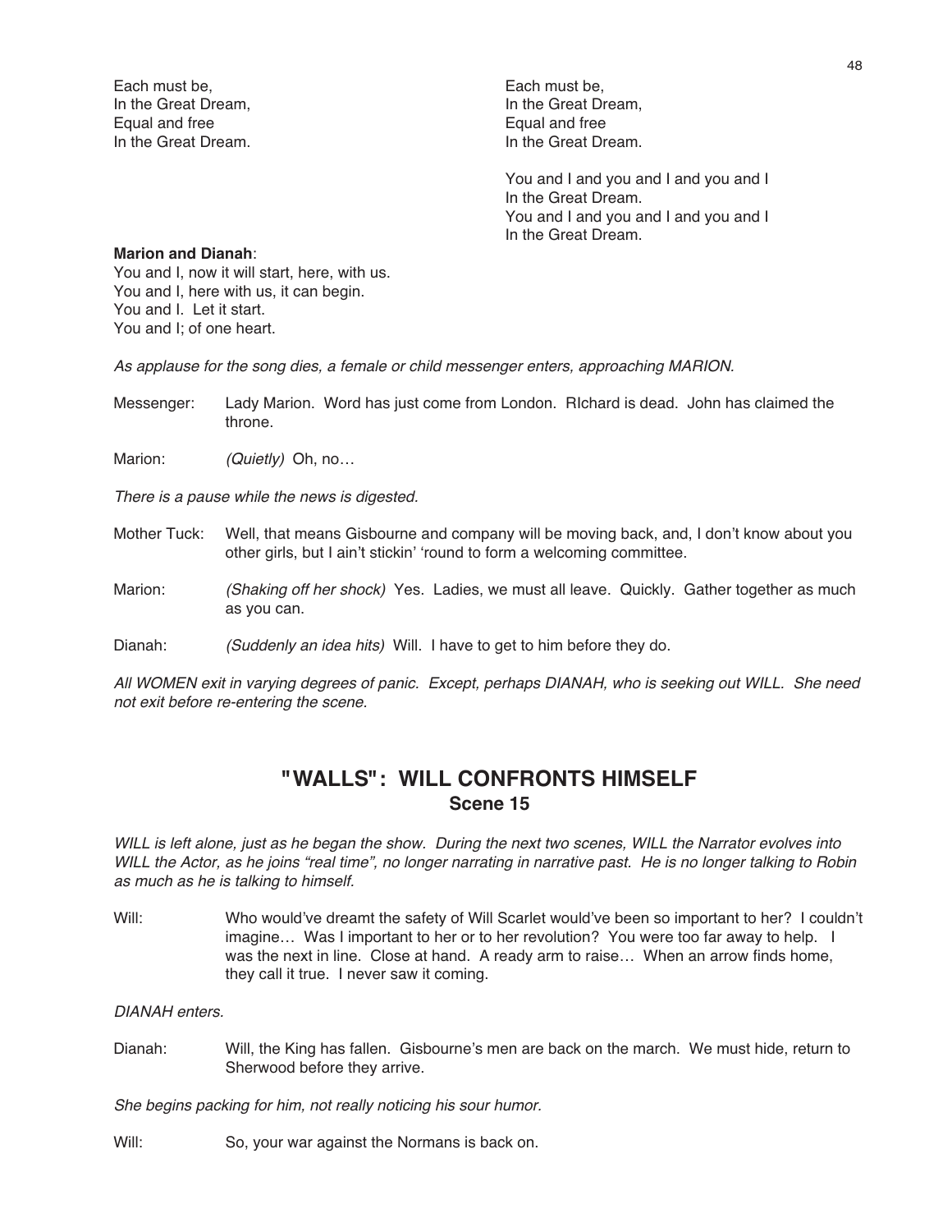Each must be,
In the Great Dream,
Equal and free
In the Great Dream.

Each must be,
In the Great Dream,
Equal and free
In the Great Dream.

You and I and you and I and you and I
In the Great Dream.
You and I and you and I and you and I
In the Great Dream.

**Marion and Dianah**:
You and I, now it will start, here, with us.
You and I, here with us, it can begin.
You and I. Let it start.
You and I; of one heart.

*As applause for the song dies, a female or child messenger enters, approaching MARION.*

Messenger: Lady Marion. Word has just come from London. RIchard is dead. John has claimed the throne.

Marion: *(Quietly)* Oh, no…

*There is a pause while the news is digested.*

Mother Tuck: Well, that means Gisbourne and company will be moving back, and, I don't know about you other girls, but I ain't stickin' 'round to form a welcoming committee.

Marion: *(Shaking off her shock)* Yes. Ladies, we must all leave. Quickly. Gather together as much as you can.

Dianah: *(Suddenly an idea hits)* Will. I have to get to him before they do.

*All WOMEN exit in varying degrees of panic. Except, perhaps DIANAH, who is seeking out WILL. She need not exit before re-entering the scene.*

## "WALLS": WILL CONFRONTS HIMSELF
### Scene 15

*WILL is left alone, just as he began the show. During the next two scenes, WILL the Narrator evolves into WILL the Actor, as he joins "real time", no longer narrating in narrative past. He is no longer talking to Robin as much as he is talking to himself.*

Will: Who would've dreamt the safety of Will Scarlet would've been so important to her? I couldn't imagine… Was I important to her or to her revolution? You were too far away to help. I was the next in line. Close at hand. A ready arm to raise… When an arrow finds home, they call it true. I never saw it coming.

*DIANAH enters.*

Dianah: Will, the King has fallen. Gisbourne's men are back on the march. We must hide, return to Sherwood before they arrive.

*She begins packing for him, not really noticing his sour humor.*

Will: So, your war against the Normans is back on.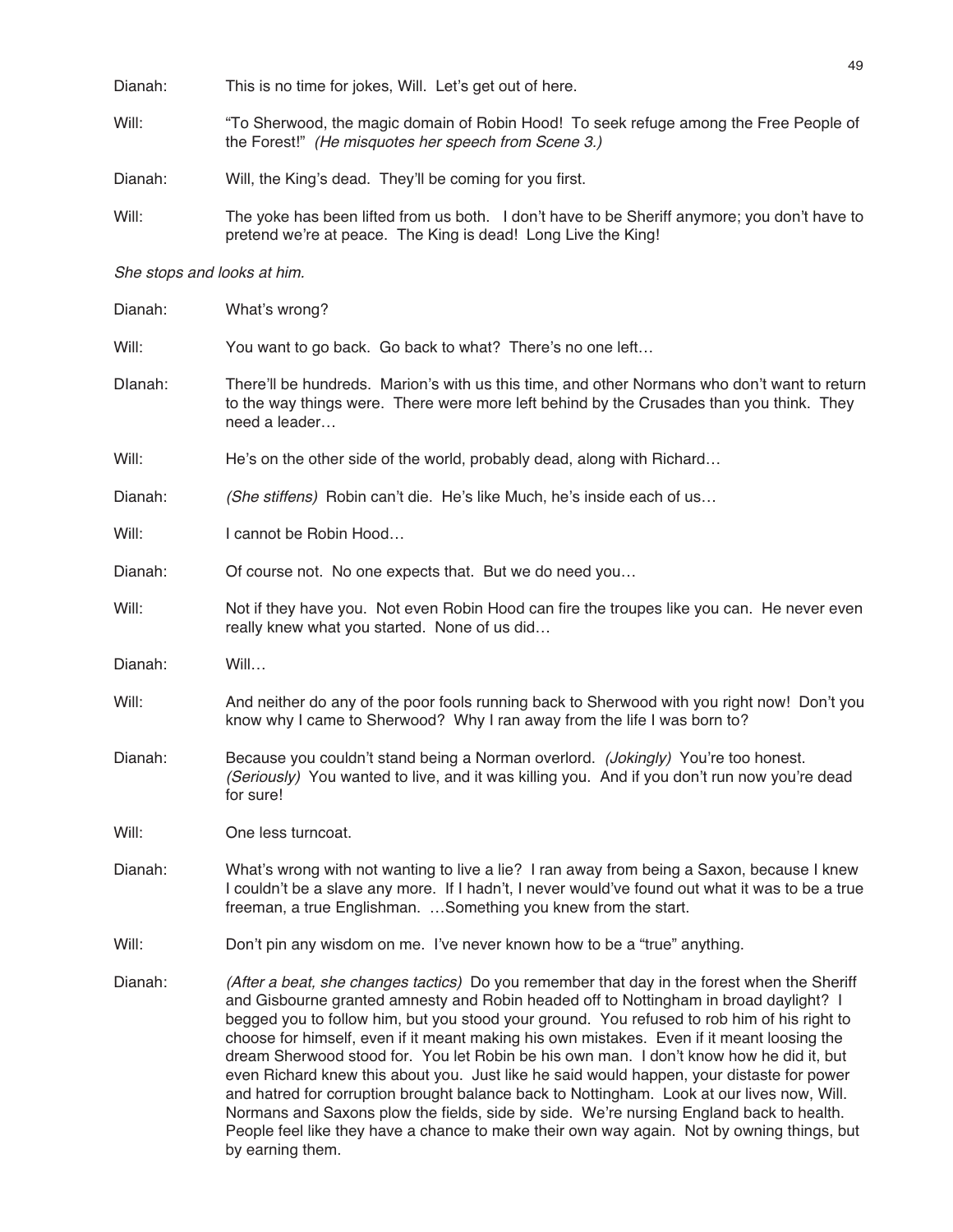Dianah: This is no time for jokes, Will. Let's get out of here.

Will: "To Sherwood, the magic domain of Robin Hood! To seek refuge among the Free People of the Forest!" *(He misquotes her speech from Scene 3.)*

Dianah: Will, the King's dead. They'll be coming for you first.

Will: The yoke has been lifted from us both. I don't have to be Sheriff anymore; you don't have to pretend we're at peace. The King is dead! Long Live the King!

*She stops and looks at him.*

Dianah: What's wrong?

Will: You want to go back. Go back to what? There's no one left…

DIanah: There'll be hundreds. Marion's with us this time, and other Normans who don't want to return to the way things were. There were more left behind by the Crusades than you think. They need a leader…

Will: He's on the other side of the world, probably dead, along with Richard…

Dianah: *(She stiffens)* Robin can't die. He's like Much, he's inside each of us…

Will: I cannot be Robin Hood…

Dianah: Of course not. No one expects that. But we do need you…

Will: Not if they have you. Not even Robin Hood can fire the troupes like you can. He never even really knew what you started. None of us did…

Dianah: Will…

Will: And neither do any of the poor fools running back to Sherwood with you right now! Don't you know why I came to Sherwood? Why I ran away from the life I was born to?

Dianah: Because you couldn't stand being a Norman overlord. *(Jokingly)* You're too honest. *(Seriously)* You wanted to live, and it was killing you. And if you don't run now you're dead for sure!

Will: One less turncoat.

Dianah: What's wrong with not wanting to live a lie? I ran away from being a Saxon, because I knew I couldn't be a slave any more. If I hadn't, I never would've found out what it was to be a true freeman, a true Englishman. …Something you knew from the start.

Will: Don't pin any wisdom on me. I've never known how to be a "true" anything.

Dianah: *(After a beat, she changes tactics)* Do you remember that day in the forest when the Sheriff and Gisbourne granted amnesty and Robin headed off to Nottingham in broad daylight? I begged you to follow him, but you stood your ground. You refused to rob him of his right to choose for himself, even if it meant making his own mistakes. Even if it meant loosing the dream Sherwood stood for. You let Robin be his own man. I don't know how he did it, but even Richard knew this about you. Just like he said would happen, your distaste for power and hatred for corruption brought balance back to Nottingham. Look at our lives now, Will. Normans and Saxons plow the fields, side by side. We're nursing England back to health. People feel like they have a chance to make their own way again. Not by owning things, but by earning them.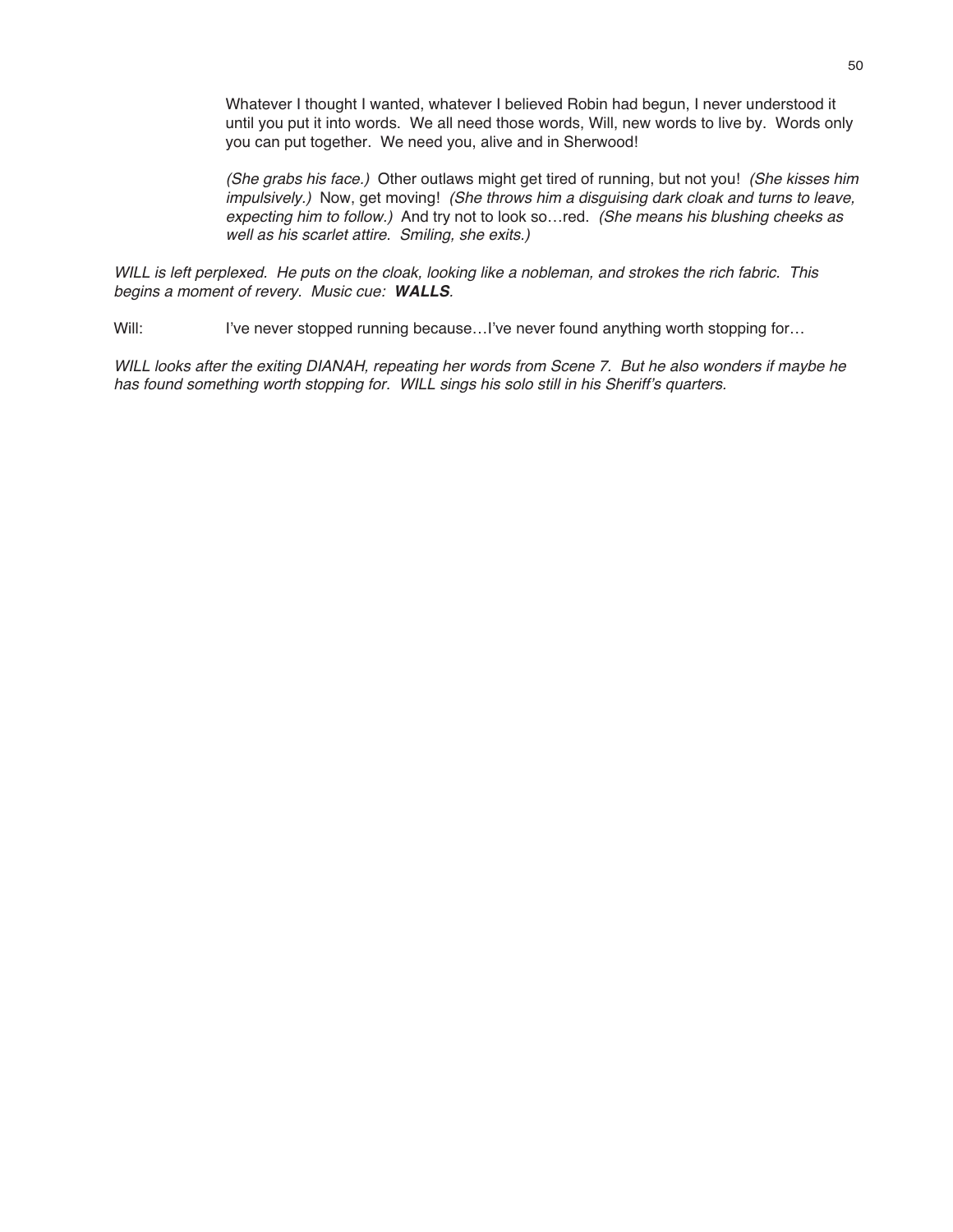Whatever I thought I wanted, whatever I believed Robin had begun, I never understood it until you put it into words. We all need those words, Will, new words to live by. Words only you can put together. We need you, alive and in Sherwood!

*(She grabs his face.)* Other outlaws might get tired of running, but not you! *(She kisses him impulsively.)* Now, get moving! *(She throws him a disguising dark cloak and turns to leave, expecting him to follow.)* And try not to look so…red. *(She means his blushing cheeks as well as his scarlet attire. Smiling, she exits.)*

*WILL is left perplexed. He puts on the cloak, looking like a nobleman, and strokes the rich fabric. This begins a moment of revery. Music cue:* ***WALLS****.*

Will: I've never stopped running because…I've never found anything worth stopping for…

*WILL looks after the exiting DIANAH, repeating her words from Scene 7. But he also wonders if maybe he has found something worth stopping for. WILL sings his solo still in his Sheriff's quarters.*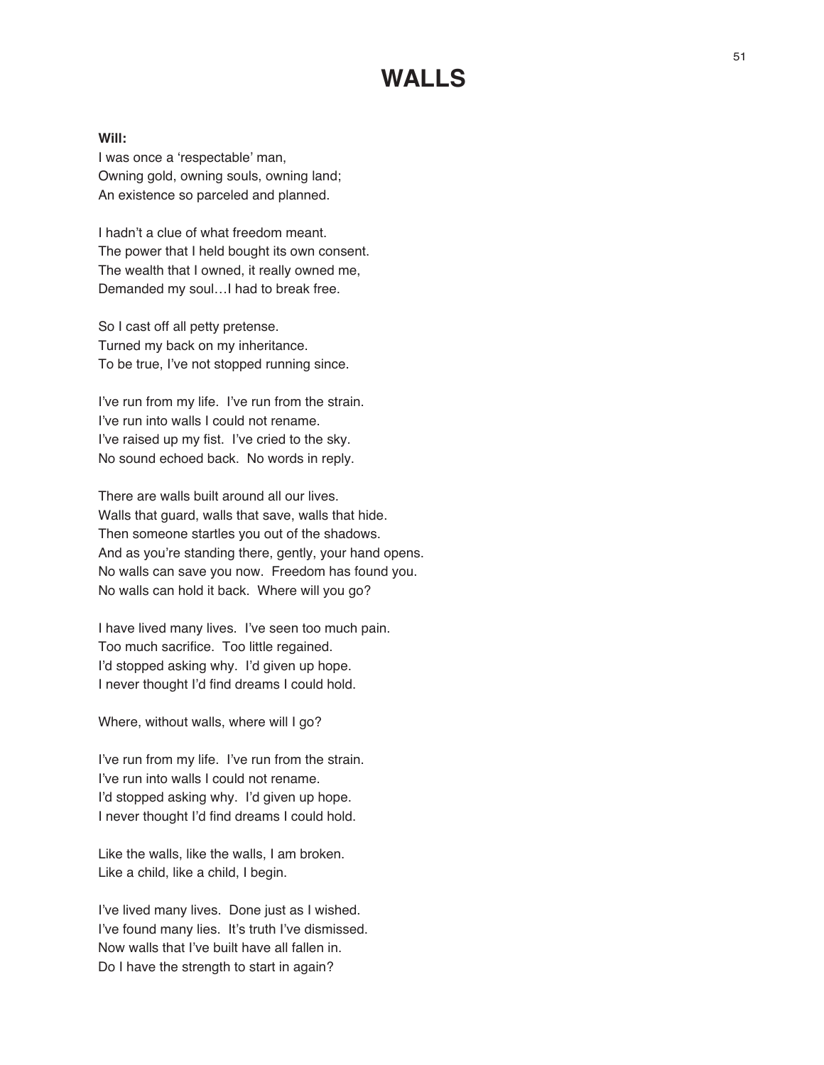# WALLS

**Will:**
I was once a 'respectable' man,
Owning gold, owning souls, owning land;
An existence so parceled and planned.

I hadn't a clue of what freedom meant.
The power that I held bought its own consent.
The wealth that I owned, it really owned me,
Demanded my soul…I had to break free.

So I cast off all petty pretense.
Turned my back on my inheritance.
To be true, I've not stopped running since.

I've run from my life.  I've run from the strain.
I've run into walls I could not rename.
I've raised up my fist.  I've cried to the sky.
No sound echoed back.  No words in reply.

There are walls built around all our lives.
Walls that guard, walls that save, walls that hide.
Then someone startles you out of the shadows.
And as you're standing there, gently, your hand opens.
No walls can save you now.  Freedom has found you.
No walls can hold it back.  Where will you go?

I have lived many lives.  I've seen too much pain.
Too much sacrifice.  Too little regained.
I'd stopped asking why.  I'd given up hope.
I never thought I'd find dreams I could hold.

Where, without walls, where will I go?

I've run from my life.  I've run from the strain.
I've run into walls I could not rename.
I'd stopped asking why.  I'd given up hope.
I never thought I'd find dreams I could hold.

Like the walls, like the walls, I am broken.
Like a child, like a child, I begin.

I've lived many lives.  Done just as I wished.
I've found many lies.  It's truth I've dismissed.
Now walls that I've built have all fallen in.
Do I have the strength to start in again?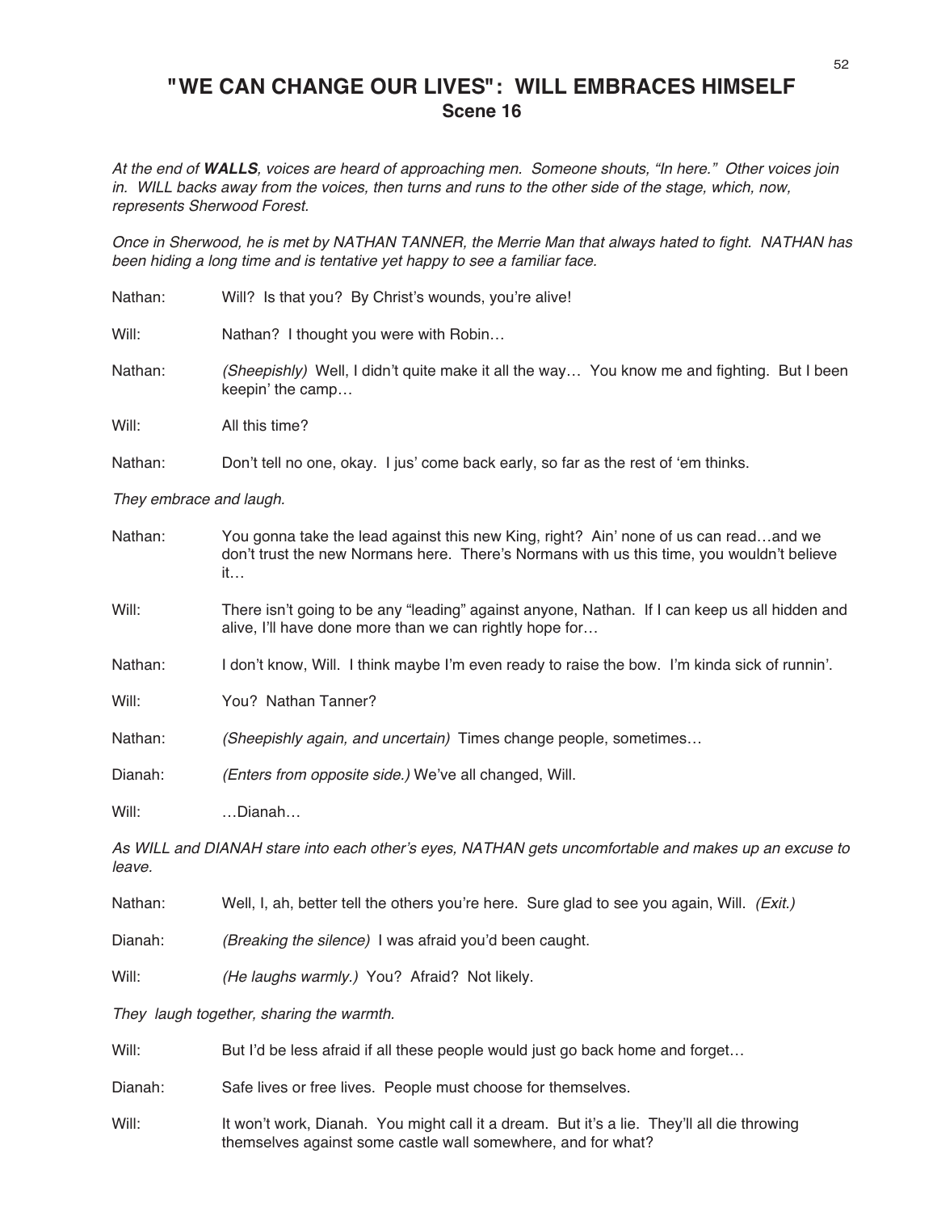# "WE CAN CHANGE OUR LIVES": WILL EMBRACES HIMSELF
## Scene 16

*At the end of **WALLS**, voices are heard of approaching men. Someone shouts, "In here." Other voices join in. WILL backs away from the voices, then turns and runs to the other side of the stage, which, now, represents Sherwood Forest.*

*Once in Sherwood, he is met by NATHAN TANNER, the Merrie Man that always hated to fight. NATHAN has been hiding a long time and is tentative yet happy to see a familiar face.*

Nathan: Will? Is that you? By Christ's wounds, you're alive!

Will: Nathan? I thought you were with Robin…

Nathan: *(Sheepishly)* Well, I didn't quite make it all the way… You know me and fighting. But I been keepin' the camp…

Will: All this time?

Nathan: Don't tell no one, okay. I jus' come back early, so far as the rest of 'em thinks.

*They embrace and laugh.*

Nathan: You gonna take the lead against this new King, right? Ain' none of us can read…and we don't trust the new Normans here. There's Normans with us this time, you wouldn't believe it…

Will: There isn't going to be any "leading" against anyone, Nathan. If I can keep us all hidden and alive, I'll have done more than we can rightly hope for…

Nathan: I don't know, Will. I think maybe I'm even ready to raise the bow. I'm kinda sick of runnin'.

Will: You? Nathan Tanner?

Nathan: *(Sheepishly again, and uncertain)* Times change people, sometimes…

Dianah: *(Enters from opposite side.)* We've all changed, Will.

Will: …Dianah…

*As WILL and DIANAH stare into each other's eyes, NATHAN gets uncomfortable and makes up an excuse to leave.*

Nathan: Well, I, ah, better tell the others you're here. Sure glad to see you again, Will. *(Exit.)*

Dianah: *(Breaking the silence)* I was afraid you'd been caught.

Will: *(He laughs warmly.)* You? Afraid? Not likely.

*They laugh together, sharing the warmth.*

Will: But I'd be less afraid if all these people would just go back home and forget…

Dianah: Safe lives or free lives. People must choose for themselves.

Will: It won't work, Dianah. You might call it a dream. But it's a lie. They'll all die throwing themselves against some castle wall somewhere, and for what?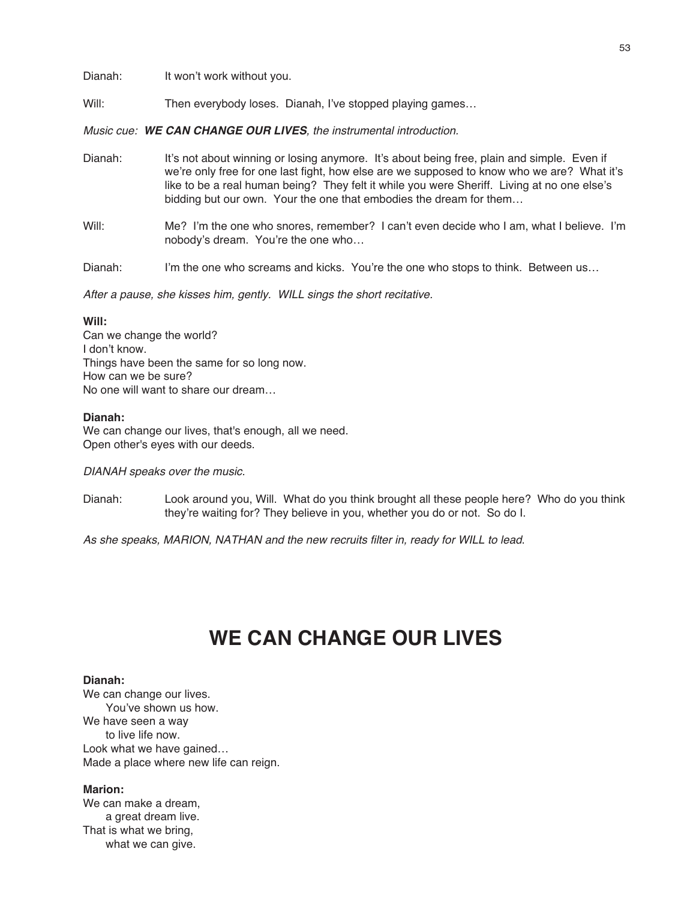Dianah: It won't work without you.

Will: Then everybody loses. Dianah, I've stopped playing games…

*Music cue: **WE CAN CHANGE OUR LIVES**, the instrumental introduction.*

Dianah: It's not about winning or losing anymore. It's about being free, plain and simple. Even if we're only free for one last fight, how else are we supposed to know who we are? What it's like to be a real human being? They felt it while you were Sheriff. Living at no one else's bidding but our own. Your the one that embodies the dream for them…

Will: Me? I'm the one who snores, remember? I can't even decide who I am, what I believe. I'm nobody's dream. You're the one who…

Dianah: I'm the one who screams and kicks. You're the one who stops to think. Between us…

*After a pause, she kisses him, gently. WILL sings the short recitative.*

**Will:**
Can we change the world?
I don't know.
Things have been the same for so long now.
How can we be sure?
No one will want to share our dream…

**Dianah:**
We can change our lives, that's enough, all we need.
Open other's eyes with our deeds.

*DIANAH speaks over the music.*

Dianah: Look around you, Will. What do you think brought all these people here? Who do you think they're waiting for? They believe in you, whether you do or not. So do I.

*As she speaks, MARION, NATHAN and the new recruits filter in, ready for WILL to lead.*

# WE CAN CHANGE OUR LIVES

**Dianah:**
We can change our lives.
    You've shown us how.
We have seen a way
    to live life now.
Look what we have gained…
Made a place where new life can reign.

**Marion:**
We can make a dream,
    a great dream live.
That is what we bring,
    what we can give.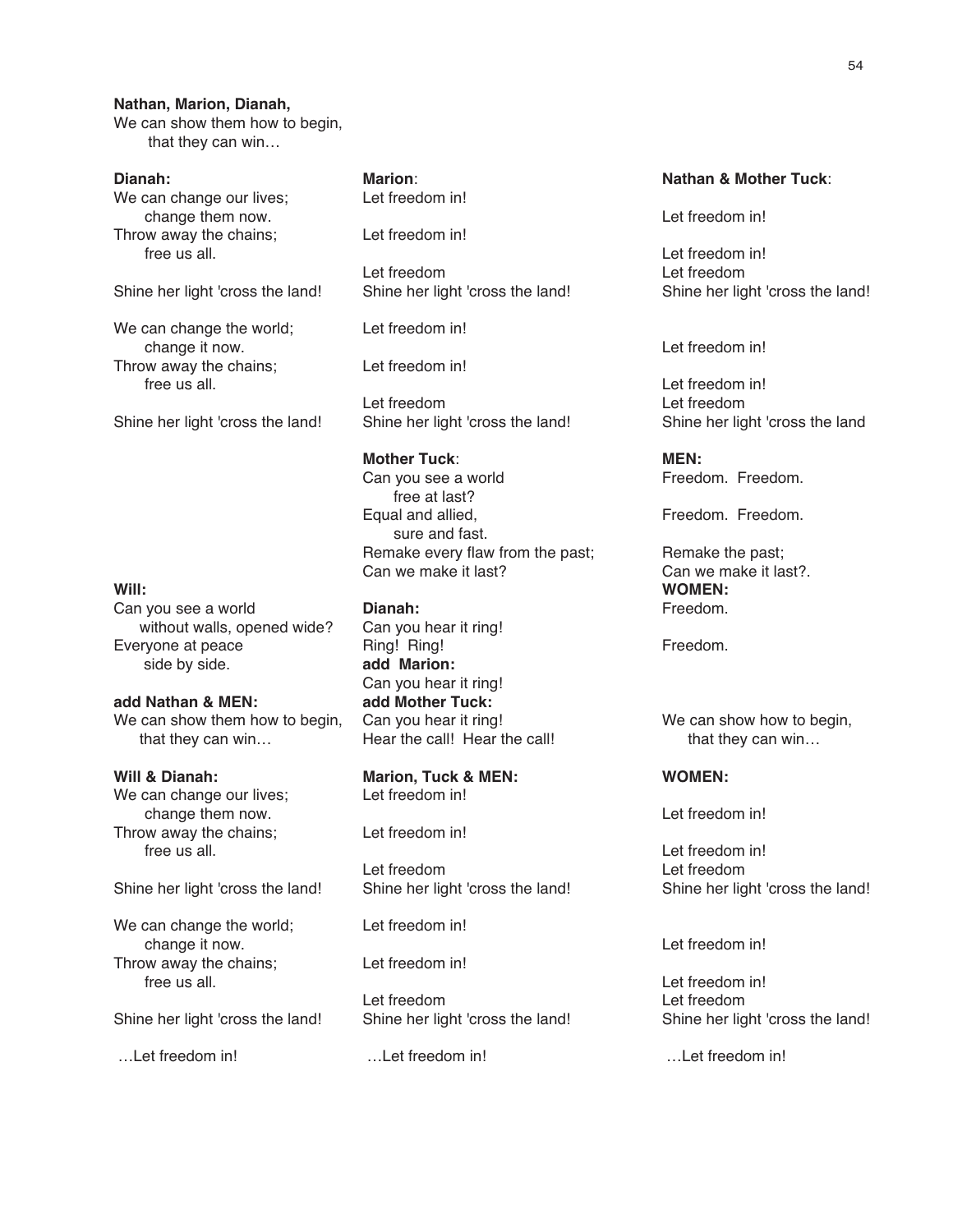**Nathan, Marion, Dianah,**
We can show them how to begin,
that they can win…

**Dianah:**
We can change our lives;
change them now.
Throw away the chains;
free us all.

Shine her light 'cross the land!

We can change the world;
change it now.
Throw away the chains;
free us all.

Shine her light 'cross the land!

**Marion**:
Let freedom in!

Let freedom in!

Let freedom
Shine her light 'cross the land!

Let freedom in!

Let freedom in!

Let freedom
Shine her light 'cross the land!

**Nathan & Mother Tuck**:

Let freedom in!

Let freedom in!
Let freedom
Shine her light 'cross the land!

Let freedom in!

Let freedom in!
Let freedom
Shine her light 'cross the land

**Mother Tuck**:
Can you see a world
free at last?
Equal and allied,
sure and fast.
Remake every flaw from the past;
Can we make it last?

**MEN:**
Freedom. Freedom.

Freedom. Freedom.

Remake the past;
Can we make it last?.

**WOMEN:**
Freedom.

Freedom.

**Will:**
Can you see a world
without walls, opened wide?
Everyone at peace
side by side.

**Dianah:**
Can you hear it ring!
Ring! Ring!

**add Marion:**
Can you hear it ring!

**add Nathan & MEN:**
We can show them how to begin,
that they can win…

**add Mother Tuck:**
Can you hear it ring!
Hear the call! Hear the call!

We can show how to begin,
that they can win…

**Will & Dianah:**
We can change our lives;
change them now.
Throw away the chains;
free us all.

Shine her light 'cross the land!

We can change the world;
change it now.
Throw away the chains;
free us all.

Shine her light 'cross the land!

…Let freedom in!

**Marion, Tuck & MEN:**
Let freedom in!

Let freedom in!

Let freedom
Shine her light 'cross the land!

Let freedom in!

Let freedom in!

Let freedom
Shine her light 'cross the land!

…Let freedom in!

**WOMEN:**

Let freedom in!

Let freedom in!
Let freedom
Shine her light 'cross the land!

Let freedom in!

Let freedom in!
Let freedom
Shine her light 'cross the land!

…Let freedom in!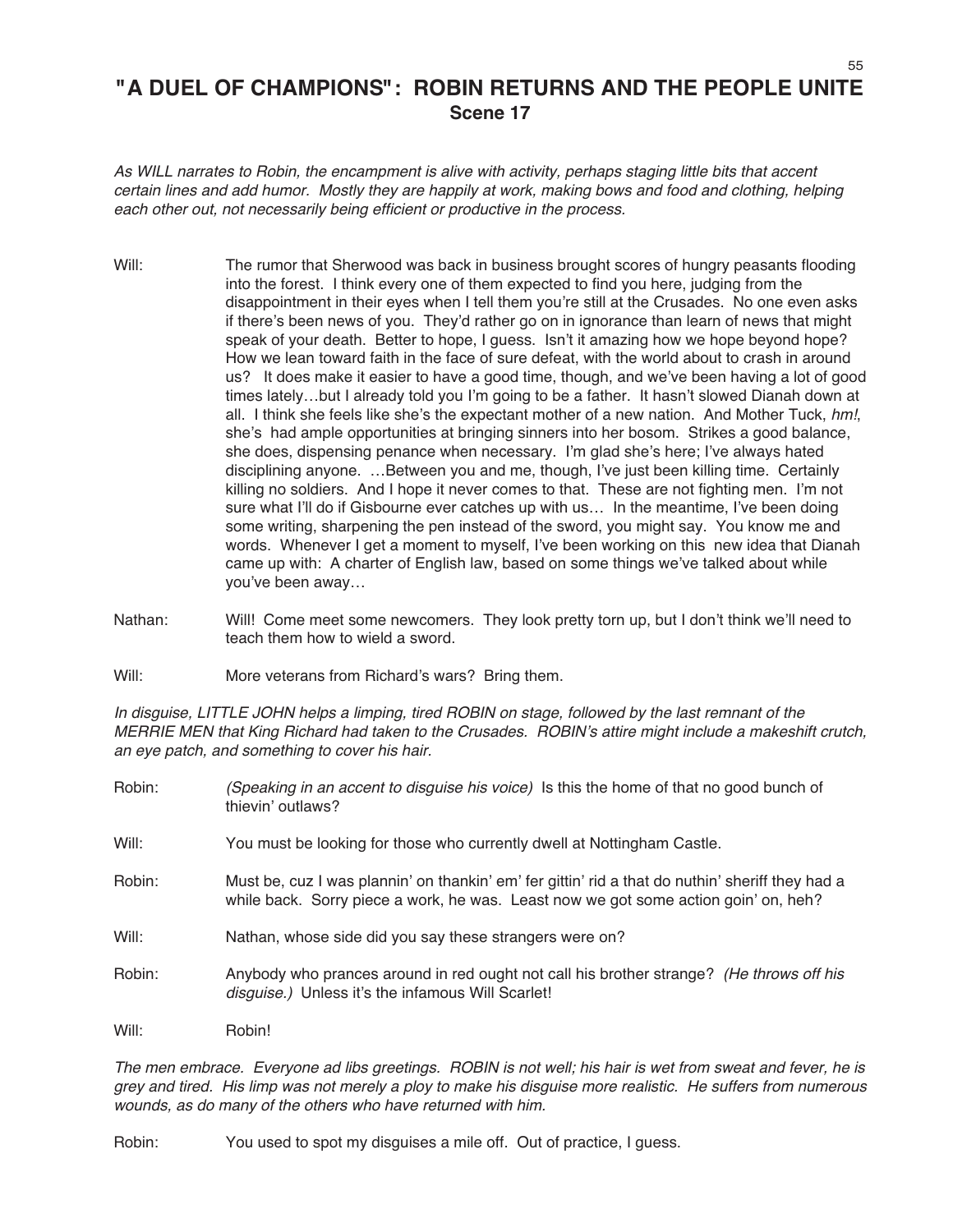# "A DUEL OF CHAMPIONS": ROBIN RETURNS AND THE PEOPLE UNITE

## Scene 17

*As WILL narrates to Robin, the encampment is alive with activity, perhaps staging little bits that accent certain lines and add humor. Mostly they are happily at work, making bows and food and clothing, helping each other out, not necessarily being efficient or productive in the process.*

Will: The rumor that Sherwood was back in business brought scores of hungry peasants flooding into the forest. I think every one of them expected to find you here, judging from the disappointment in their eyes when I tell them you're still at the Crusades. No one even asks if there's been news of you. They'd rather go on in ignorance than learn of news that might speak of your death. Better to hope, I guess. Isn't it amazing how we hope beyond hope? How we lean toward faith in the face of sure defeat, with the world about to crash in around us? It does make it easier to have a good time, though, and we've been having a lot of good times lately…but I already told you I'm going to be a father. It hasn't slowed Dianah down at all. I think she feels like she's the expectant mother of a new nation. And Mother Tuck, *hm!*, she's had ample opportunities at bringing sinners into her bosom. Strikes a good balance, she does, dispensing penance when necessary. I'm glad she's here; I've always hated disciplining anyone. …Between you and me, though, I've just been killing time. Certainly killing no soldiers. And I hope it never comes to that. These are not fighting men. I'm not sure what I'll do if Gisbourne ever catches up with us… In the meantime, I've been doing some writing, sharpening the pen instead of the sword, you might say. You know me and words. Whenever I get a moment to myself, I've been working on this new idea that Dianah came up with: A charter of English law, based on some things we've talked about while you've been away…

Nathan: Will! Come meet some newcomers. They look pretty torn up, but I don't think we'll need to teach them how to wield a sword.

Will: More veterans from Richard's wars? Bring them.

*In disguise, LITTLE JOHN helps a limping, tired ROBIN on stage, followed by the last remnant of the MERRIE MEN that King Richard had taken to the Crusades. ROBIN's attire might include a makeshift crutch, an eye patch, and something to cover his hair.*

Robin: *(Speaking in an accent to disguise his voice)* Is this the home of that no good bunch of thievin' outlaws?

Will: You must be looking for those who currently dwell at Nottingham Castle.

Robin: Must be, cuz I was plannin' on thankin' em' fer gittin' rid a that do nuthin' sheriff they had a while back. Sorry piece a work, he was. Least now we got some action goin' on, heh?

Will: Nathan, whose side did you say these strangers were on?

Robin: Anybody who prances around in red ought not call his brother strange? *(He throws off his disguise.)* Unless it's the infamous Will Scarlet!

Will: Robin!

*The men embrace. Everyone ad libs greetings. ROBIN is not well; his hair is wet from sweat and fever, he is grey and tired. His limp was not merely a ploy to make his disguise more realistic. He suffers from numerous wounds, as do many of the others who have returned with him.*

Robin: You used to spot my disguises a mile off. Out of practice, I guess.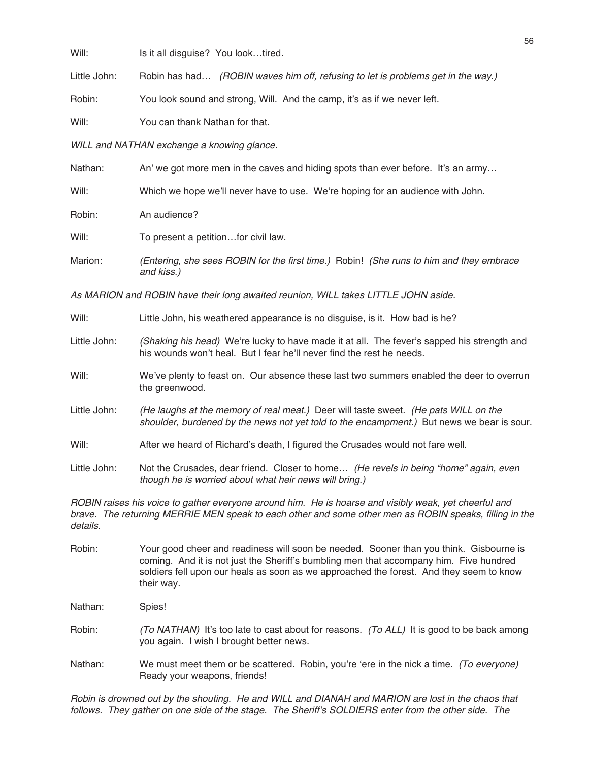Will: Is it all disguise? You look…tired.

Little John: Robin has had… *(ROBIN waves him off, refusing to let is problems get in the way.)*

Robin: You look sound and strong, Will. And the camp, it's as if we never left.

Will: You can thank Nathan for that.

*WILL and NATHAN exchange a knowing glance.*

Nathan: An' we got more men in the caves and hiding spots than ever before. It's an army…

Will: Which we hope we'll never have to use. We're hoping for an audience with John.

Robin: An audience?

Will: To present a petition…for civil law.

Marion: *(Entering, she sees ROBIN for the first time.)* Robin! *(She runs to him and they embrace and kiss.)*

*As MARION and ROBIN have their long awaited reunion, WILL takes LITTLE JOHN aside.*

Will: Little John, his weathered appearance is no disguise, is it. How bad is he?

Little John: *(Shaking his head)* We're lucky to have made it at all. The fever's sapped his strength and his wounds won't heal. But I fear he'll never find the rest he needs.

Will: We've plenty to feast on. Our absence these last two summers enabled the deer to overrun the greenwood.

Little John: *(He laughs at the memory of real meat.)* Deer will taste sweet. *(He pats WILL on the shoulder, burdened by the news not yet told to the encampment.)* But news we bear is sour.

Will: After we heard of Richard's death, I figured the Crusades would not fare well.

Little John: Not the Crusades, dear friend. Closer to home… *(He revels in being "home" again, even though he is worried about what heir news will bring.)*

*ROBIN raises his voice to gather everyone around him. He is hoarse and visibly weak, yet cheerful and brave. The returning MERRIE MEN speak to each other and some other men as ROBIN speaks, filling in the details.*

Robin: Your good cheer and readiness will soon be needed. Sooner than you think. Gisbourne is coming. And it is not just the Sheriff's bumbling men that accompany him. Five hundred soldiers fell upon our heals as soon as we approached the forest. And they seem to know their way.

Nathan: Spies!

Robin: *(To NATHAN)* It's too late to cast about for reasons. *(To ALL)* It is good to be back among you again. I wish I brought better news.

Nathan: We must meet them or be scattered. Robin, you're 'ere in the nick a time. *(To everyone)* Ready your weapons, friends!

*Robin is drowned out by the shouting. He and WILL and DIANAH and MARION are lost in the chaos that follows. They gather on one side of the stage. The Sheriff's SOLDIERS enter from the other side. The*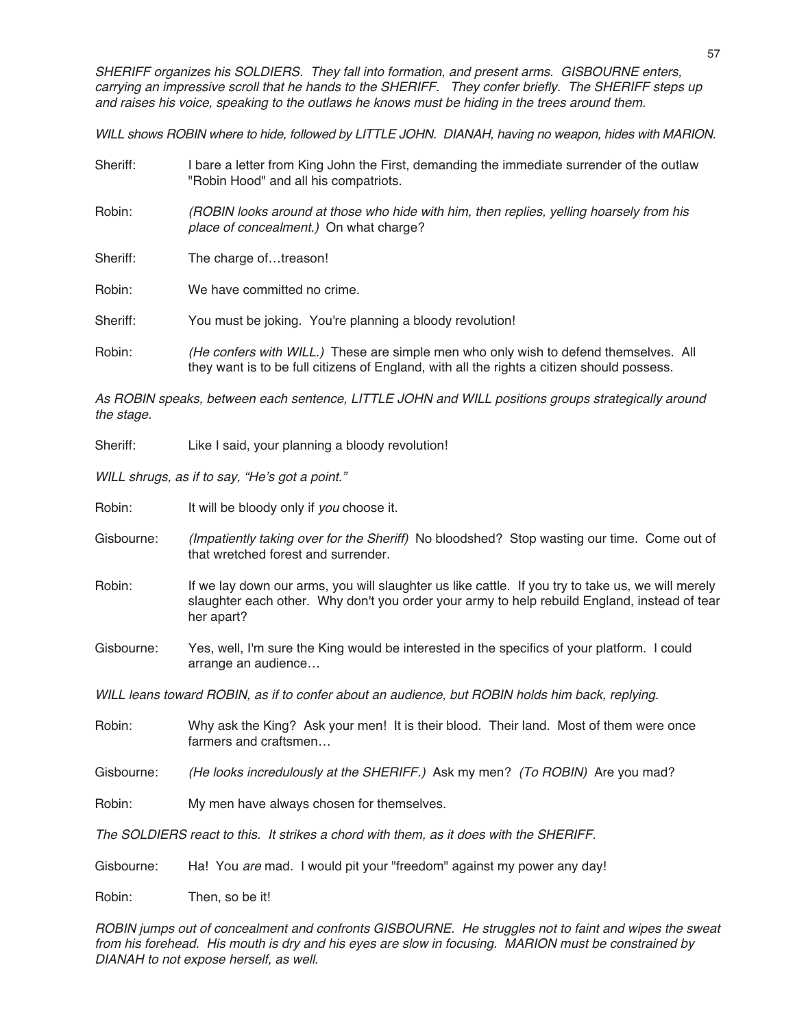*SHERIFF organizes his SOLDIERS. They fall into formation, and present arms. GISBOURNE enters, carrying an impressive scroll that he hands to the SHERIFF. They confer briefly. The SHERIFF steps up and raises his voice, speaking to the outlaws he knows must be hiding in the trees around them.*

*WILL shows ROBIN where to hide, followed by LITTLE JOHN. DIANAH, having no weapon, hides with MARION.*

Sheriff: I bare a letter from King John the First, demanding the immediate surrender of the outlaw "Robin Hood" and all his compatriots.

Robin: *(ROBIN looks around at those who hide with him, then replies, yelling hoarsely from his place of concealment.)* On what charge?

Sheriff: The charge of…treason!

Robin: We have committed no crime.

Sheriff: You must be joking. You're planning a bloody revolution!

Robin: *(He confers with WILL.)* These are simple men who only wish to defend themselves. All they want is to be full citizens of England, with all the rights a citizen should possess.

*As ROBIN speaks, between each sentence, LITTLE JOHN and WILL positions groups strategically around the stage.*

Sheriff: Like I said, your planning a bloody revolution!

*WILL shrugs, as if to say, "He's got a point."*

Robin: It will be bloody only if *you* choose it.

Gisbourne: *(Impatiently taking over for the Sheriff)* No bloodshed? Stop wasting our time. Come out of that wretched forest and surrender.

Robin: If we lay down our arms, you will slaughter us like cattle. If you try to take us, we will merely slaughter each other. Why don't you order your army to help rebuild England, instead of tear her apart?

Gisbourne: Yes, well, I'm sure the King would be interested in the specifics of your platform. I could arrange an audience…

*WILL leans toward ROBIN, as if to confer about an audience, but ROBIN holds him back, replying.*

Robin: Why ask the King? Ask your men! It is their blood. Their land. Most of them were once farmers and craftsmen…

Gisbourne: *(He looks incredulously at the SHERIFF.)* Ask my men? *(To ROBIN)* Are you mad?

Robin: My men have always chosen for themselves.

*The SOLDIERS react to this. It strikes a chord with them, as it does with the SHERIFF.*

Gisbourne: Ha! You *are* mad. I would pit your "freedom" against my power any day!

Robin: Then, so be it!

*ROBIN jumps out of concealment and confronts GISBOURNE. He struggles not to faint and wipes the sweat from his forehead. His mouth is dry and his eyes are slow in focusing. MARION must be constrained by DIANAH to not expose herself, as well.*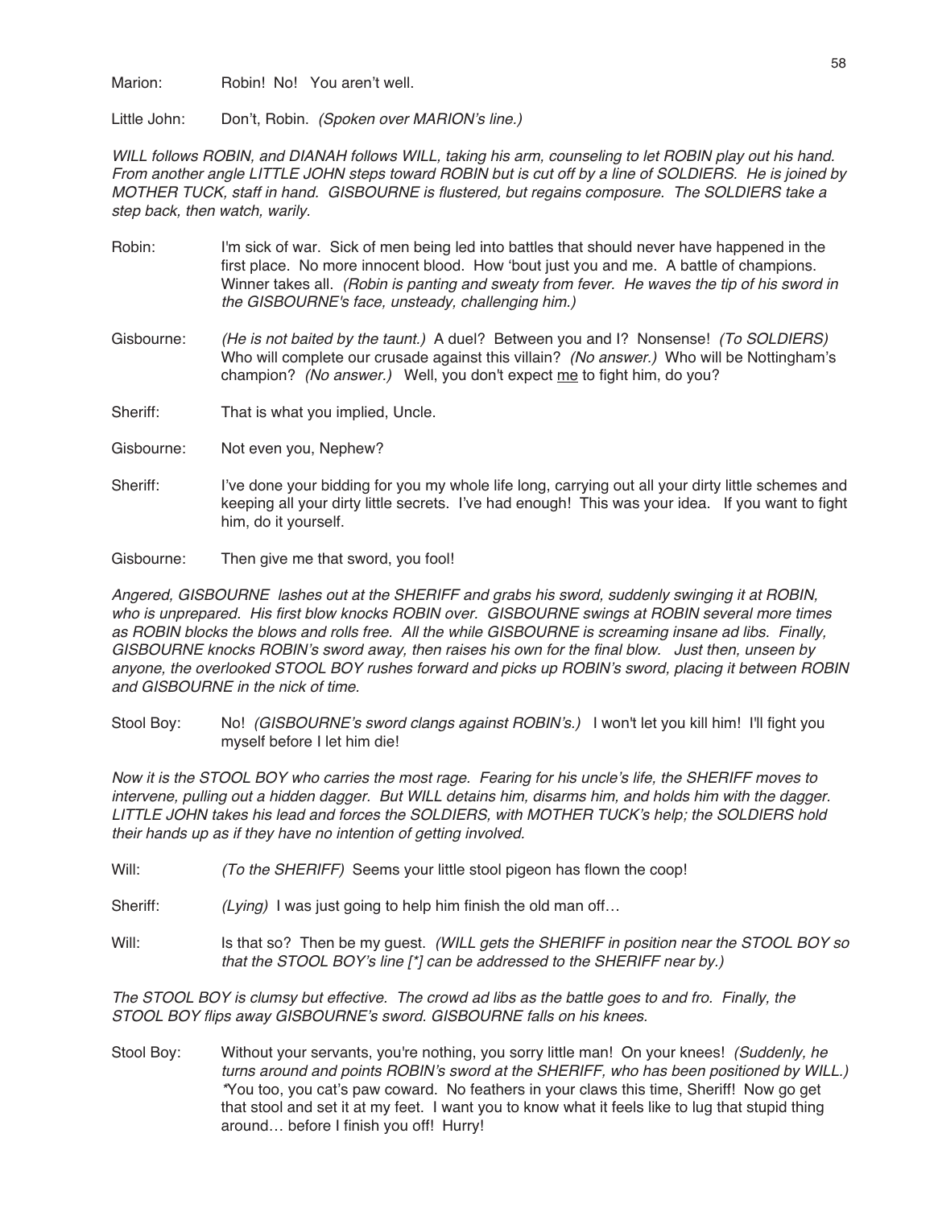Marion: Robin! No! You aren't well.

Little John: Don't, Robin. *(Spoken over MARION's line.)*

*WILL follows ROBIN, and DIANAH follows WILL, taking his arm, counseling to let ROBIN play out his hand. From another angle LITTLE JOHN steps toward ROBIN but is cut off by a line of SOLDIERS. He is joined by MOTHER TUCK, staff in hand. GISBOURNE is flustered, but regains composure. The SOLDIERS take a step back, then watch, warily.*

Robin: I'm sick of war. Sick of men being led into battles that should never have happened in the first place. No more innocent blood. How 'bout just you and me. A battle of champions. Winner takes all. *(Robin is panting and sweaty from fever. He waves the tip of his sword in the GISBOURNE's face, unsteady, challenging him.)*

Gisbourne: *(He is not baited by the taunt.)* A duel? Between you and I? Nonsense! *(To SOLDIERS)* Who will complete our crusade against this villain? *(No answer.)* Who will be Nottingham's champion? *(No answer.)* Well, you don't expect <u>me</u> to fight him, do you?

Sheriff: That is what you implied, Uncle.

Gisbourne: Not even you, Nephew?

Sheriff: I've done your bidding for you my whole life long, carrying out all your dirty little schemes and keeping all your dirty little secrets. I've had enough! This was your idea. If you want to fight him, do it yourself.

Gisbourne: Then give me that sword, you fool!

*Angered, GISBOURNE lashes out at the SHERIFF and grabs his sword, suddenly swinging it at ROBIN, who is unprepared. His first blow knocks ROBIN over. GISBOURNE swings at ROBIN several more times as ROBIN blocks the blows and rolls free. All the while GISBOURNE is screaming insane ad libs. Finally, GISBOURNE knocks ROBIN's sword away, then raises his own for the final blow. Just then, unseen by anyone, the overlooked STOOL BOY rushes forward and picks up ROBIN's sword, placing it between ROBIN and GISBOURNE in the nick of time.*

Stool Boy: No! *(GISBOURNE's sword clangs against ROBIN's.)* I won't let you kill him! I'll fight you myself before I let him die!

*Now it is the STOOL BOY who carries the most rage. Fearing for his uncle's life, the SHERIFF moves to intervene, pulling out a hidden dagger. But WILL detains him, disarms him, and holds him with the dagger. LITTLE JOHN takes his lead and forces the SOLDIERS, with MOTHER TUCK's help; the SOLDIERS hold their hands up as if they have no intention of getting involved.*

Will: *(To the SHERIFF)* Seems your little stool pigeon has flown the coop!

Sheriff: *(Lying)* I was just going to help him finish the old man off…

Will: Is that so? Then be my guest. *(WILL gets the SHERIFF in position near the STOOL BOY so that the STOOL BOY's line [*] can be addressed to the SHERIFF near by.)*

*The STOOL BOY is clumsy but effective. The crowd ad libs as the battle goes to and fro. Finally, the STOOL BOY flips away GISBOURNE's sword. GISBOURNE falls on his knees.*

Stool Boy: Without your servants, you're nothing, you sorry little man! On your knees! *(Suddenly, he turns around and points ROBIN's sword at the SHERIFF, who has been positioned by WILL.)* *You too, you cat's paw coward. No feathers in your claws this time, Sheriff! Now go get that stool and set it at my feet. I want you to know what it feels like to lug that stupid thing around… before I finish you off! Hurry!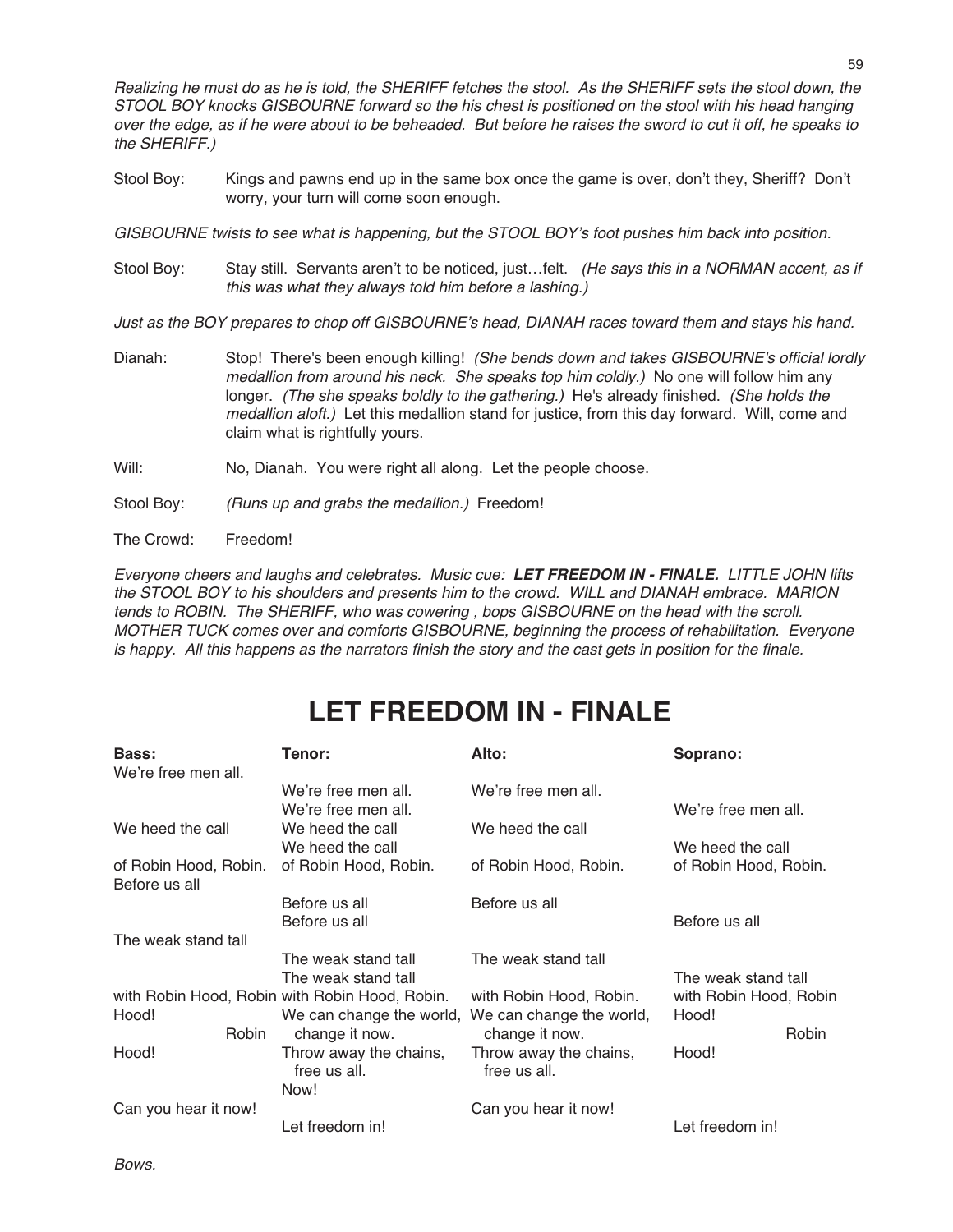*Realizing he must do as he is told, the SHERIFF fetches the stool. As the SHERIFF sets the stool down, the STOOL BOY knocks GISBOURNE forward so the his chest is positioned on the stool with his head hanging over the edge, as if he were about to be beheaded. But before he raises the sword to cut it off, he speaks to the SHERIFF.)*

Stool Boy: Kings and pawns end up in the same box once the game is over, don't they, Sheriff? Don't worry, your turn will come soon enough.

*GISBOURNE twists to see what is happening, but the STOOL BOY's foot pushes him back into position.*

Stool Boy: Stay still. Servants aren't to be noticed, just…felt. *(He says this in a NORMAN accent, as if this was what they always told him before a lashing.)*

*Just as the BOY prepares to chop off GISBOURNE's head, DIANAH races toward them and stays his hand.*

Dianah: Stop! There's been enough killing! *(She bends down and takes GISBOURNE's official lordly medallion from around his neck. She speaks top him coldly.)* No one will follow him any longer. *(The she speaks boldly to the gathering.)* He's already finished. *(She holds the medallion aloft.)* Let this medallion stand for justice, from this day forward. Will, come and claim what is rightfully yours.

Will: No, Dianah. You were right all along. Let the people choose.

Stool Boy: *(Runs up and grabs the medallion.)* Freedom!

The Crowd: Freedom!

*Everyone cheers and laughs and celebrates. Music cue: **LET FREEDOM IN - FINALE.** LITTLE JOHN lifts the STOOL BOY to his shoulders and presents him to the crowd. WILL and DIANAH embrace. MARION tends to ROBIN. The SHERIFF, who was cowering , bops GISBOURNE on the head with the scroll. MOTHER TUCK comes over and comforts GISBOURNE, beginning the process of rehabilitation. Everyone is happy. All this happens as the narrators finish the story and the cast gets in position for the finale.*

# LET FREEDOM IN - FINALE

| **Bass:** | **Tenor:** | **Alto:** | **Soprano:** |
|---|---|---|---|
| We're free men all. | | | |
| | We're free men all. | We're free men all. | |
| | We're free men all. | | We're free men all. |
| We heed the call | We heed the call | We heed the call | |
| | We heed the call | | We heed the call |
| of Robin Hood, Robin. | of Robin Hood, Robin. | of Robin Hood, Robin. | of Robin Hood, Robin. |
| Before us all | | | |
| | Before us all | Before us all | |
| | Before us all | | Before us all |
| The weak stand tall | | | |
| | The weak stand tall | The weak stand tall | |
| | The weak stand tall | | The weak stand tall |
| with Robin Hood, Robin | with Robin Hood, Robin. | with Robin Hood, Robin. | with Robin Hood, Robin |
| Hood! | We can change the world, | We can change the world, | Hood! |
| Robin | change it now. | change it now. | Robin |
| Hood! | Throw away the chains, free us all. | Throw away the chains, free us all. | Hood! |
| | Now! | | |
| Can you hear it now! | | Can you hear it now! | |
| | Let freedom in! | | Let freedom in! |

*Bows.*